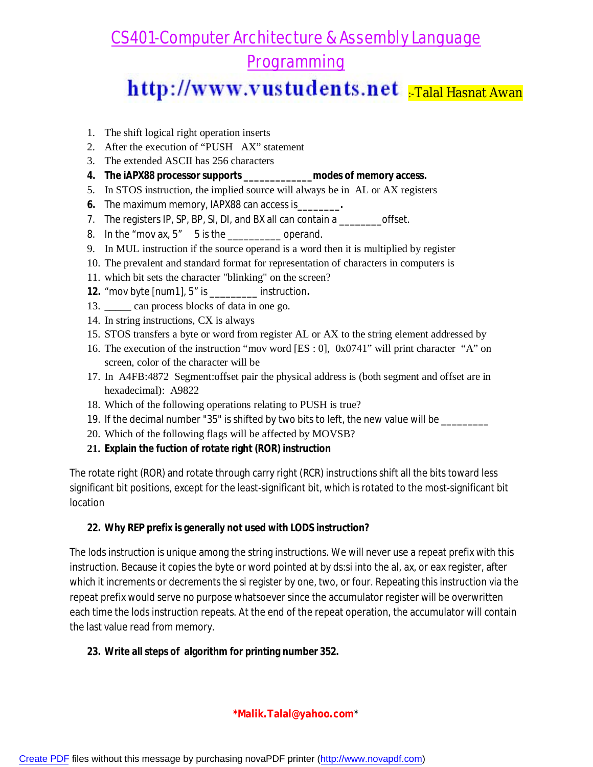# CS401-Computer Architecture & Assembly Language Programming

**http://www.vustudents.net** :-Talal Hasnat Awan

1. The shift logical right operation inserts
2. After the execution of "PUSH AX" statement
3. The extended ASCII has 256 characters
4. **The iAPX88 processor supports ____________ modes of memory access.**
5. In STOS instruction, the implied source will always be in AL or AX registers
6. The maximum memory, IAPX88 can access is**_______.**
7. The registers IP, SP, BP, SI, DI, and BX all can contain a ________offset.
8. In the "mov ax, 5" 5 is the _________ operand.
9. In MUL instruction if the source operand is a word then it is multiplied by register
10. The prevalent and standard format for representation of characters in computers is
11. which bit sets the character "blinking" on the screen?
12. "mov byte [num1], 5" is ________ instruction**.**
13. _____ can process blocks of data in one go.
14. In string instructions, CX is always
15. STOS transfers a byte or word from register AL or AX to the string element addressed by
16. The execution of the instruction "mov word [ES : 0], 0x0741" will print character "A" on screen, color of the character will be
17. In A4FB:4872 Segment:offset pair the physical address is (both segment and offset are in hexadecimal): A9822
18. Which of the following operations relating to PUSH is true?
19. If the decimal number "35" is shifted by two bits to left, the new value will be ________
20. Which of the following flags will be affected by MOVSB?
21. **Explain the fuction of rotate right (ROR) instruction**

The rotate right (ROR) and rotate through carry right (RCR) instructions shift all the bits toward less significant bit positions, except for the least-significant bit, which is rotated to the most-significant bit location

22. **Why REP prefix is generally not used with LODS instruction?**

The lods instruction is unique among the string instructions. We will never use a repeat prefix with this instruction. Because it copies the byte or word pointed at by ds:si into the al, ax, or eax register, after which it increments or decrements the si register by one, two, or four. Repeating this instruction via the repeat prefix would serve no purpose whatsoever since the accumulator register will be overwritten each time the lods instruction repeats. At the end of the repeat operation, the accumulator will contain the last value read from memory.

23. **Write all steps of algorithm for printing number 352.**

**\*Malik.Talal@yahoo.com\***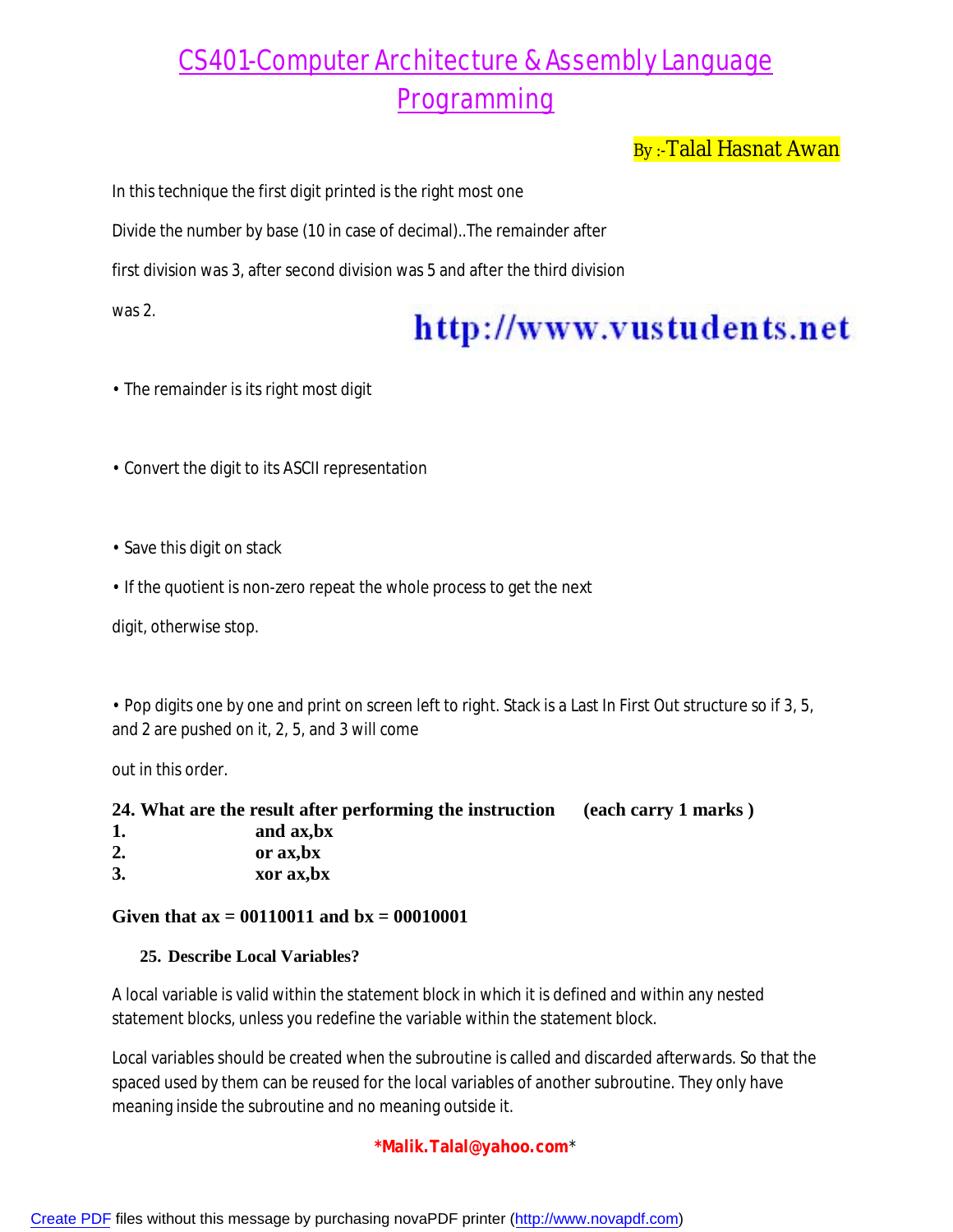In this technique the first digit printed is the right most one

Divide the number by base (10 in case of decimal)..The remainder after

first division was 3, after second division was 5 and after the third division

was 2.

http://www.vustudents.net

• The remainder is its right most digit

• Convert the digit to its ASCII representation

• Save this digit on stack

• If the quotient is non-zero repeat the whole process to get the next

digit, otherwise stop.

• Pop digits one by one and print on screen left to right. Stack is a Last In First Out structure so if 3, 5, and 2 are pushed on it, 2, 5, and 3 will come

out in this order.

**24. What are the result after performing the instruction (each carry 1 marks )**

**1. and ax,bx**
**2. or ax,bx**
**3. xor ax,bx**

**Given that ax = 00110011 and bx = 00010001**

**25. Describe Local Variables?**

A local variable is valid within the statement block in which it is defined and within any nested statement blocks, unless you redefine the variable within the statement block.

Local variables should be created when the subroutine is called and discarded afterwards. So that the spaced used by them can be reused for the local variables of another subroutine. They only have meaning inside the subroutine and no meaning outside it.

**Malik.Talal@yahoo.com**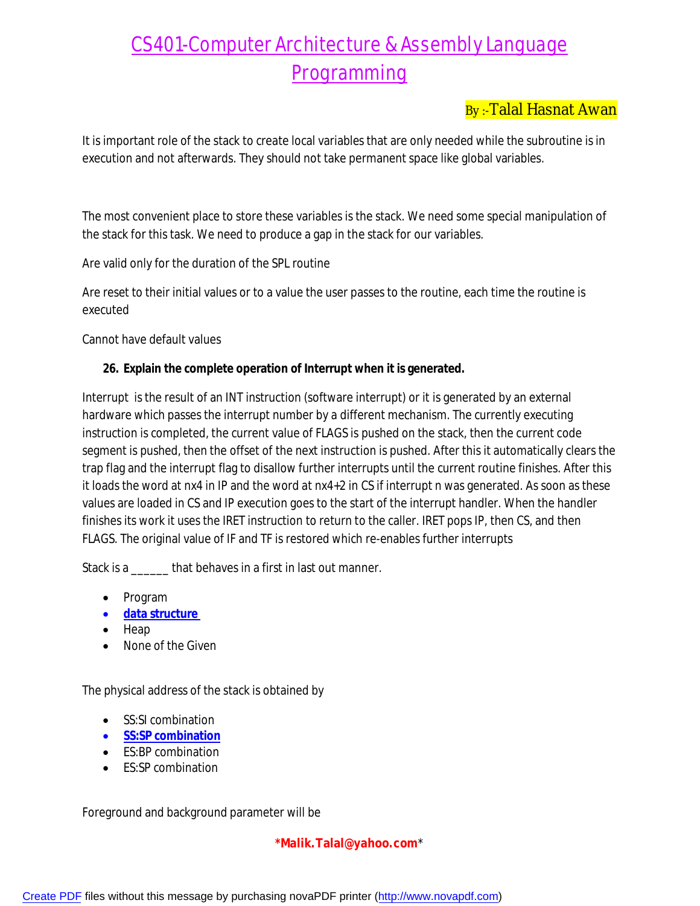It is important role of the stack to create local variables that are only needed while the subroutine is in execution and not afterwards. They should not take permanent space like global variables.

The most convenient place to store these variables is the stack. We need some special manipulation of the stack for this task. We need to produce a gap in the stack for our variables.

Are valid only for the duration of the SPL routine

Are reset to their initial values or to a value the user passes to the routine, each time the routine is executed

Cannot have default values

**26. Explain the complete operation of Interrupt when it is generated.**

Interrupt is the result of an INT instruction (software interrupt) or it is generated by an external hardware which passes the interrupt number by a different mechanism. The currently executing instruction is completed, the current value of FLAGS is pushed on the stack, then the current code segment is pushed, then the offset of the next instruction is pushed. After this it automatically clears the trap flag and the interrupt flag to disallow further interrupts until the current routine finishes. After this it loads the word at nx4 in IP and the word at nx4+2 in CS if interrupt n was generated. As soon as these values are loaded in CS and IP execution goes to the start of the interrupt handler. When the handler finishes its work it uses the IRET instruction to return to the caller. IRET pops IP, then CS, and then FLAGS. The original value of IF and TF is restored which re-enables further interrupts

Stack is a ______ that behaves in a first in last out manner.

- Program
- **data structure**
- Heap
- None of the Given

The physical address of the stack is obtained by

- SS:SI combination
- **SS:SP combination**
- ES:BP combination
- ES:SP combination

Foreground and background parameter will be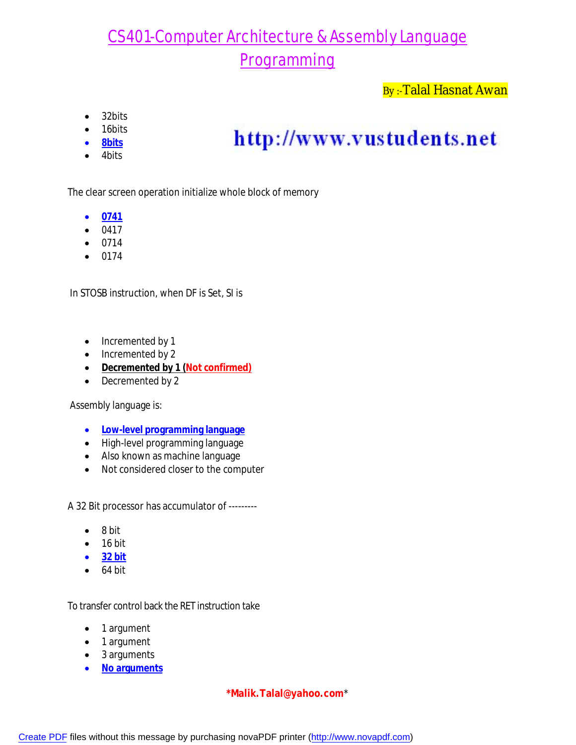# CS401-Computer Architecture & Assembly Language Programming

By :-Talal Hasnat Awan

- 32bits
- 16bits
- **8bits**
- 4bits

http://www.vustudents.net

The clear screen operation initialize whole block of memory

- **0741**
- 0417
- 0714
- 0174

In STOSB instruction, when DF is Set, SI is

- Incremented by 1
- Incremented by 2
- **Decremented by 1 (Not confirmed)**
- Decremented by 2

Assembly language is:

- **Low-level programming language**
- High-level programming language
- Also known as machine language
- Not considered closer to the computer

A 32 Bit processor has accumulator of ---------

- 8 bit
- 16 bit
- **32 bit**
- 64 bit

To transfer control back the RET instruction take

- 1 argument
- 1 argument
- 3 arguments
- **No arguments**

**\*Malik.Talal@yahoo.com\***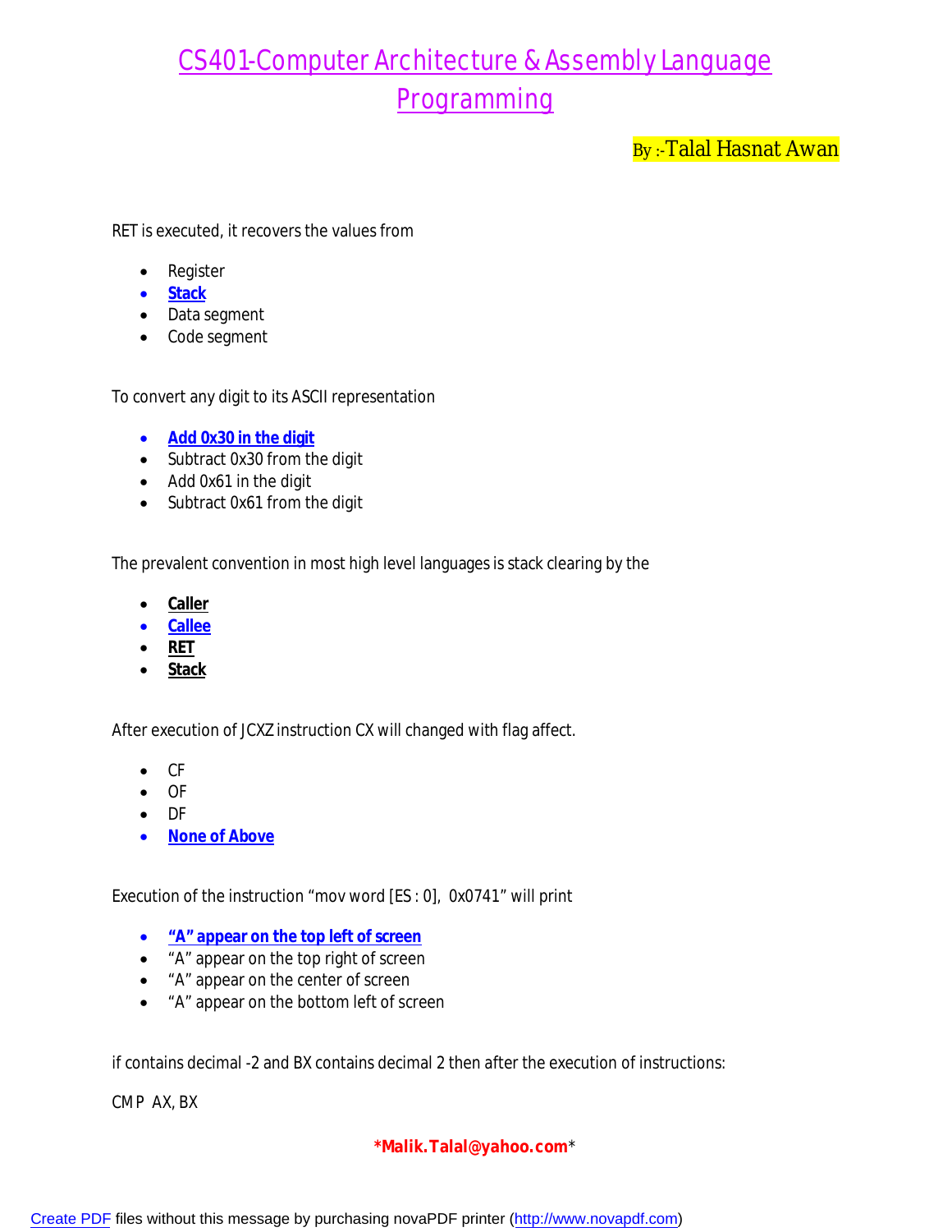RET is executed, it recovers the values from

- Register
- **Stack**
- Data segment
- Code segment

To convert any digit to its ASCII representation

- **Add 0x30 in the digit**
- Subtract 0x30 from the digit
- Add 0x61 in the digit
- Subtract 0x61 from the digit

The prevalent convention in most high level languages is stack clearing by the

- **Caller**
- **Callee**
- **RET**
- **Stack**

After execution of JCXZ instruction CX will changed with flag affect.

- CF
- OF
- DF
- **None of Above**

Execution of the instruction "mov word [ES : 0], 0x0741" will print

- **"A" appear on the top left of screen**
- "A" appear on the top right of screen
- "A" appear on the center of screen
- "A" appear on the bottom left of screen

if contains decimal -2 and BX contains decimal 2 then after the execution of instructions:

CMP AX, BX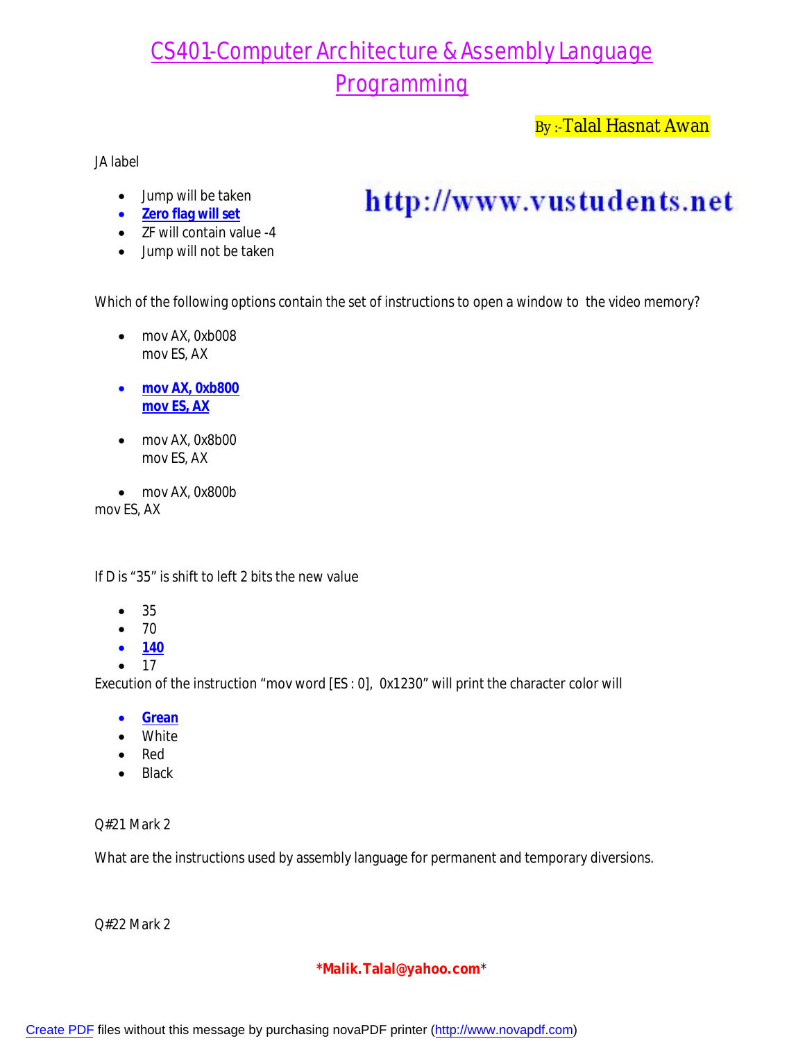JA label

- Jump will be taken
- **Zero flag will set**
- ZF will contain value -4
- Jump will not be taken

Which of the following options contain the set of instructions to open a window to the video memory?

- mov AX, 0xb008
  mov ES, AX
- **mov AX, 0xb800**
  **mov ES, AX**
- mov AX, 0x8b00
  mov ES, AX
- mov AX, 0x800b

mov ES, AX

If D is "35" is shift to left 2 bits the new value

- 35
- 70
- **140**
- 17

Execution of the instruction "mov word [ES : 0], 0x1230" will print the character color will

- **Grean**
- White
- Red
- Black

Q#21 Mark 2

What are the instructions used by assembly language for permanent and temporary diversions.

Q#22 Mark 2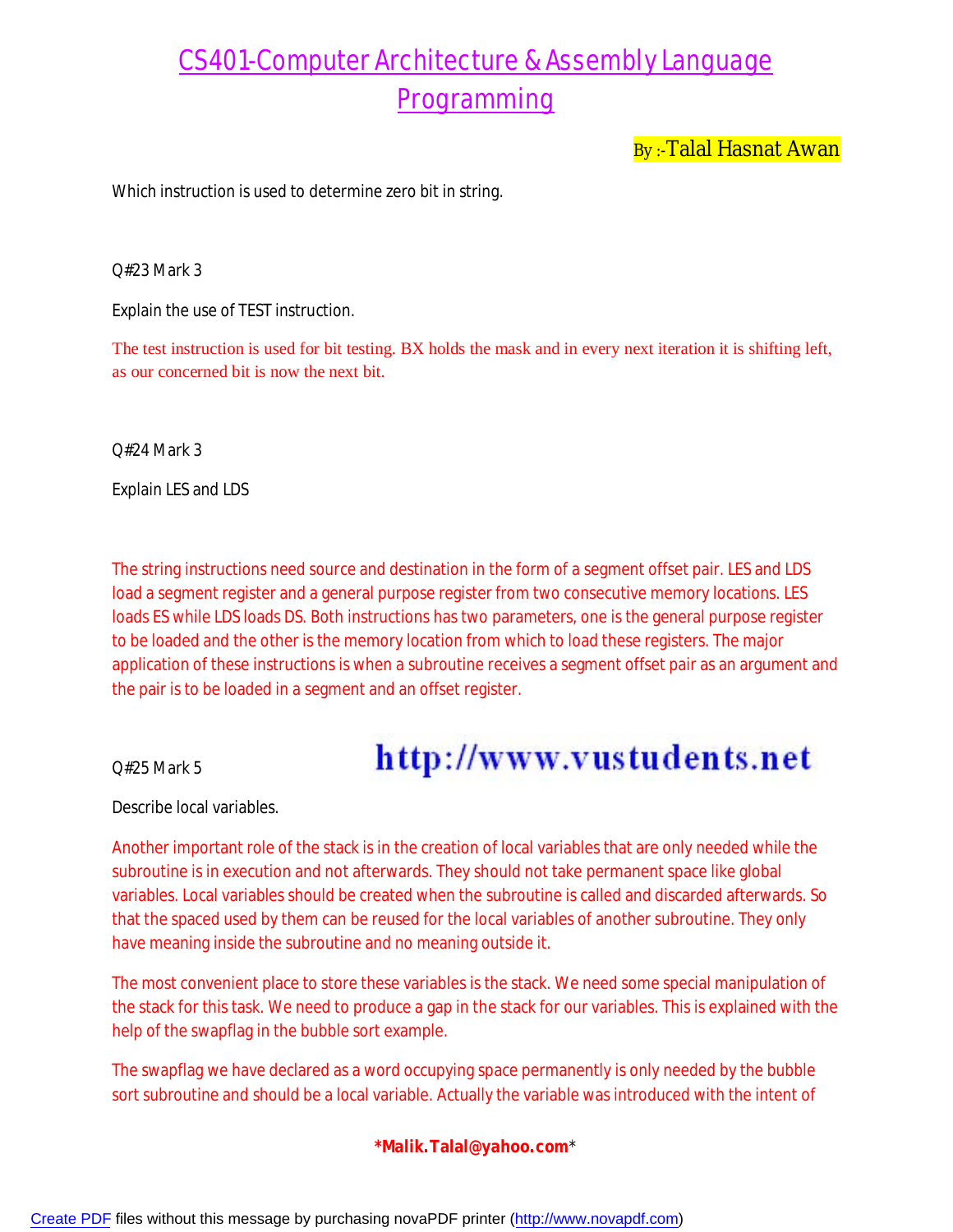Which instruction is used to determine zero bit in string.

Q#23 Mark 3

Explain the use of TEST instruction.

The test instruction is used for bit testing. BX holds the mask and in every next iteration it is shifting left, as our concerned bit is now the next bit.

Q#24 Mark 3

Explain LES and LDS

The string instructions need source and destination in the form of a segment offset pair. LES and LDS load a segment register and a general purpose register from two consecutive memory locations. LES loads ES while LDS loads DS. Both instructions has two parameters, one is the general purpose register to be loaded and the other is the memory location from which to load these registers. The major application of these instructions is when a subroutine receives a segment offset pair as an argument and the pair is to be loaded in a segment and an offset register.

Q#25 Mark 5

Describe local variables.

Another important role of the stack is in the creation of local variables that are only needed while the subroutine is in execution and not afterwards. They should not take permanent space like global variables. Local variables should be created when the subroutine is called and discarded afterwards. So that the spaced used by them can be reused for the local variables of another subroutine. They only have meaning inside the subroutine and no meaning outside it.

The most convenient place to store these variables is the stack. We need some special manipulation of the stack for this task. We need to produce a gap in the stack for our variables. This is explained with the help of the swapflag in the bubble sort example.

The swapflag we have declared as a word occupying space permanently is only needed by the bubble sort subroutine and should be a local variable. Actually the variable was introduced with the intent of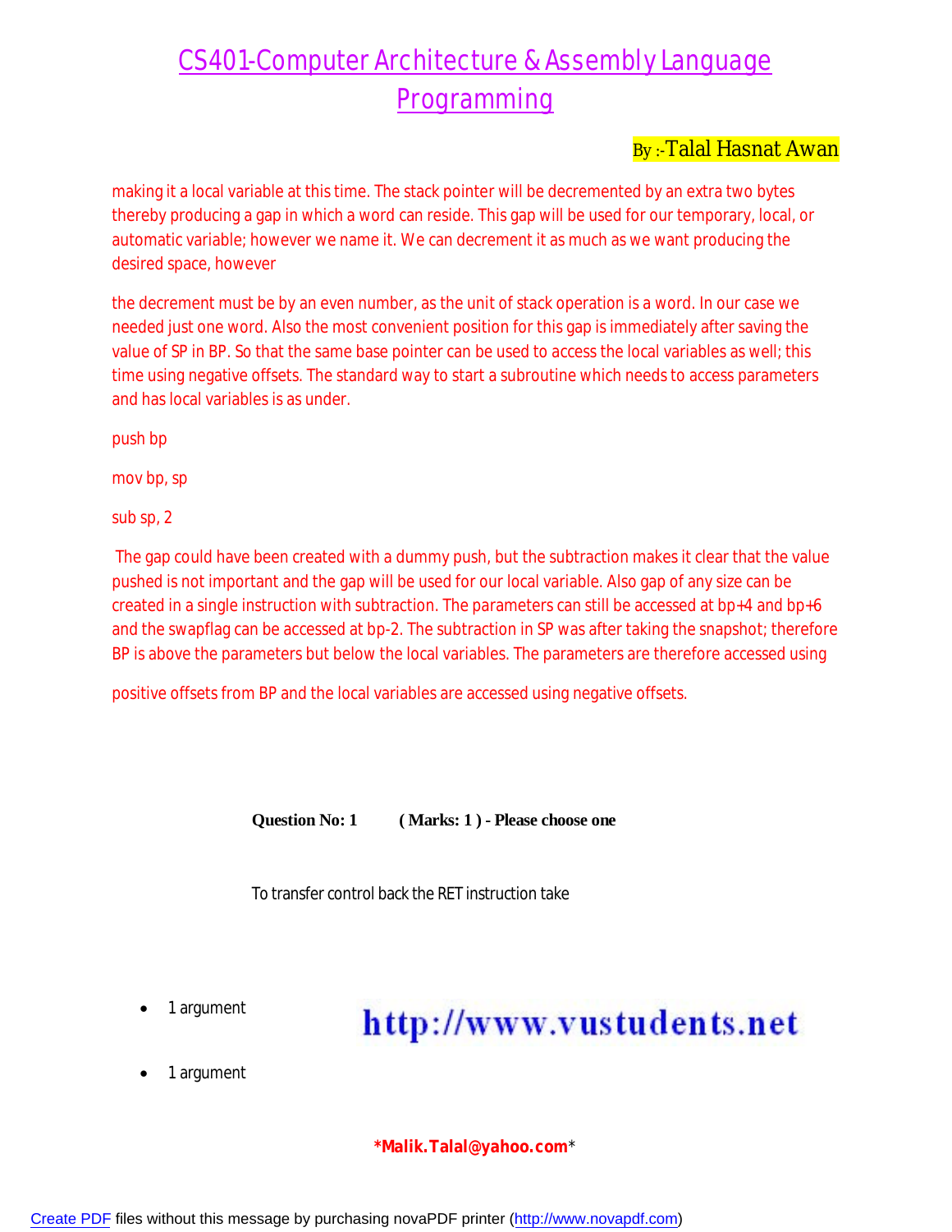making it a local variable at this time. The stack pointer will be decremented by an extra two bytes thereby producing a gap in which a word can reside. This gap will be used for our temporary, local, or automatic variable; however we name it. We can decrement it as much as we want producing the desired space, however

the decrement must be by an even number, as the unit of stack operation is a word. In our case we needed just one word. Also the most convenient position for this gap is immediately after saving the value of SP in BP. So that the same base pointer can be used to access the local variables as well; this time using negative offsets. The standard way to start a subroutine which needs to access parameters and has local variables is as under.

```
push bp

mov bp, sp

sub sp, 2
```

The gap could have been created with a dummy push, but the subtraction makes it clear that the value pushed is not important and the gap will be used for our local variable. Also gap of any size can be created in a single instruction with subtraction. The parameters can still be accessed at bp+4 and bp+6 and the swapflag can be accessed at bp-2. The subtraction in SP was after taking the snapshot; therefore BP is above the parameters but below the local variables. The parameters are therefore accessed using

positive offsets from BP and the local variables are accessed using negative offsets.

**Question No: 1 ( Marks: 1 ) - Please choose one**

To transfer control back the RET instruction take

- 1 argument
- 1 argument

http://www.vustudents.net

***Malik.Talal@yahoo.com***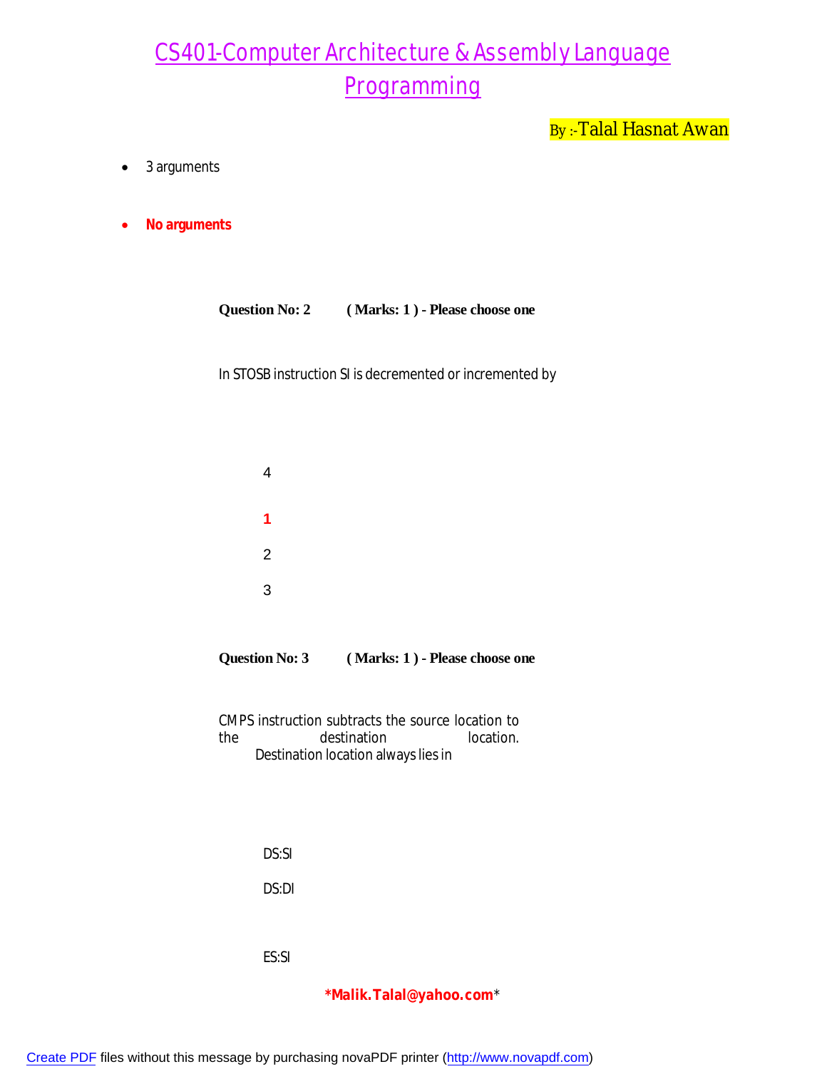- 3 arguments

- **No arguments**

**Question No: 2 ( Marks: 1 ) - Please choose one**

In STOSB instruction SI is decremented or incremented by

4

**1**

2

3

**Question No: 3 ( Marks: 1 ) - Please choose one**

CMPS instruction subtracts the source location to the destination location. Destination location always lies in

DS:SI

DS:DI

ES:SI

***Malik.Talal@yahoo.com***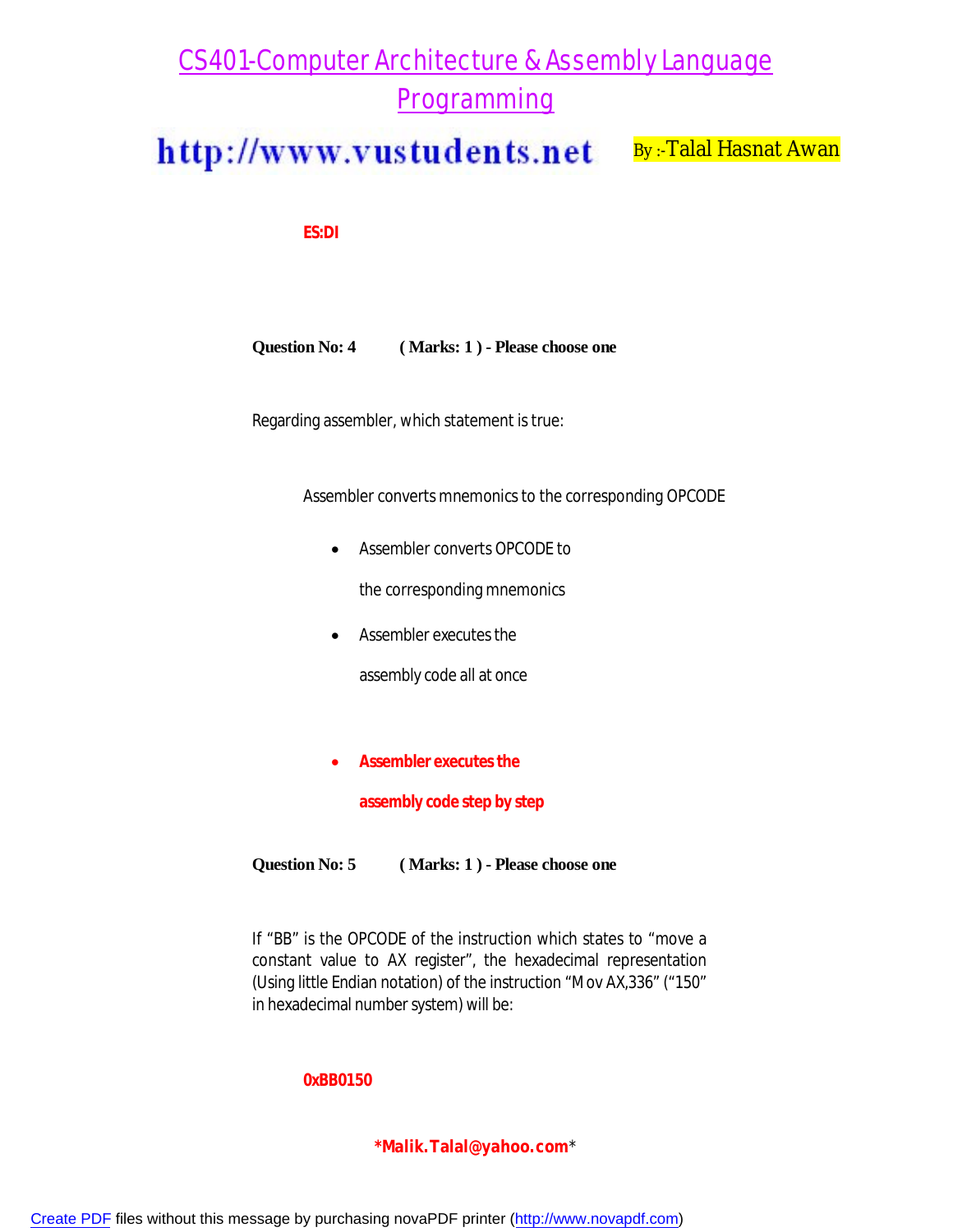**ES:DI**

**Question No: 4 ( Marks: 1 ) - Please choose one**

Regarding assembler, which statement is true:

Assembler converts mnemonics to the corresponding OPCODE

- Assembler converts OPCODE to the corresponding mnemonics
- Assembler executes the assembly code all at once
- **Assembler executes the assembly code step by step**

**Question No: 5 ( Marks: 1 ) - Please choose one**

If "BB" is the OPCODE of the instruction which states to "move a constant value to AX register", the hexadecimal representation (Using little Endian notation) of the instruction "Mov AX,336" ("150" in hexadecimal number system) will be:

**0xBB0150**

**\*Malik.Talal@yahoo.com**\*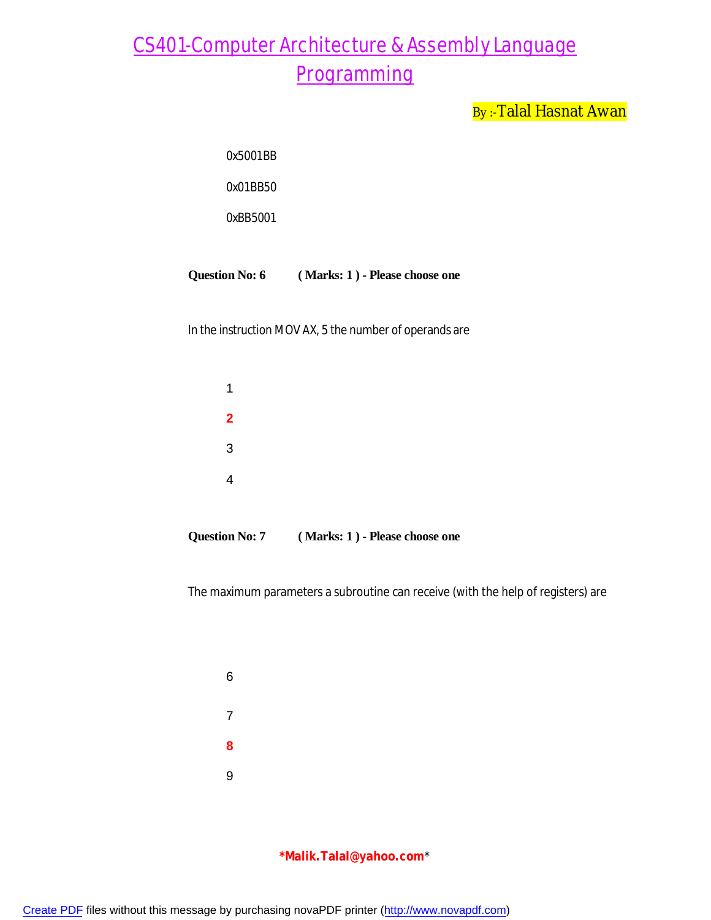0x5001BB

0x01BB50

0xBB5001

**Question No: 6 ( Marks: 1 ) - Please choose one**

In the instruction MOV AX, 5 the number of operands are

1

**2**

3

4

**Question No: 7 ( Marks: 1 ) - Please choose one**

The maximum parameters a subroutine can receive (with the help of registers) are

6

7

**8**

9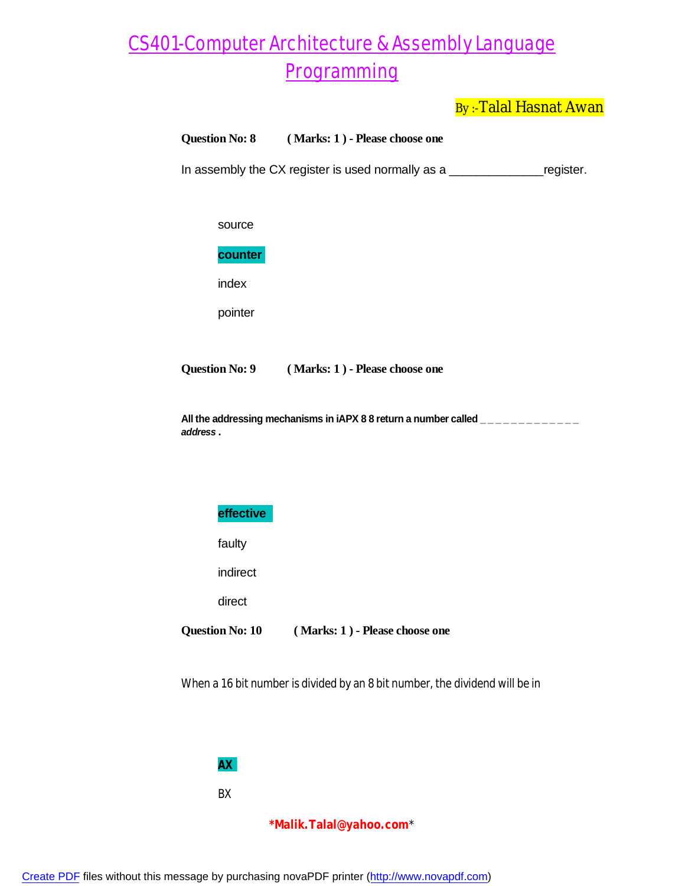**Question No: 8 ( Marks: 1 ) - Please choose one**

In assembly the CX register is used normally as a _____________register.

source

**counter**

index

pointer

**Question No: 9 ( Marks: 1 ) - Please choose one**

**All the addressing mechanisms in iAPX 8 8 return a number called _ _ _ _ _ _ _ _ _ _ _ _ _ *address* .**

**effective**

faulty

indirect

direct

**Question No: 10 ( Marks: 1 ) - Please choose one**

When a 16 bit number is divided by an 8 bit number, the dividend will be in

**AX**

BX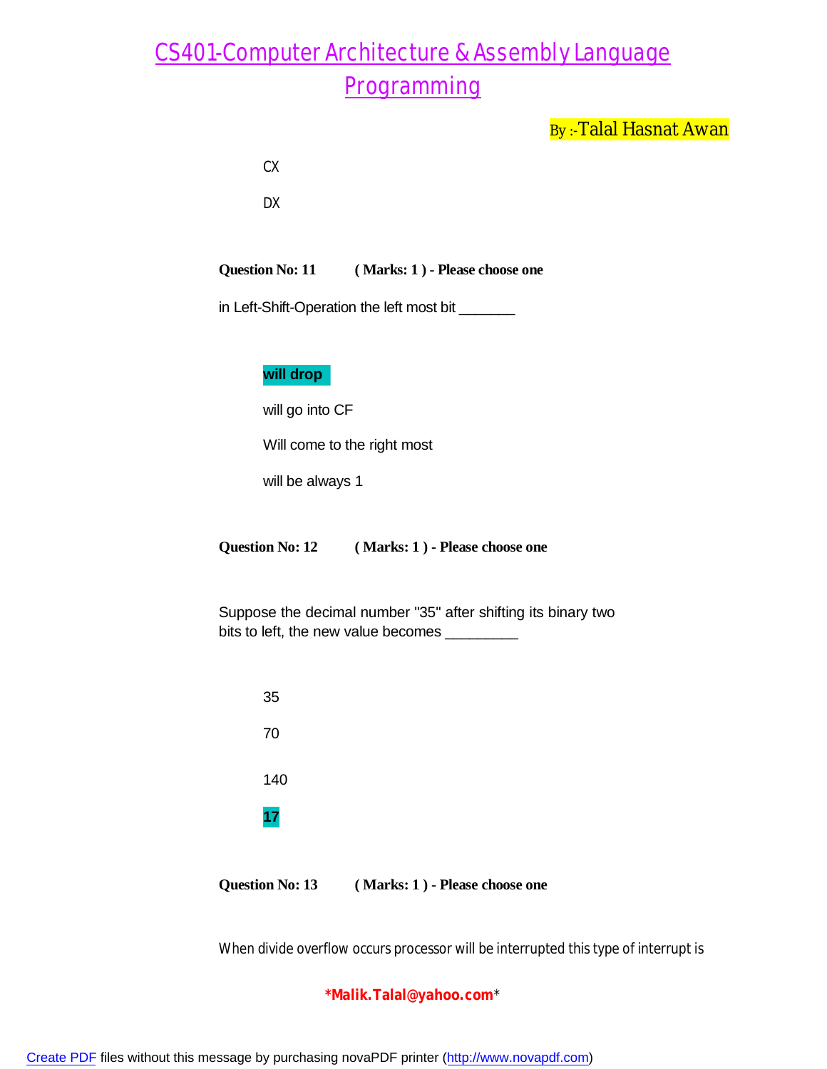CX

DX

**Question No: 11 ( Marks: 1 ) - Please choose one**

in Left-Shift-Operation the left most bit _______

**will drop**

will go into CF

Will come to the right most

will be always 1

**Question No: 12 ( Marks: 1 ) - Please choose one**

Suppose the decimal number "35" after shifting its binary two bits to left, the new value becomes _________

35

70

140

**17**

**Question No: 13 ( Marks: 1 ) - Please choose one**

When divide overflow occurs processor will be interrupted this type of interrupt is

*Malik.Talal@yahoo.com*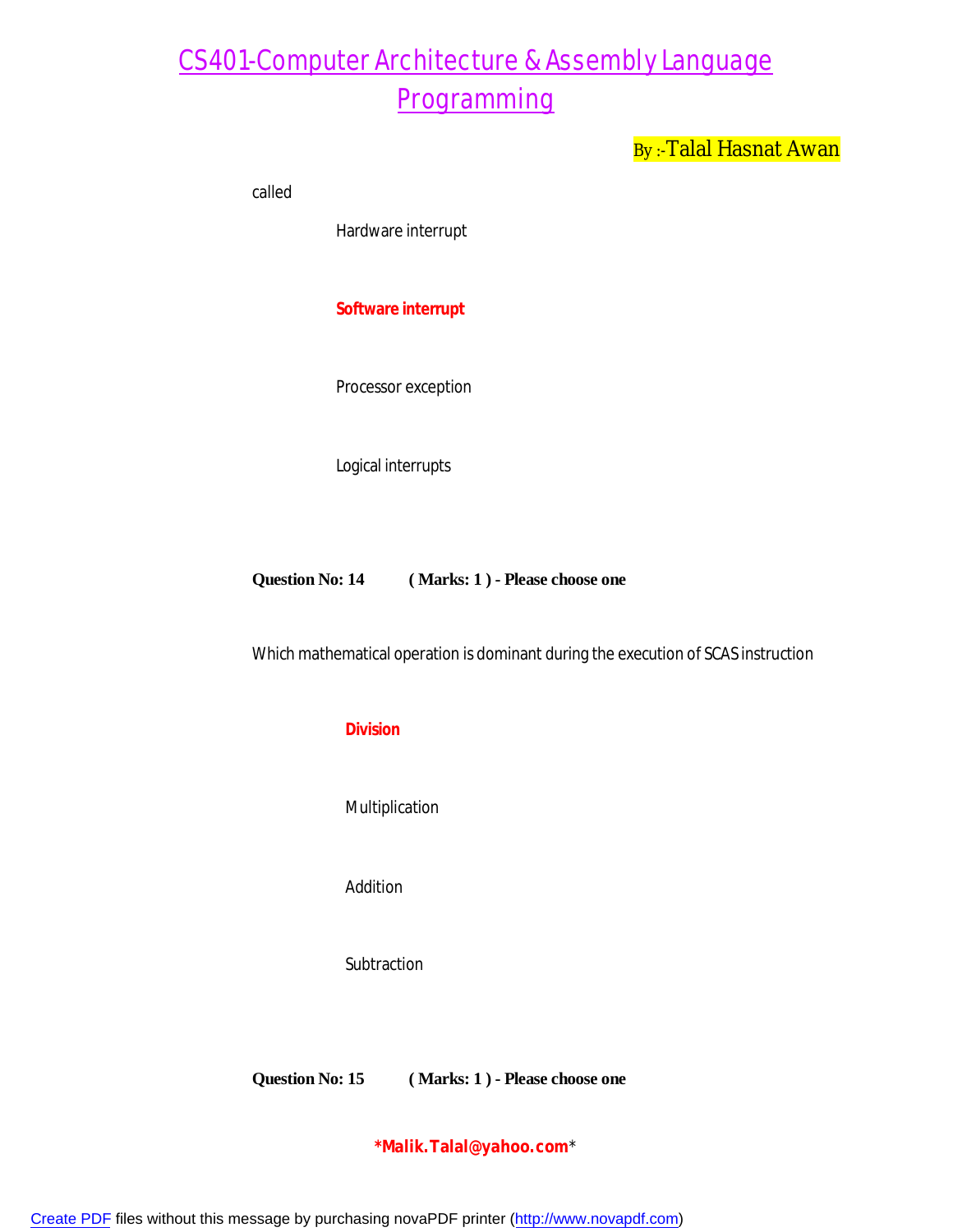called

Hardware interrupt

**Software interrupt**

Processor exception

Logical interrupts

**Question No: 14 ( Marks: 1 ) - Please choose one**

Which mathematical operation is dominant during the execution of SCAS instruction

**Division**

Multiplication

Addition

Subtraction

**Question No: 15 ( Marks: 1 ) - Please choose one**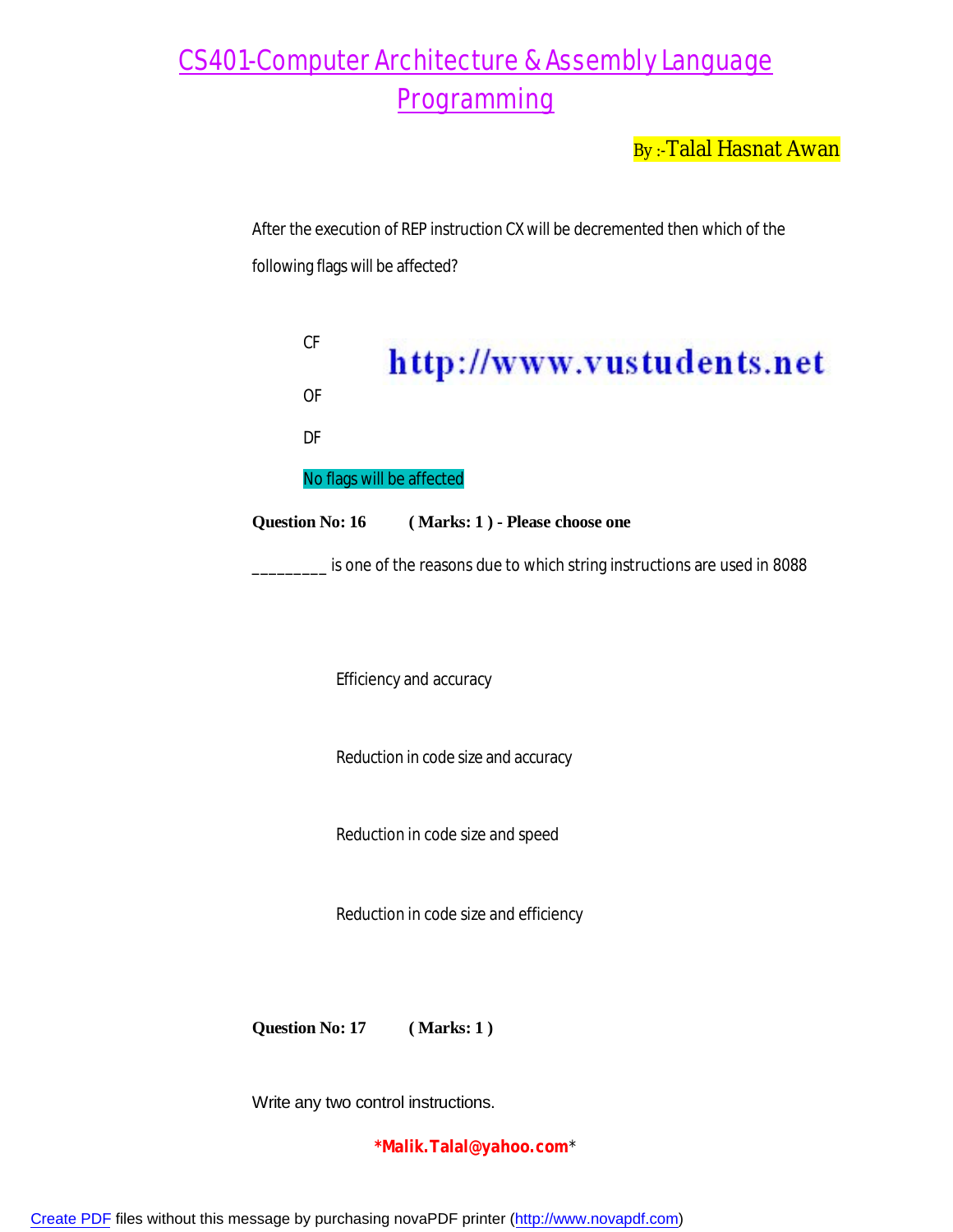After the execution of REP instruction CX will be decremented then which of the following flags will be affected?

CF

http://www.vustudents.net

OF

DF

No flags will be affected

**Question No: 16** **( Marks: 1 ) - Please choose one**

_________ is one of the reasons due to which string instructions are used in 8088

Efficiency and accuracy

Reduction in code size and accuracy

Reduction in code size and speed

Reduction in code size and efficiency

**Question No: 17** **( Marks: 1 )**

Write any two control instructions.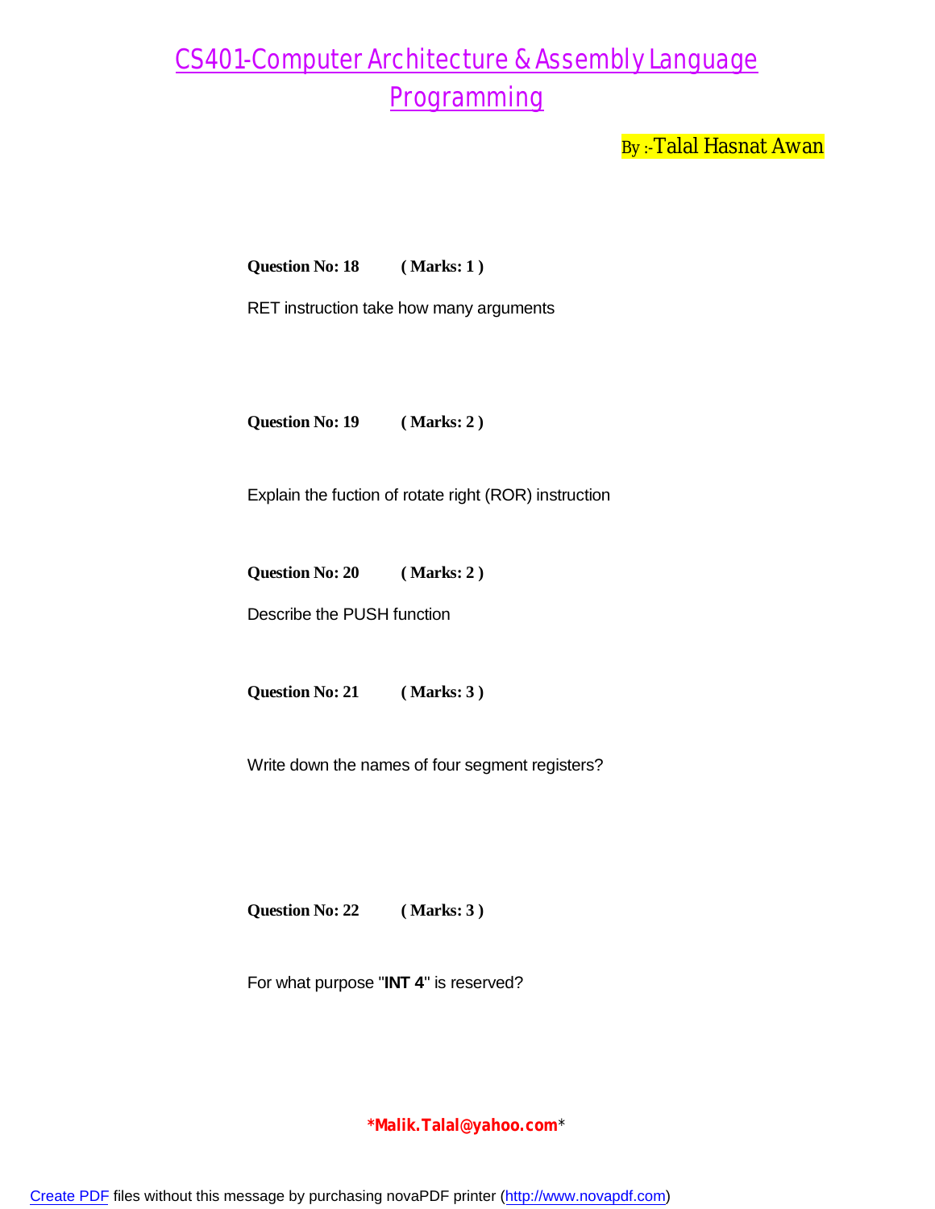**Question No: 18 ( Marks: 1 )**

RET instruction take how many arguments

**Question No: 19 ( Marks: 2 )**

Explain the fuction of rotate right (ROR) instruction

**Question No: 20 ( Marks: 2 )**

Describe the PUSH function

**Question No: 21 ( Marks: 3 )**

Write down the names of four segment registers?

**Question No: 22 ( Marks: 3 )**

For what purpose "**INT 4**" is reserved?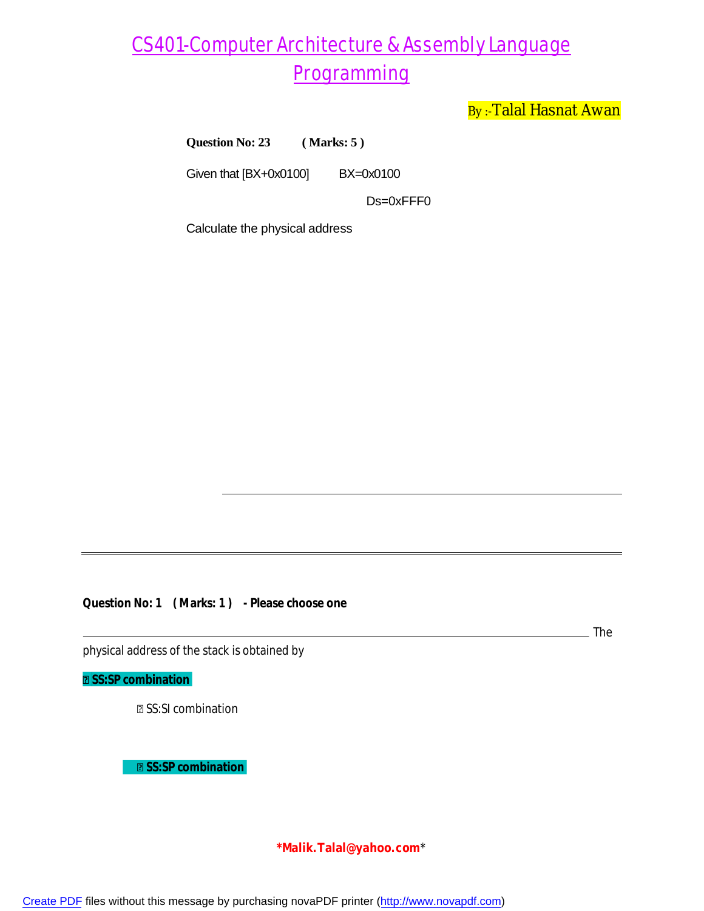# CS401-Computer Architecture & Assembly Language Programming

By :-Talal Hasnat Awan

**Question No: 23 ( Marks: 5 )**

Given that [BX+0x0100] BX=0x0100

Ds=0xFFF0

Calculate the physical address

---

**Question No: 1 ( Marks: 1 ) - Please choose one**

The physical address of the stack is obtained by

**SS:SP combination**

SS:SI combination

**SS:SP combination**

*Malik.Talal@yahoo.com*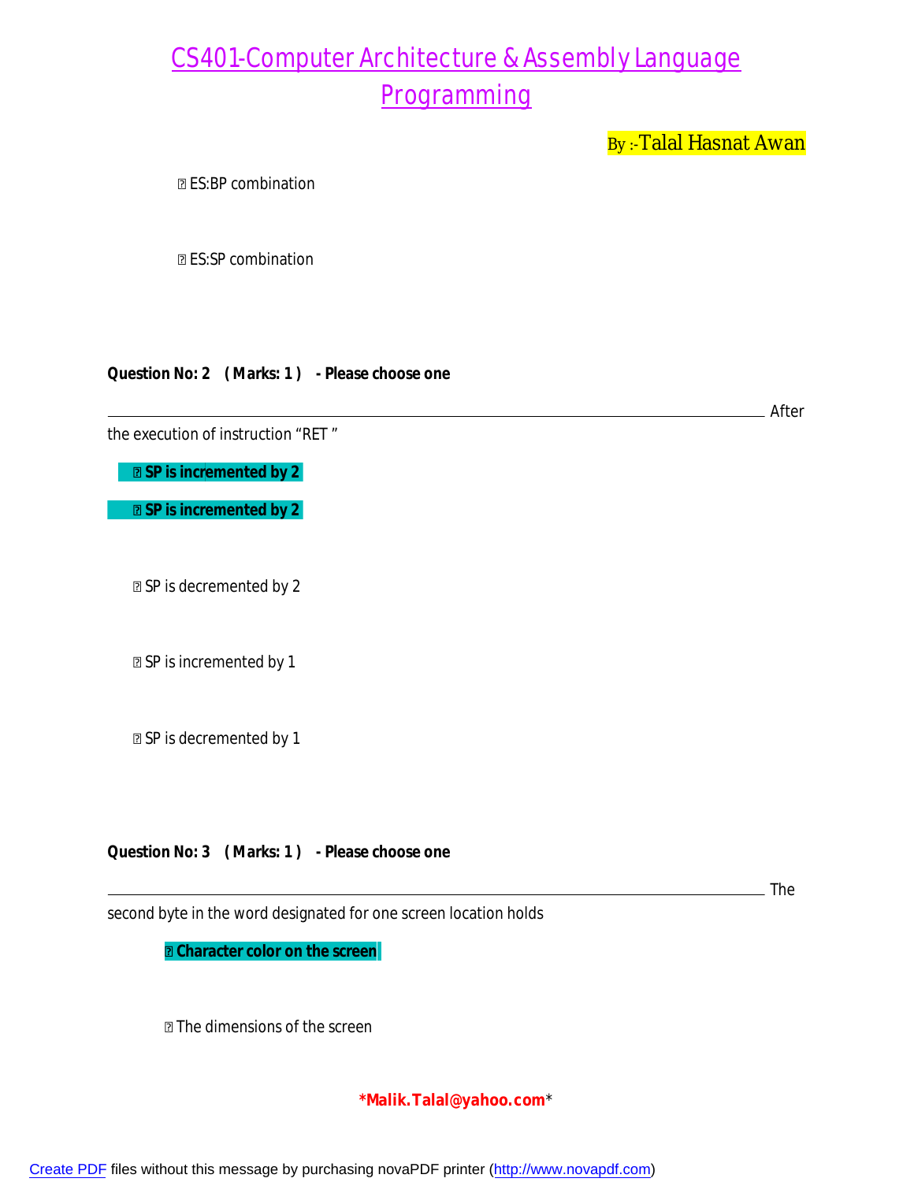ES:BP combination

 ES:SP combination

**Question No: 2 ( Marks: 1 ) - Please choose one**

________________________________________________________________________ After the execution of instruction “RET ”

** SP is incremented by 2**

** SP is incremented by 2**

 SP is decremented by 2

 SP is incremented by 1

 SP is decremented by 1

**Question No: 3 ( Marks: 1 ) - Please choose one**

________________________________________________________________________ The second byte in the word designated for one screen location holds

** Character color on the screen**

 The dimensions of the screen

***Malik.Talal@yahoo.com***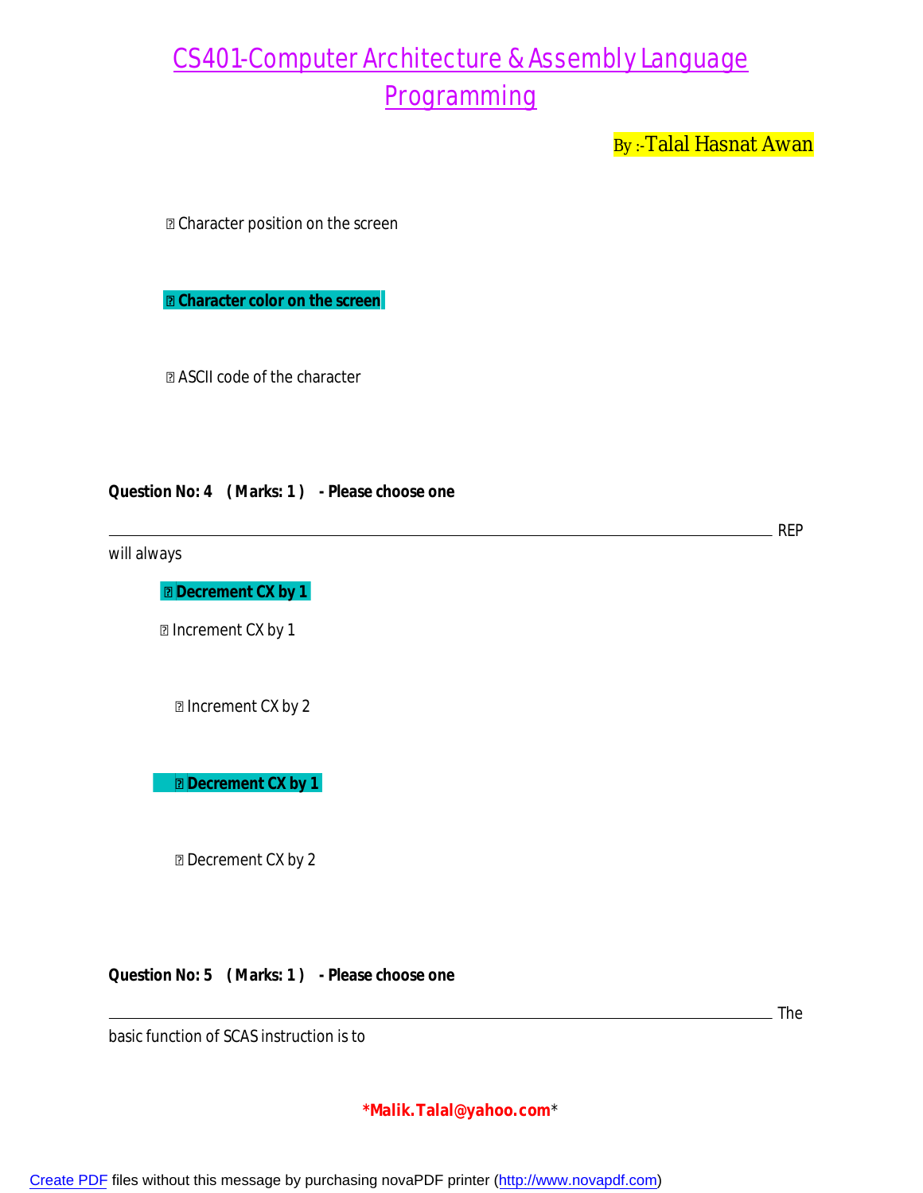- Character position on the screen

- **Character color on the screen**

- ASCII code of the character

**Question No: 4 (Marks: 1) - Please choose one**

REP will always

- **Decrement CX by 1**

- Increment CX by 1

- Increment CX by 2

- **Decrement CX by 1**

- Decrement CX by 2

**Question No: 5 (Marks: 1) - Please choose one**

The basic function of SCAS instruction is to

***Malik.Talal@yahoo.com***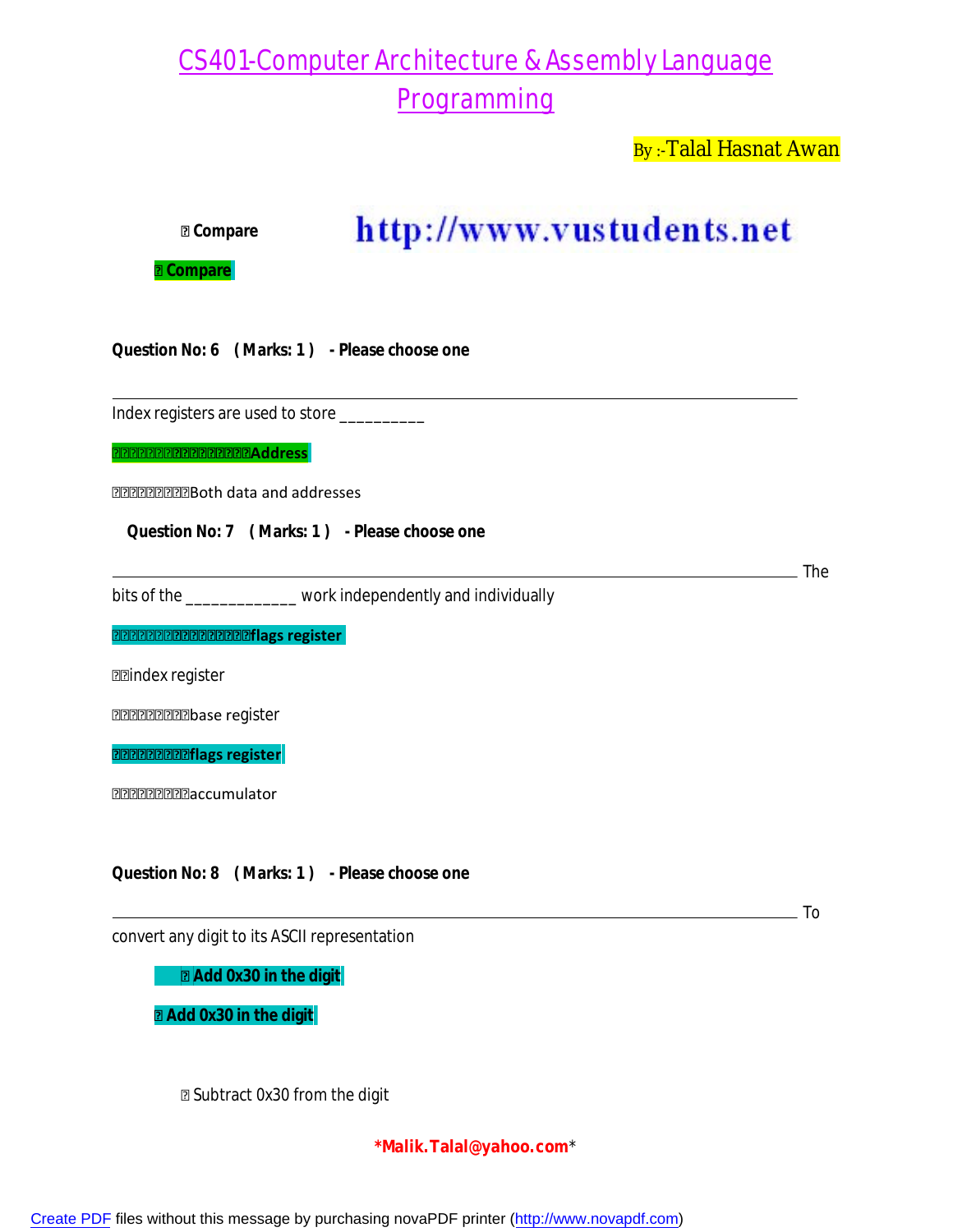# CS401-Computer Architecture & Assembly Language Programming

By :-Talal Hasnat Awan

http://www.vustudents.net

 Compare

 **Compare**

**Question No: 6 ( Marks: 1 ) - Please choose one**

Index registers are used to store _________

**Address**

Both data and addresses

**Question No: 7 ( Marks: 1 ) - Please choose one**

The bits of the ____________ work independently and individually

**flags register**

index register

base register

**flags register**

accumulator

**Question No: 8 ( Marks: 1 ) - Please choose one**

To convert any digit to its ASCII representation

 **Add 0x30 in the digit**

 **Add 0x30 in the digit**

 Subtract 0x30 from the digit

***Malik.Talal@yahoo.com***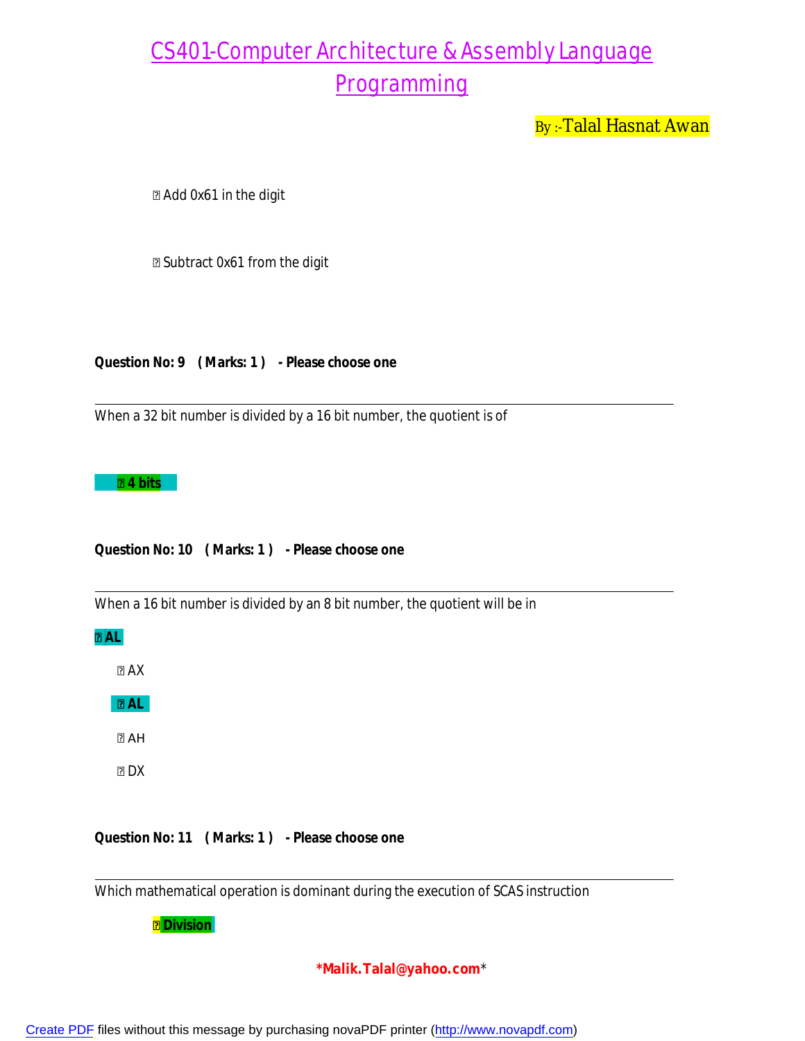- Add 0x61 in the digit
- Subtract 0x61 from the digit

**Question No: 9 ( Marks: 1 ) - Please choose one**

When a 32 bit number is divided by a 16 bit number, the quotient is of

- **4 bits**

**Question No: 10 ( Marks: 1 ) - Please choose one**

When a 16 bit number is divided by an 8 bit number, the quotient will be in

- **AL**

- AX
- **AL**
- AH
- DX

**Question No: 11 ( Marks: 1 ) - Please choose one**

Which mathematical operation is dominant during the execution of SCAS instruction

- **Division**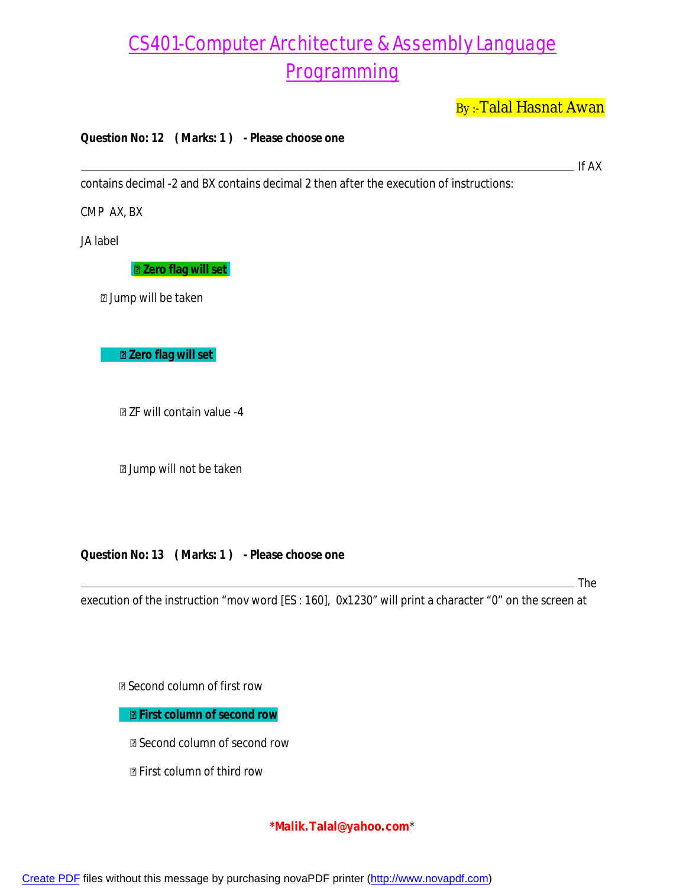# CS401-Computer Architecture & Assembly Language Programming

By :-Talal Hasnat Awan

**Question No: 12 ( Marks: 1 ) - Please choose one**

If AX contains decimal -2 and BX contains decimal 2 then after the execution of instructions:

CMP AX, BX

JA label

- **Zero flag will set**
- Jump will be taken
- **Zero flag will set**
- ZF will contain value -4
- Jump will not be taken

**Question No: 13 ( Marks: 1 ) - Please choose one**

The execution of the instruction "mov word [ES : 160], 0x1230" will print a character "0" on the screen at

- Second column of first row
- **First column of second row**
- Second column of second row
- First column of third row

***Malik.Talal@yahoo.com***

Create PDF files without this message by purchasing novaPDF printer (http://www.novapdf.com)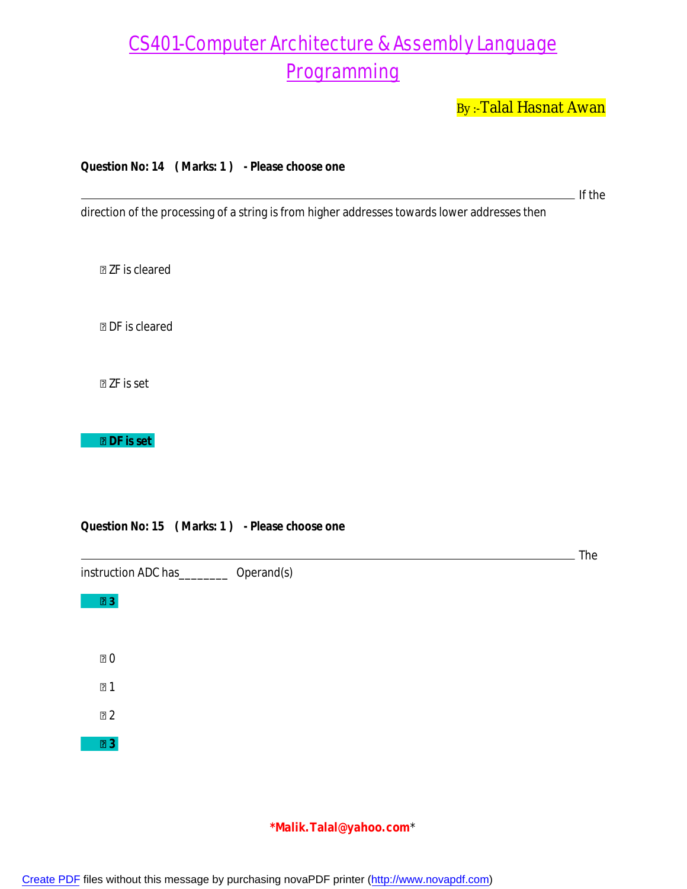# CS401-Computer Architecture & Assembly Language Programming

By :-Talal Hasnat Awan

**Question No: 14 ( Marks: 1 ) - Please choose one**

If the direction of the processing of a string is from higher addresses towards lower addresses then

- ZF is cleared
- DF is cleared
- ZF is set
- **DF is set**

**Question No: 15 ( Marks: 1 ) - Please choose one**

The instruction ADC has________ Operand(s)

- **3**
- 0
- 1
- 2
- **3**

***Malik.Talal@yahoo.com***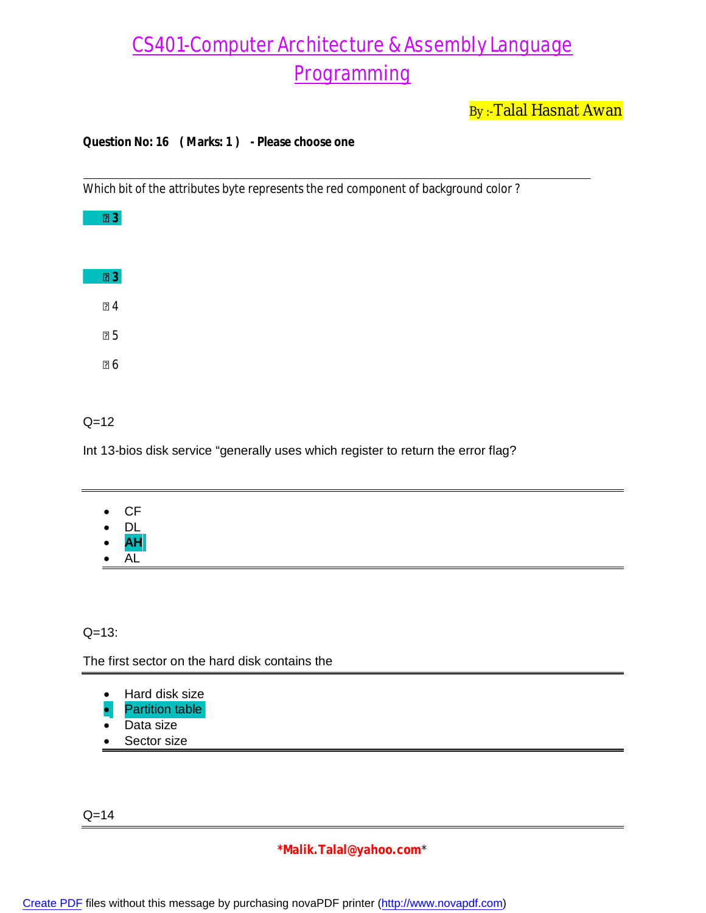# CS401-Computer Architecture & Assembly Language Programming

By :-Talal Hasnat Awan

**Question No: 16 ( Marks: 1 ) - Please choose one**

---

Which bit of the attributes byte represents the red component of background color ?

- **3**

- **3**
- 4
- 5
- 6

Q=12

Int 13-bios disk service "generally uses which register to return the error flag?

---

- CF
- DL
- **AH**
- AL

---

Q=13:

The first sector on the hard disk contains the

---

- Hard disk size
- Partition table
- Data size
- Sector size

---

Q=14

---

**\*Malik.Talal@yahoo.com**\*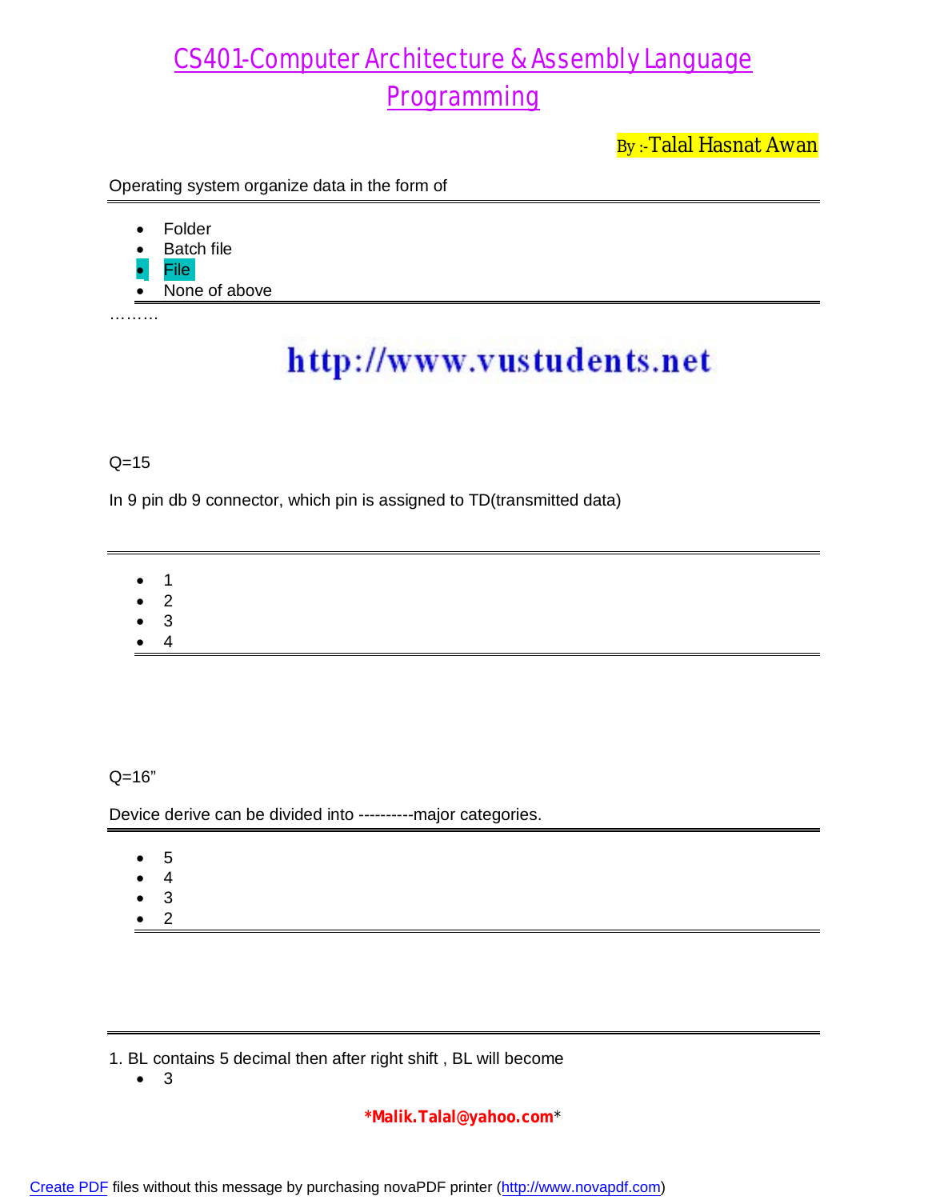Operating system organize data in the form of

- Folder
- Batch file
- File
- None of above

………

http://www.vustudents.net

Q=15

In 9 pin db 9 connector, which pin is assigned to TD(transmitted data)

- 1
- 2
- 3
- 4

Q=16"

Device derive can be divided into ----------major categories.

- 5
- 4
- 3
- 2

1. BL contains 5 decimal then after right shift , BL will become
- 3

*Malik.Talal@yahoo.com*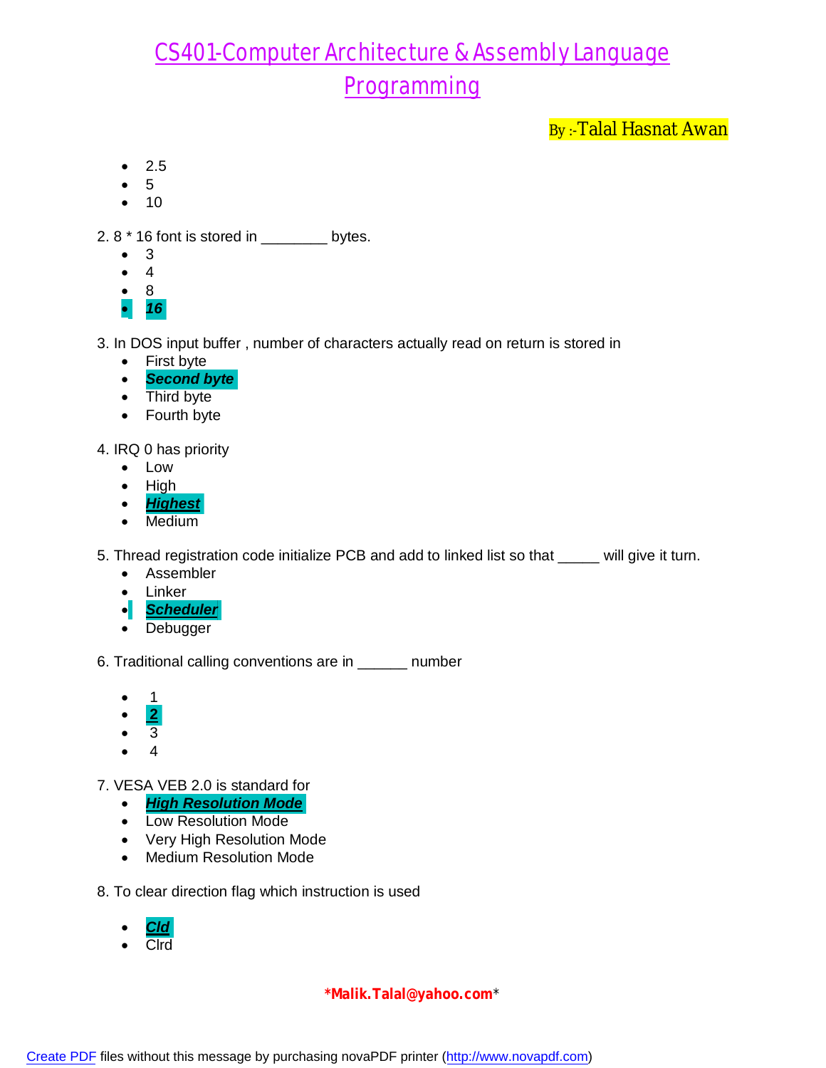- 2.5
- 5
- 10

2. 8 * 16 font is stored in ________ bytes.

- 3
- 4
- 8
- ***16***

3. In DOS input buffer , number of characters actually read on return is stored in

- First byte
- ***Second byte***
- Third byte
- Fourth byte

4. IRQ 0 has priority

- Low
- High
- ***Highest***
- Medium

5. Thread registration code initialize PCB and add to linked list so that _____ will give it turn.

- Assembler
- Linker
- ***Scheduler***
- Debugger

6. Traditional calling conventions are in ______ number

- 1
- **2**
- 3
- 4

7. VESA VEB 2.0 is standard for

- ***High Resolution Mode***
- Low Resolution Mode
- Very High Resolution Mode
- Medium Resolution Mode

8. To clear direction flag which instruction is used

- ***Cld***
- Clrd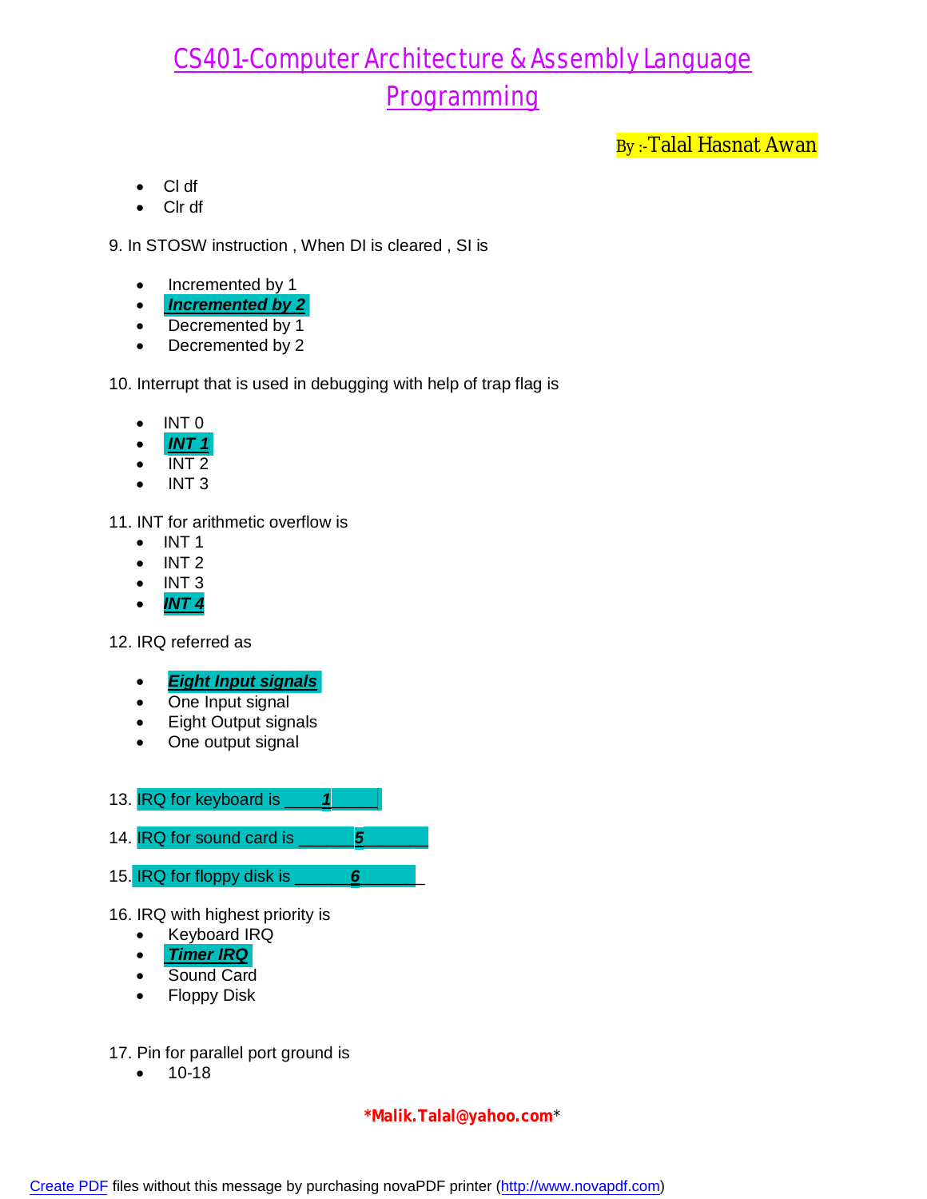- Cl df
- Clr df

9. In STOSW instruction , When DI is cleared , SI is

- Incremented by 1
- ***Incremented by 2***
- Decremented by 1
- Decremented by 2

10. Interrupt that is used in debugging with help of trap flag is

- INT 0
- ***INT 1***
- INT 2
- INT 3

11. INT for arithmetic overflow is

- INT 1
- INT 2
- INT 3
- ***INT 4***

12. IRQ referred as

- ***Eight Input signals***
- One Input signal
- Eight Output signals
- One output signal

13. IRQ for keyboard is ____***1***_____

14. IRQ for sound card is _______***5***_______

15. IRQ for floppy disk is _______***6***_______

16. IRQ with highest priority is

- Keyboard IRQ
- ***Timer IRQ***
- Sound Card
- Floppy Disk

17. Pin for parallel port ground is

- 10-18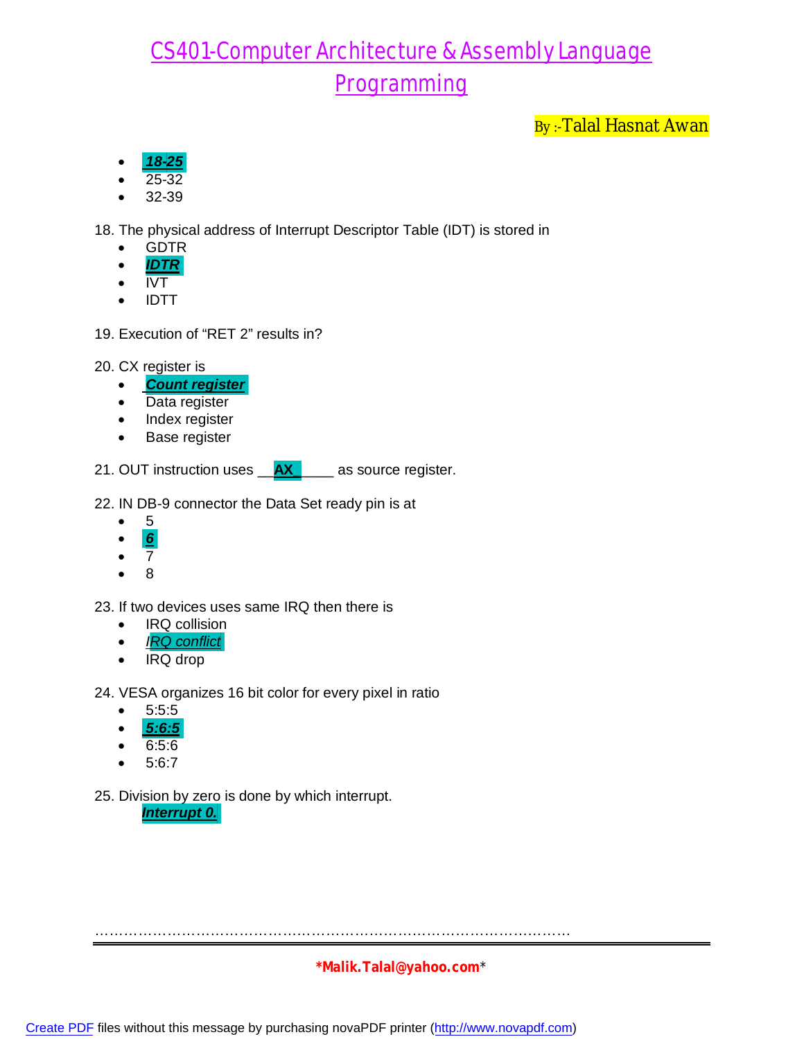- ***18-25***
- 25-32
- 32-39

18. The physical address of Interrupt Descriptor Table (IDT) is stored in
- GDTR
- ***IDTR***
- IVT
- IDTT

19. Execution of "RET 2" results in?

20. CX register is
- ***Count register***
- Data register
- Index register
- Base register

21. OUT instruction uses __**AX**_____ as source register.

22. IN DB-9 connector the Data Set ready pin is at
- 5
- ***6***
- 7
- 8

23. If two devices uses same IRQ then there is
- IRQ collision
- *IRQ conflict*
- IRQ drop

24. VESA organizes 16 bit color for every pixel in ratio
- 5:5:5
- ***5:6:5***
- 6:5:6
- 5:6:7

25. Division by zero is done by which interrupt.

***Interrupt 0.***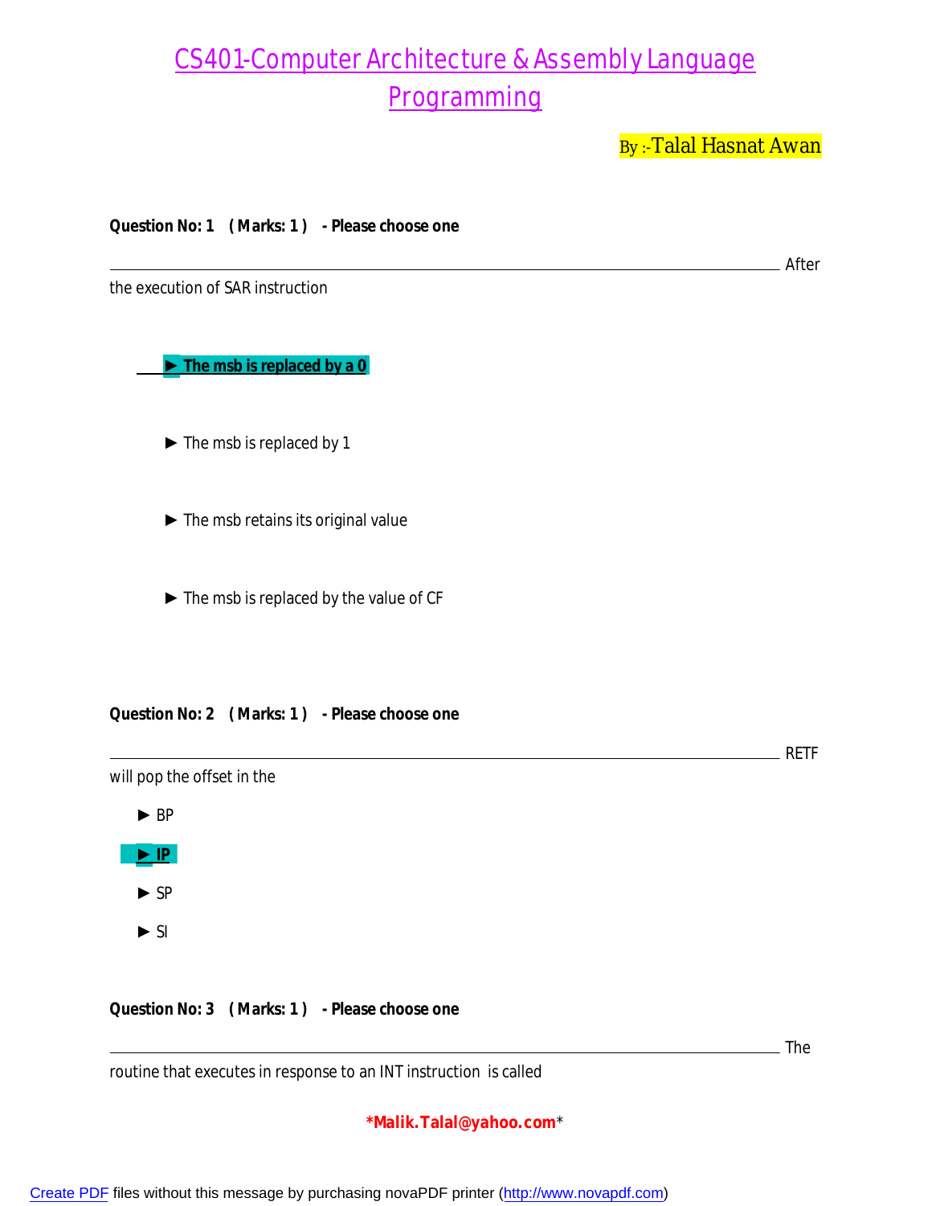# CS401-Computer Architecture & Assembly Language Programming

By :-Talal Hasnat Awan

**Question No: 1 ( Marks: 1 ) - Please choose one**

After the execution of SAR instruction

► **The msb is replaced by a 0**

► The msb is replaced by 1

► The msb retains its original value

► The msb is replaced by the value of CF

**Question No: 2 ( Marks: 1 ) - Please choose one**

RETF will pop the offset in the

► BP

► **IP**

► SP

► SI

**Question No: 3 ( Marks: 1 ) - Please choose one**

The routine that executes in response to an INT instruction is called

*Malik.Talal@yahoo.com*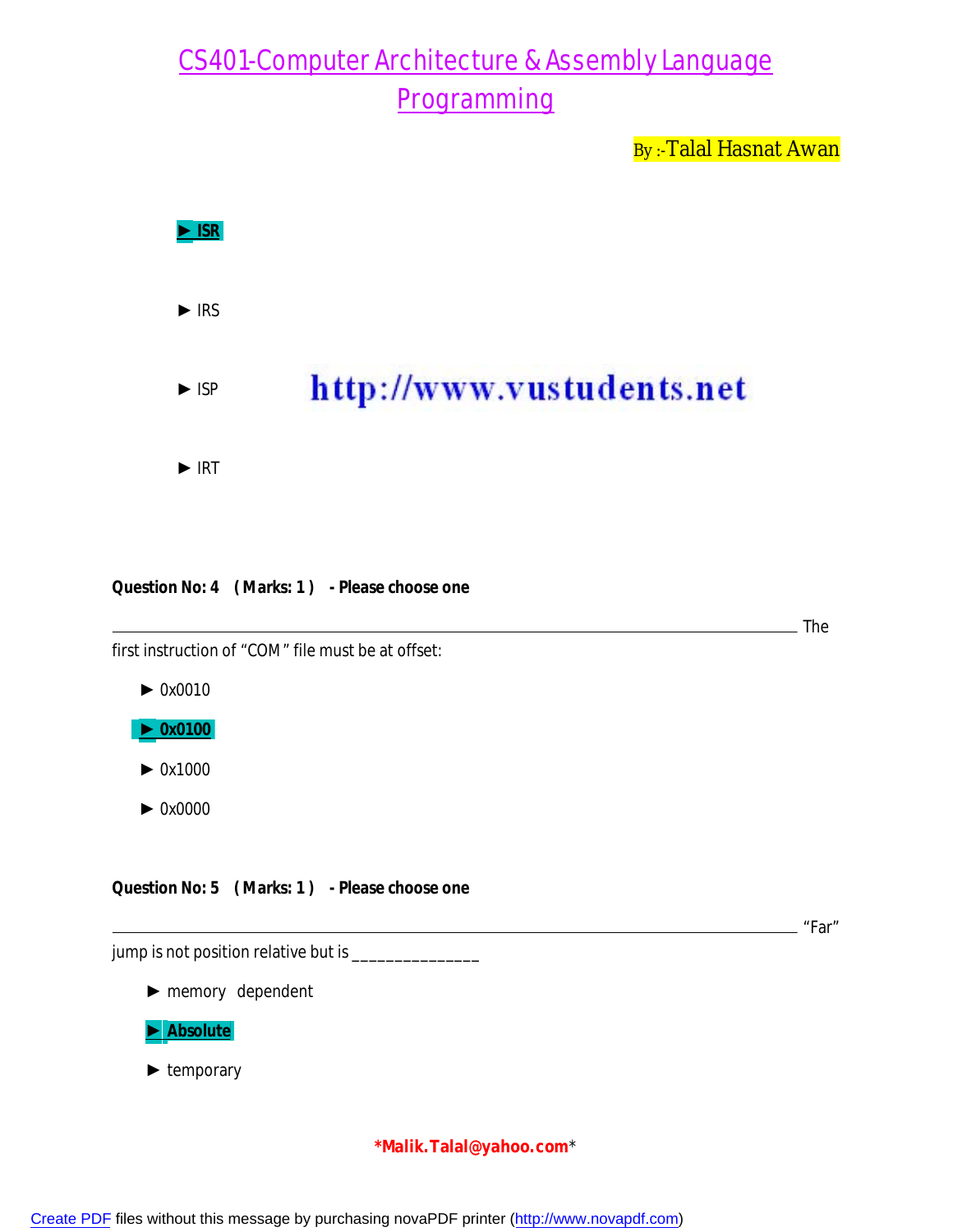► **ISR**

► IRS

► ISP

► IRT

**Question No: 4 ( Marks: 1 ) - Please choose one**

_____________________________________________ The first instruction of "COM" file must be at offset:

► 0x0010

► **0x0100**

► 0x1000

► 0x0000

**Question No: 5 ( Marks: 1 ) - Please choose one**

_____________________________________________ "Far" jump is not position relative but is ______________

► memory dependent

► **Absolute**

► temporary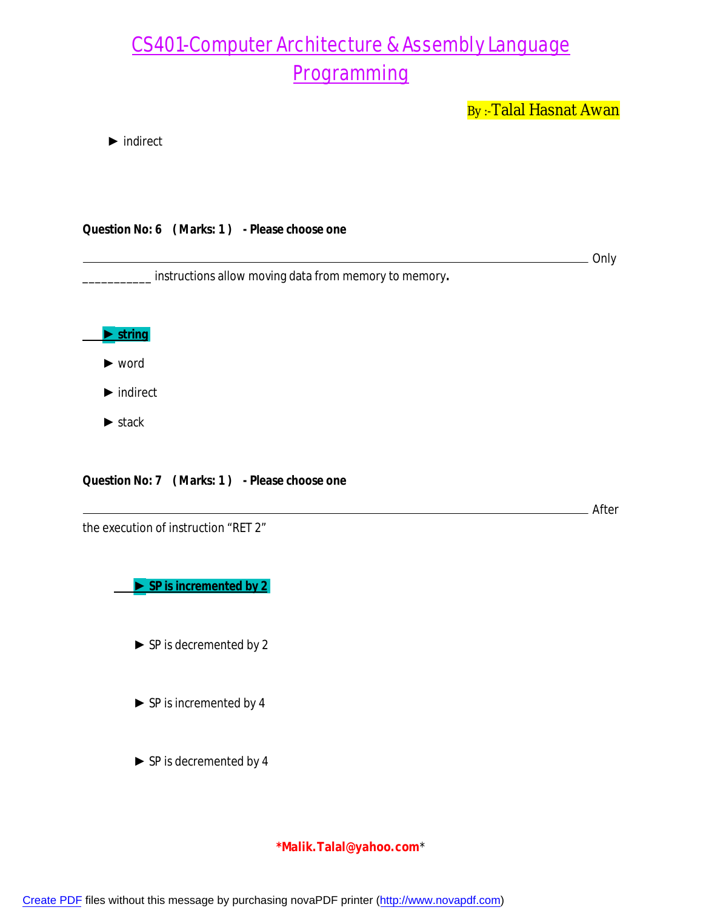► indirect

**Question No: 6 ( Marks: 1 ) - Please choose one**

Only ___________ instructions allow moving data from memory to memory**.**

► **string**

► word

► indirect

► stack

**Question No: 7 ( Marks: 1 ) - Please choose one**

After the execution of instruction "RET 2"

► **SP is incremented by 2**

► SP is decremented by 2

► SP is incremented by 4

► SP is decremented by 4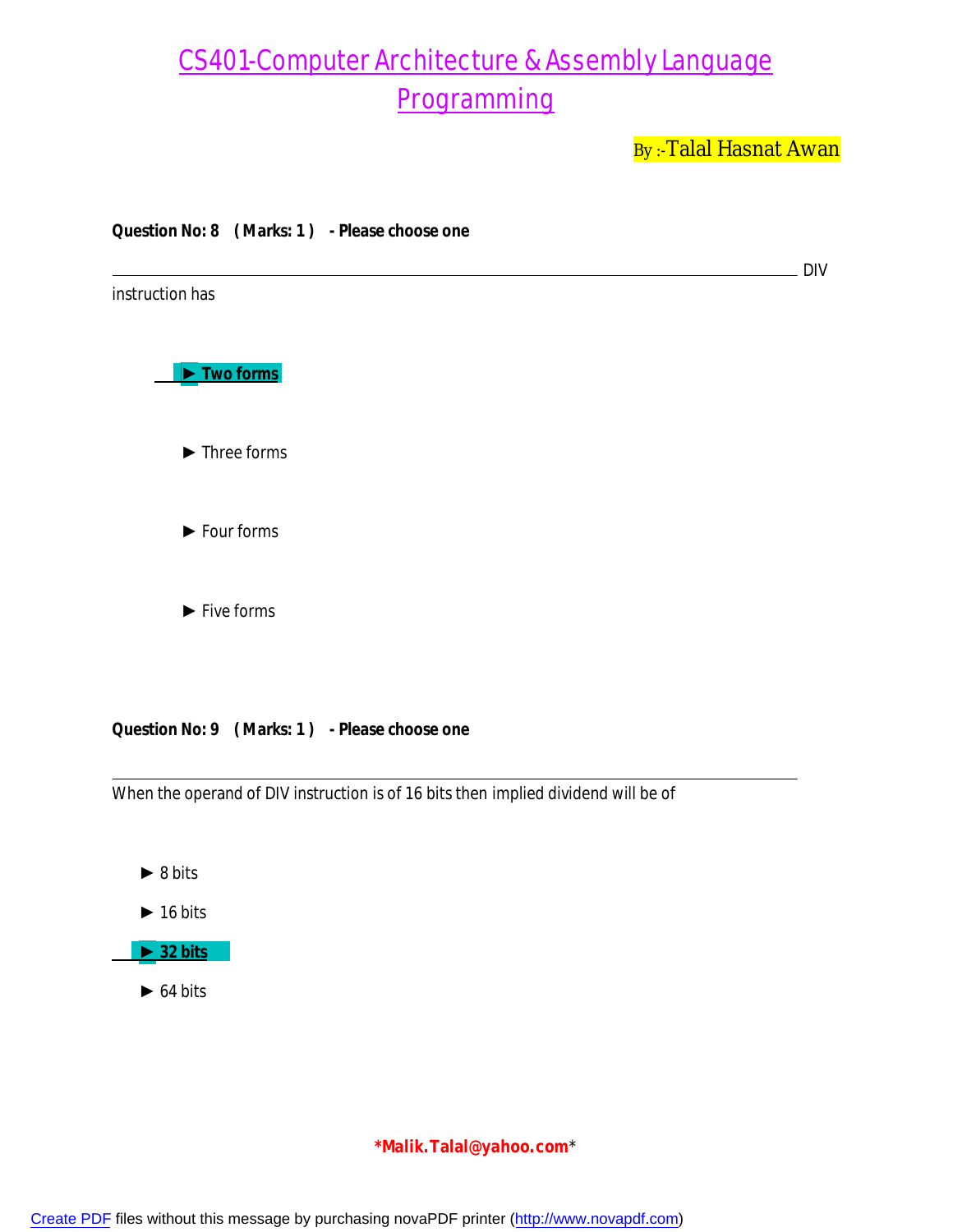# CS401-Computer Architecture & Assembly Language Programming

By :-Talal Hasnat Awan

**Question No: 8 ( Marks: 1 ) - Please choose one**

DIV instruction has

► **Two forms**

► Three forms

► Four forms

► Five forms

**Question No: 9 ( Marks: 1 ) - Please choose one**

When the operand of DIV instruction is of 16 bits then implied dividend will be of

► 8 bits

► 16 bits

► **32 bits**

► 64 bits

***Malik.Talal@yahoo.com***

Create PDF files without this message by purchasing novaPDF printer (http://www.novapdf.com)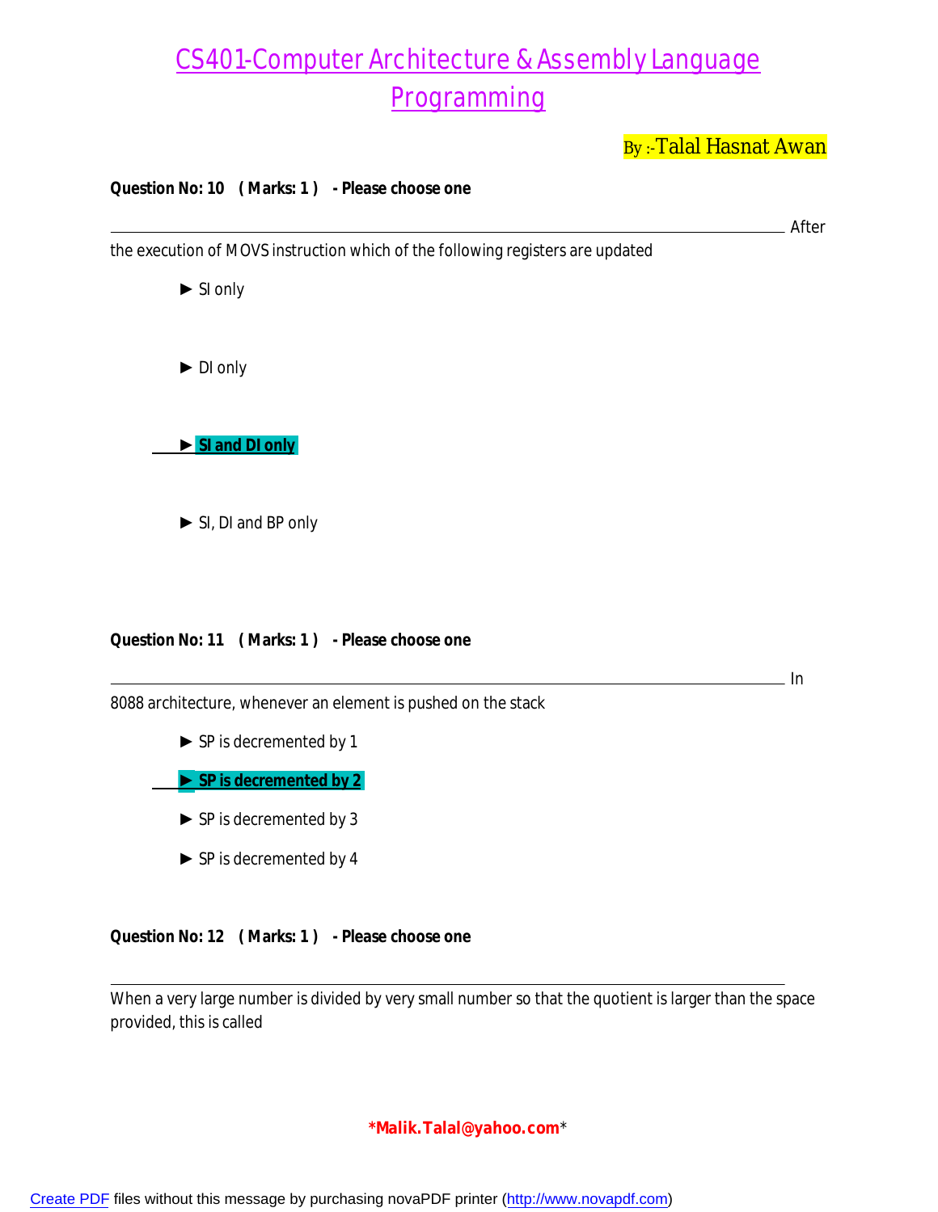# CS401-Computer Architecture & Assembly Language Programming

By :-Talal Hasnat Awan

**Question No: 10 ( Marks: 1 ) - Please choose one**

After the execution of MOVS instruction which of the following registers are updated

► SI only

► DI only

► **SI and DI only**

► SI, DI and BP only

**Question No: 11 ( Marks: 1 ) - Please choose one**

In 8088 architecture, whenever an element is pushed on the stack

► SP is decremented by 1

► **SP is decremented by 2**

► SP is decremented by 3

► SP is decremented by 4

**Question No: 12 ( Marks: 1 ) - Please choose one**

When a very large number is divided by very small number so that the quotient is larger than the space provided, this is called

***Malik.Talal@yahoo.com***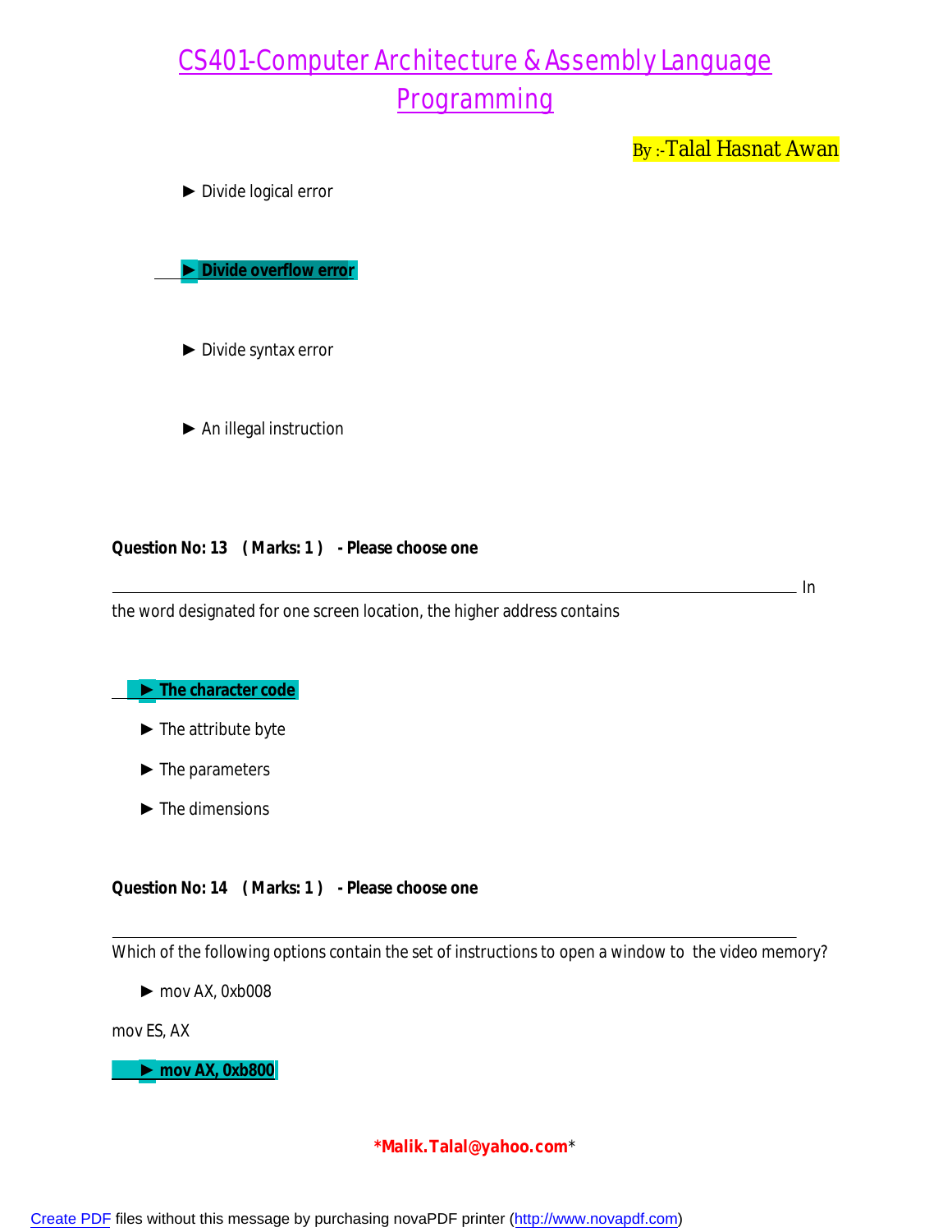► Divide logical error

**► Divide overflow error**

► Divide syntax error

► An illegal instruction

**Question No: 13 ( Marks: 1 ) - Please choose one**

In the word designated for one screen location, the higher address contains

**► The character code**

► The attribute byte

► The parameters

► The dimensions

**Question No: 14 ( Marks: 1 ) - Please choose one**

Which of the following options contain the set of instructions to open a window to the video memory?

► mov AX, 0xb008

mov ES, AX

**► mov AX, 0xb800**

***Malik.Talal@yahoo.com***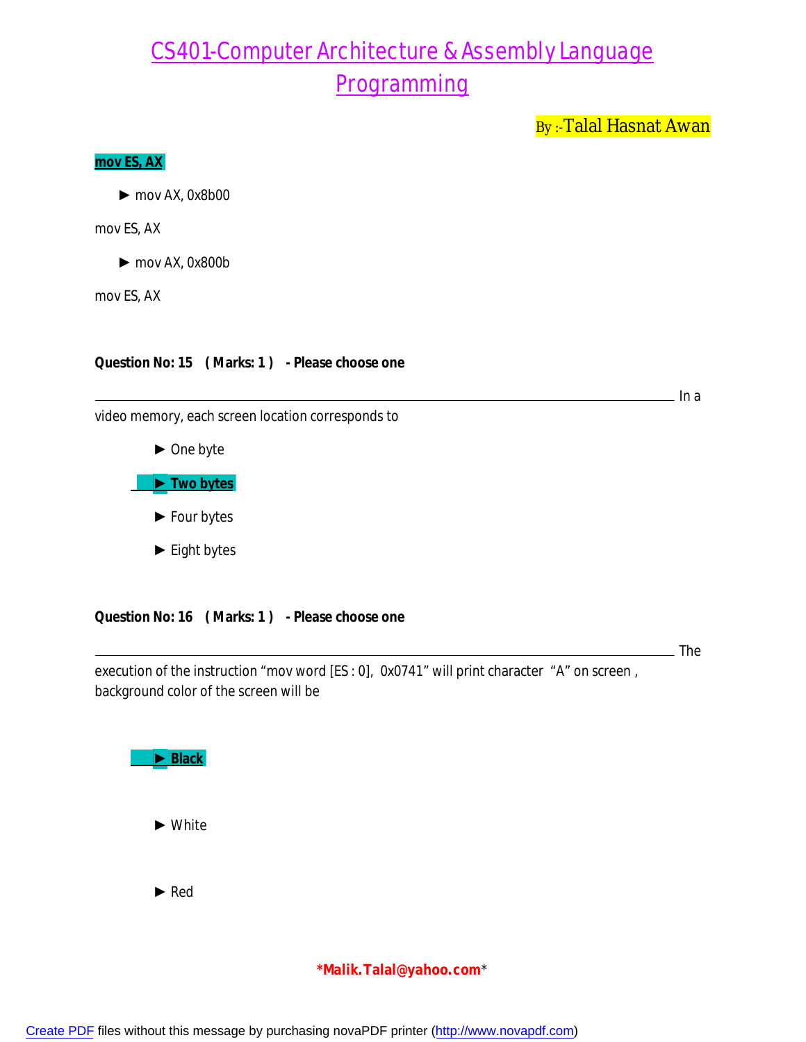**mov ES, AX**

► mov AX, 0x8b00

mov ES, AX

► mov AX, 0x800b

mov ES, AX

**Question No: 15 ( Marks: 1 ) - Please choose one**

________________________________________ In a video memory, each screen location corresponds to

► One byte

► **Two bytes**

► Four bytes

► Eight bytes

**Question No: 16 ( Marks: 1 ) - Please choose one**

________________________________________ The execution of the instruction "mov word [ES : 0], 0x0741" will print character "A" on screen , background color of the screen will be

► **Black**

► White

► Red

***Malik.Talal@yahoo.com***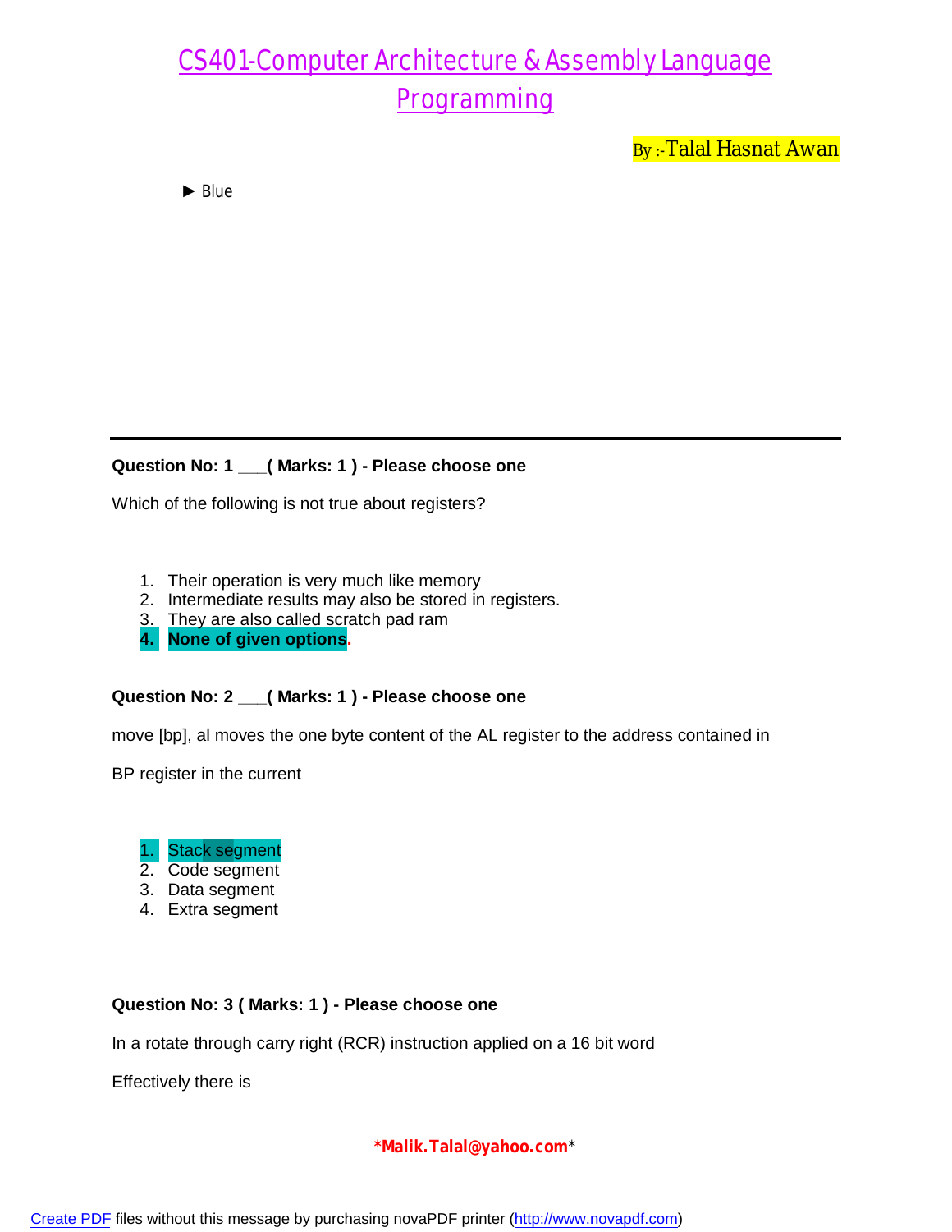► Blue

---

**Question No: 1 ___( Marks: 1 ) - Please choose one**

Which of the following is not true about registers?

1. Their operation is very much like memory
2. Intermediate results may also be stored in registers.
3. They are also called scratch pad ram
4. **None of given options**.

**Question No: 2 ___( Marks: 1 ) - Please choose one**

move [bp], al moves the one byte content of the AL register to the address contained in

BP register in the current

1. **Stack segment**
2. Code segment
3. Data segment
4. Extra segment

**Question No: 3 ( Marks: 1 ) - Please choose one**

In a rotate through carry right (RCR) instruction applied on a 16 bit word

Effectively there is

*Malik.Talal@yahoo.com*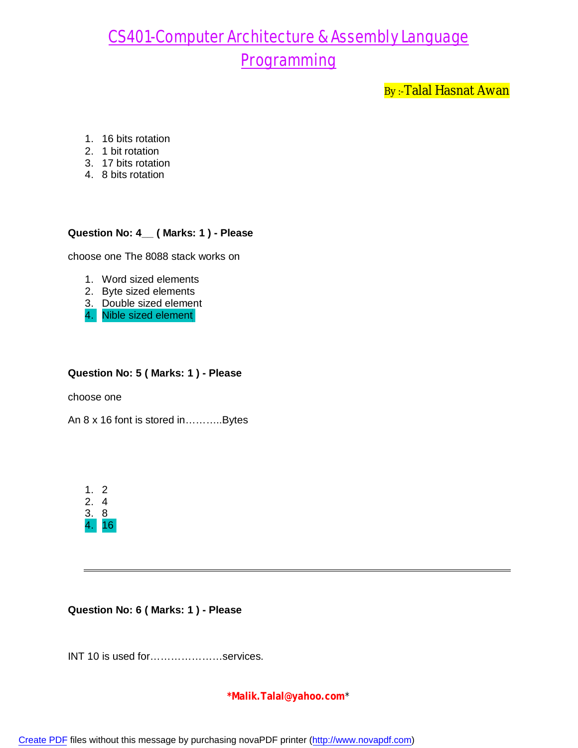1. 16 bits rotation
2. 1 bit rotation
3. 17 bits rotation
4. 8 bits rotation

**Question No: 4__ ( Marks: 1 ) - Please**

choose one The 8088 stack works on

1. Word sized elements
2. Byte sized elements
3. Double sized element
4. Nible sized element

**Question No: 5 ( Marks: 1 ) - Please**

choose one

An 8 x 16 font is stored in………..Bytes

1. 2
2. 4
3. 8
4. 16

---

**Question No: 6 ( Marks: 1 ) - Please**

INT 10 is used for…………………services.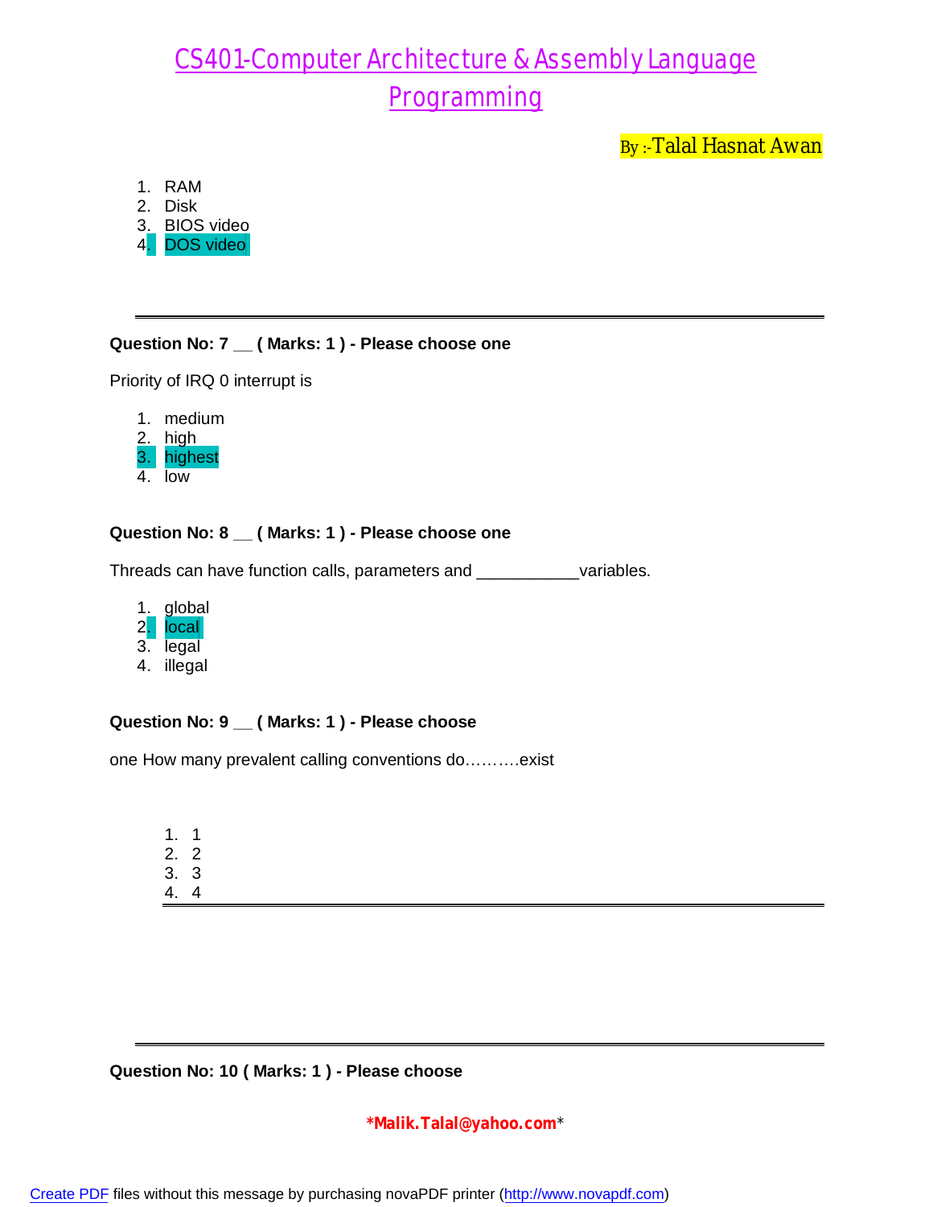1. RAM
2. Disk
3. BIOS video
4. DOS video

---

**Question No: 7 __ ( Marks: 1 ) - Please choose one**

Priority of IRQ 0 interrupt is

1. medium
2. high
3. highest
4. low

**Question No: 8 __ ( Marks: 1 ) - Please choose one**

Threads can have function calls, parameters and ___________variables.

1. global
2. local
3. legal
4. illegal

**Question No: 9 __ ( Marks: 1 ) - Please choose**

one How many prevalent calling conventions do……….exist

1. 1
2. 2
3. 3
4. 4

---

**Question No: 10 ( Marks: 1 ) - Please choose**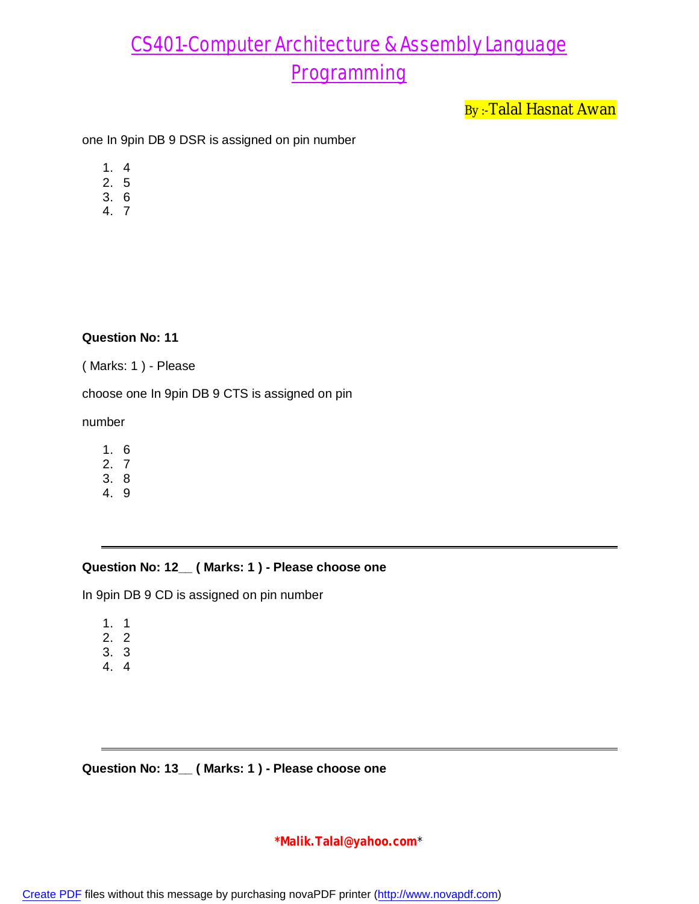one In 9pin DB 9 DSR is assigned on pin number

1. 4
2. 5
3. 6
4. 7

**Question No: 11**

( Marks: 1 ) - Please

choose one In 9pin DB 9 CTS is assigned on pin

number

1. 6
2. 7
3. 8
4. 9

---

**Question No: 12__ ( Marks: 1 ) - Please choose one**

In 9pin DB 9 CD is assigned on pin number

1. 1
2. 2
3. 3
4. 4

---

**Question No: 13__ ( Marks: 1 ) - Please choose one**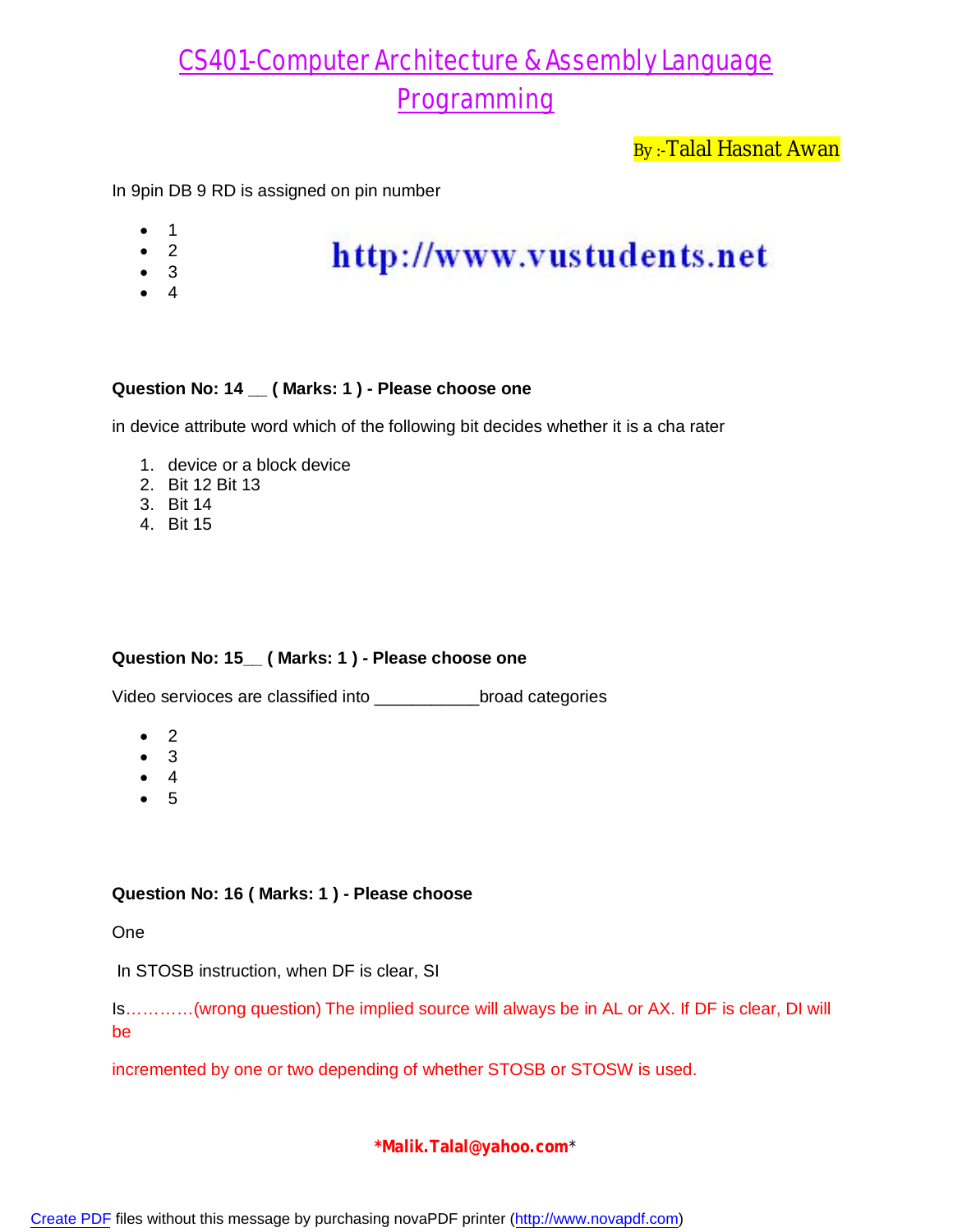# CS401-Computer Architecture & Assembly Language Programming

By :-Talal Hasnat Awan

In 9pin DB 9 RD is assigned on pin number

- 1
- 2
- 3
- 4

http://www.vustudents.net

**Question No: 14 __ ( Marks: 1 ) - Please choose one**

in device attribute word which of the following bit decides whether it is a cha rater

1. device or a block device
2. Bit 12 Bit 13
3. Bit 14
4. Bit 15

**Question No: 15__ ( Marks: 1 ) - Please choose one**

Video servioces are classified into ___________broad categories

- 2
- 3
- 4
- 5

**Question No: 16 ( Marks: 1 ) - Please choose**

One

In STOSB instruction, when DF is clear, SI

Is…………(wrong question) The implied source will always be in AL or AX. If DF is clear, DI will be

incremented by one or two depending of whether STOSB or STOSW is used.

*Malik.Talal@yahoo.com*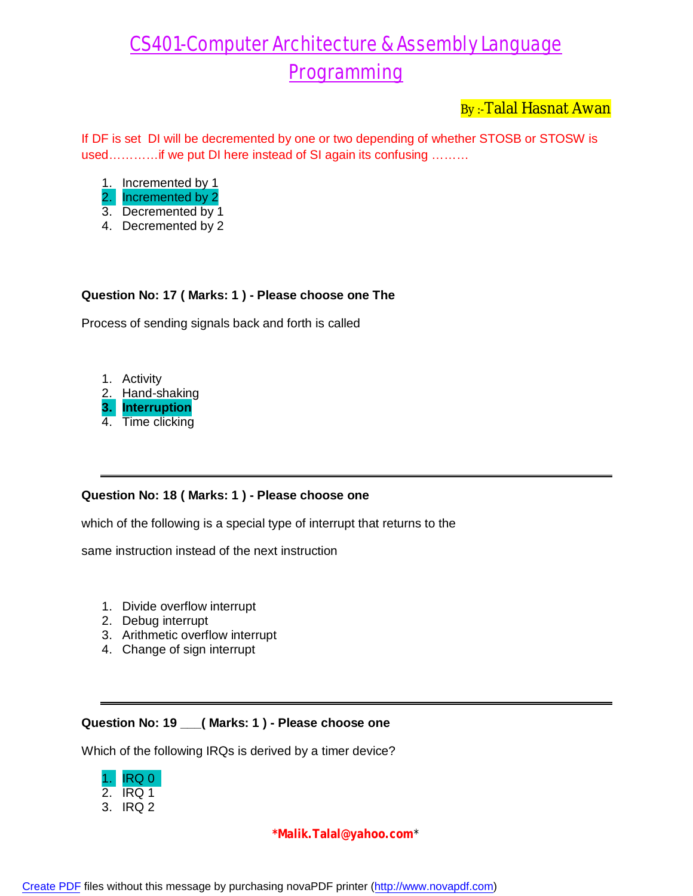# CS401-Computer Architecture & Assembly Language Programming

By :-Talal Hasnat Awan

If DF is set DI will be decremented by one or two depending of whether STOSB or STOSW is used…………if we put DI here instead of SI again its confusing ………

1. Incremented by 1
2. Incremented by 2
3. Decremented by 1
4. Decremented by 2

**Question No: 17 ( Marks: 1 ) - Please choose one The**

Process of sending signals back and forth is called

1. Activity
2. Hand-shaking
3. **Interruption**
4. Time clicking

---

**Question No: 18 ( Marks: 1 ) - Please choose one**

which of the following is a special type of interrupt that returns to the

same instruction instead of the next instruction

1. Divide overflow interrupt
2. Debug interrupt
3. Arithmetic overflow interrupt
4. Change of sign interrupt

---

**Question No: 19 ___( Marks: 1 ) - Please choose one**

Which of the following IRQs is derived by a timer device?

1. IRQ 0
2. IRQ 1
3. IRQ 2

***Malik.Talal@yahoo.com***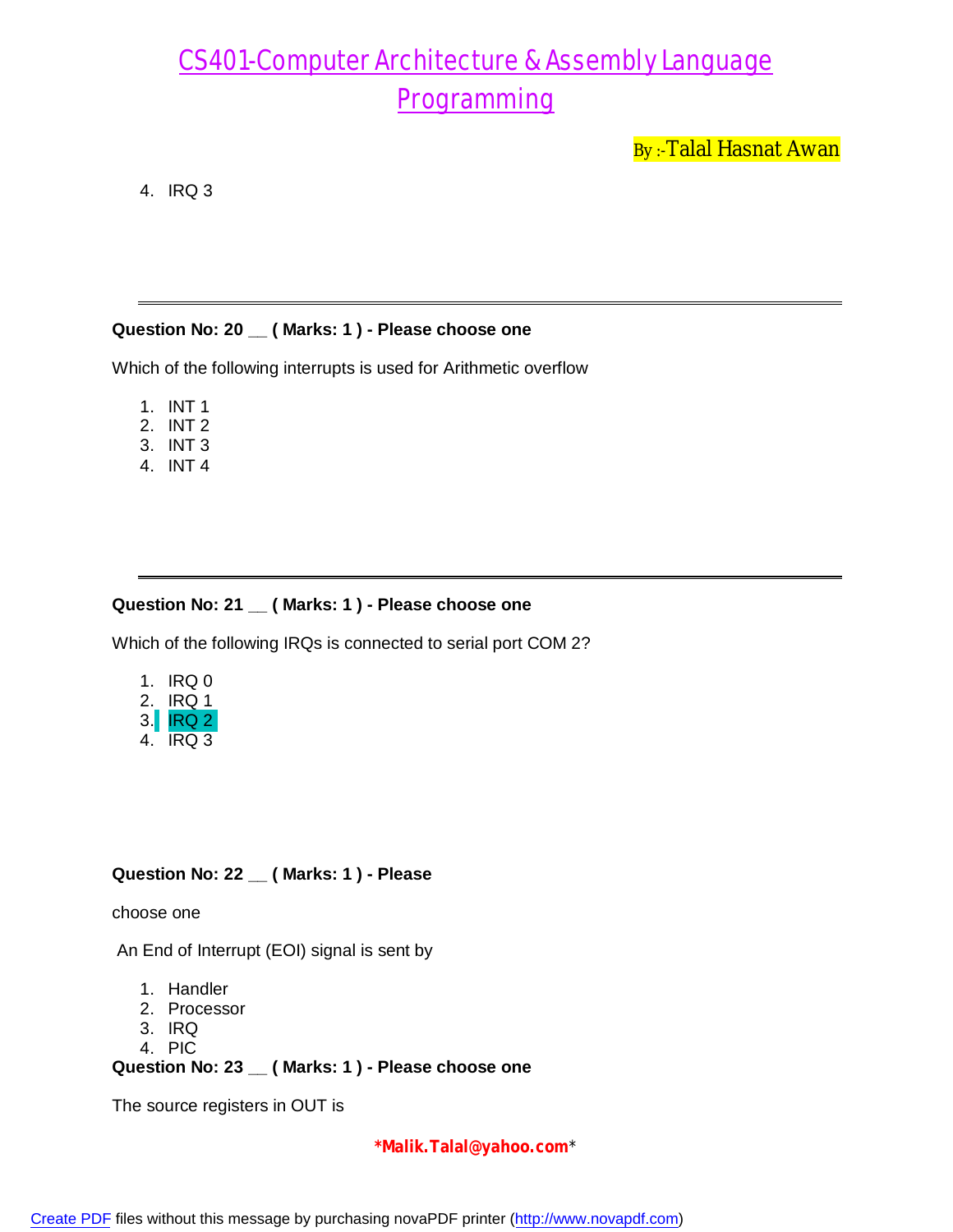4. IRQ 3

---

**Question No: 20 __ ( Marks: 1 ) - Please choose one**

Which of the following interrupts is used for Arithmetic overflow

1. INT 1
2. INT 2
3. INT 3
4. INT 4

---

**Question No: 21 __ ( Marks: 1 ) - Please choose one**

Which of the following IRQs is connected to serial port COM 2?

1. IRQ 0
2. IRQ 1
3. IRQ 2
4. IRQ 3

**Question No: 22 __ ( Marks: 1 ) - Please**

choose one

An End of Interrupt (EOI) signal is sent by

1. Handler
2. Processor
3. IRQ
4. PIC

**Question No: 23 __ ( Marks: 1 ) - Please choose one**

The source registers in OUT is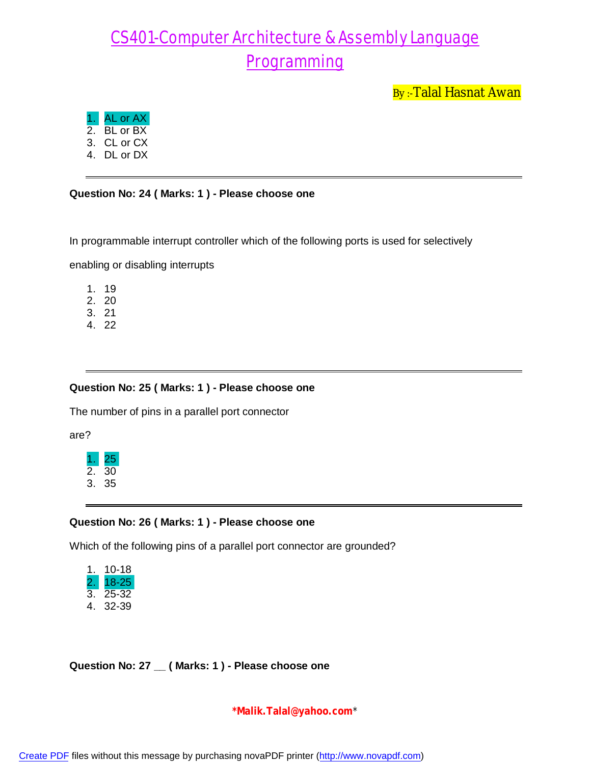1. AL or AX
2. BL or BX
3. CL or CX
4. DL or DX

---

**Question No: 24 ( Marks: 1 ) - Please choose one**

In programmable interrupt controller which of the following ports is used for selectively

enabling or disabling interrupts

1. 19
2. 20
3. 21
4. 22

---

**Question No: 25 ( Marks: 1 ) - Please choose one**

The number of pins in a parallel port connector

are?

1. 25
2. 30
3. 35

---

**Question No: 26 ( Marks: 1 ) - Please choose one**

Which of the following pins of a parallel port connector are grounded?

1. 10-18
2. 18-25
3. 25-32
4. 32-39

**Question No: 27 __ ( Marks: 1 ) - Please choose one**

*Malik.Talal@yahoo.com*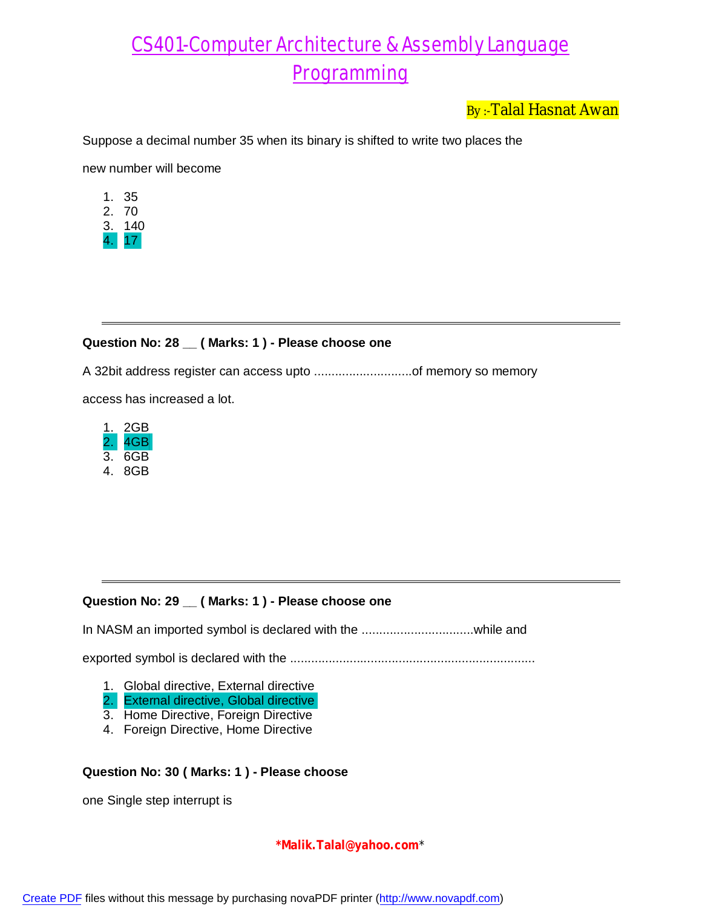# CS401-Computer Architecture & Assembly Language Programming

By :-Talal Hasnat Awan

Suppose a decimal number 35 when its binary is shifted to write two places the

new number will become

1. 35
2. 70
3. 140
4. 17

---

**Question No: 28 __ ( Marks: 1 ) - Please choose one**

A 32bit address register can access upto ............................of memory so memory

access has increased a lot.

1. 2GB
2. 4GB
3. 6GB
4. 8GB

---

**Question No: 29 __ ( Marks: 1 ) - Please choose one**

In NASM an imported symbol is declared with the ................................while and

exported symbol is declared with the ......................................................................

1. Global directive, External directive
2. External directive, Global directive
3. Home Directive, Foreign Directive
4. Foreign Directive, Home Directive

**Question No: 30 ( Marks: 1 ) - Please choose**

one Single step interrupt is

*Malik.Talal@yahoo.com*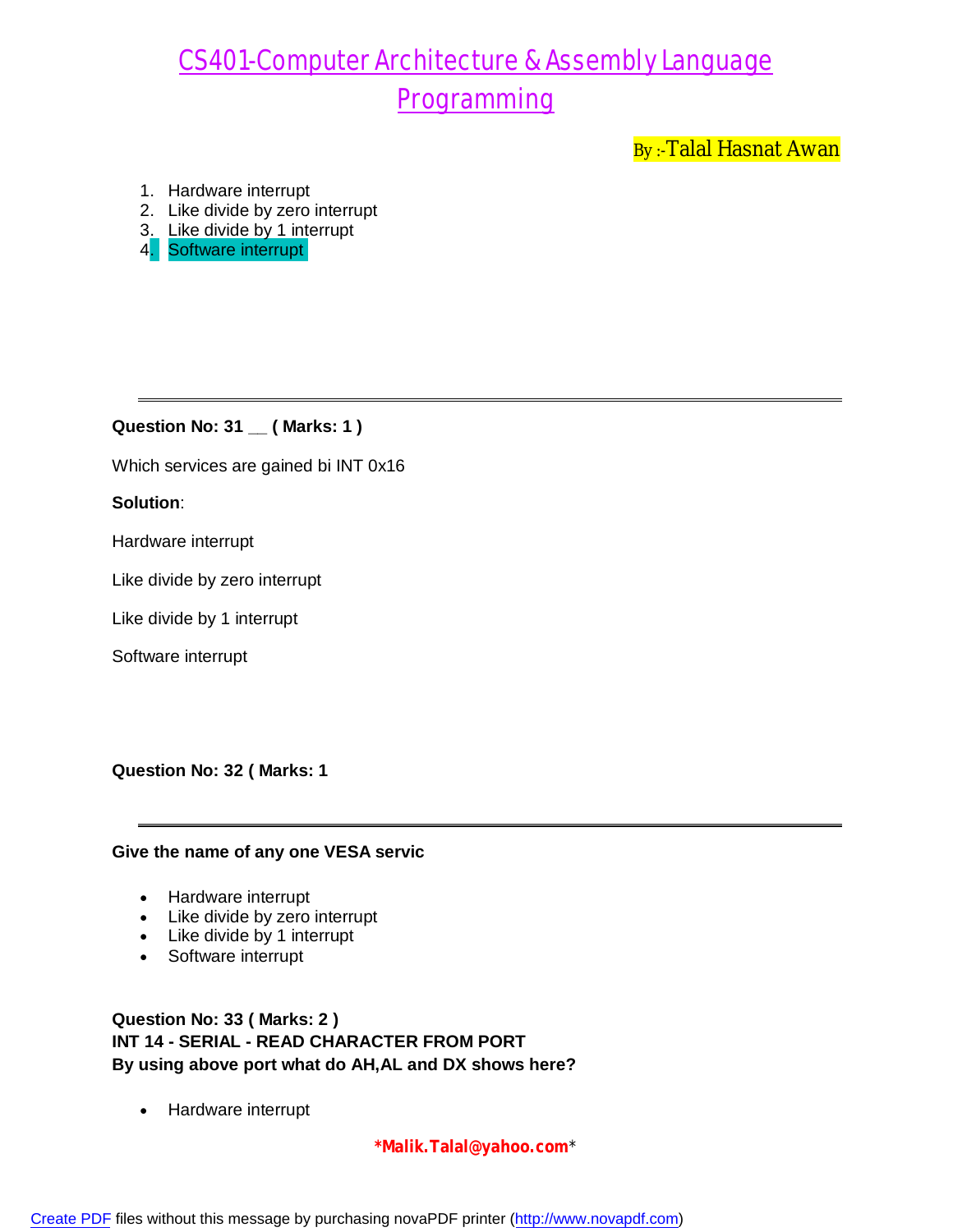# CS401-Computer Architecture & Assembly Language Programming

By :-Talal Hasnat Awan

1. Hardware interrupt
2. Like divide by zero interrupt
3. Like divide by 1 interrupt
4. Software interrupt

---

**Question No: 31 __ ( Marks: 1 )**

Which services are gained bi INT 0x16

**Solution**:

Hardware interrupt

Like divide by zero interrupt

Like divide by 1 interrupt

Software interrupt

**Question No: 32 ( Marks: 1**

---

**Give the name of any one VESA servic**

- Hardware interrupt
- Like divide by zero interrupt
- Like divide by 1 interrupt
- Software interrupt

**Question No: 33 ( Marks: 2 )**
**INT 14 - SERIAL - READ CHARACTER FROM PORT**
**By using above port what do AH,AL and DX shows here?**

- Hardware interrupt

***Malik.Talal@yahoo.com***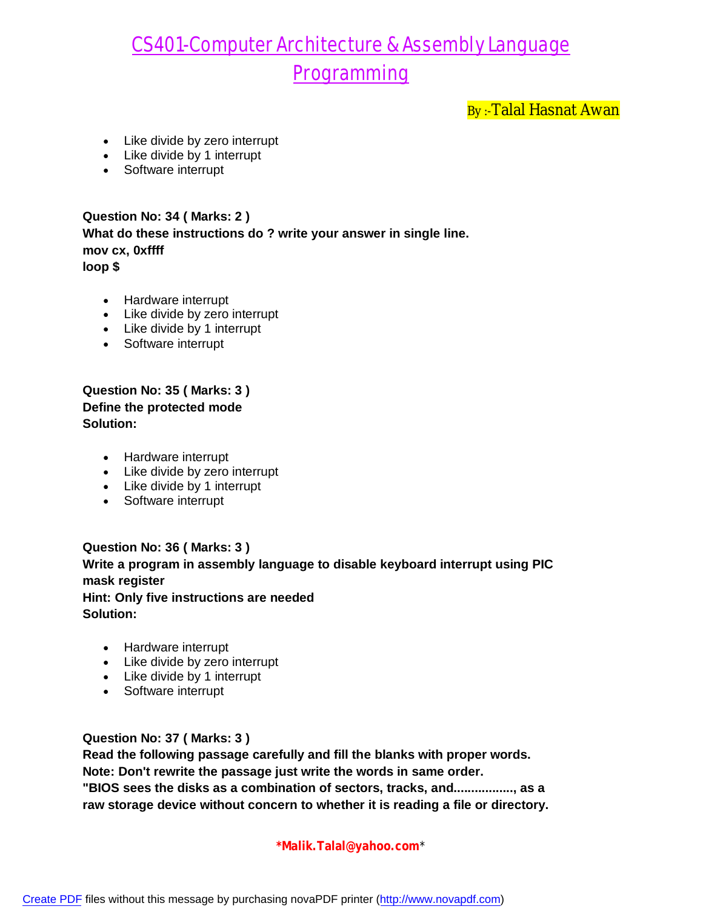- Like divide by zero interrupt
- Like divide by 1 interrupt
- Software interrupt

**Question No: 34 ( Marks: 2 )**
**What do these instructions do ? write your answer in single line.**
**mov cx, 0xffff**
**loop $**

- Hardware interrupt
- Like divide by zero interrupt
- Like divide by 1 interrupt
- Software interrupt

**Question No: 35 ( Marks: 3 )**
**Define the protected mode**
**Solution:**

- Hardware interrupt
- Like divide by zero interrupt
- Like divide by 1 interrupt
- Software interrupt

**Question No: 36 ( Marks: 3 )**
**Write a program in assembly language to disable keyboard interrupt using PIC mask register**
**Hint: Only five instructions are needed**
**Solution:**

- Hardware interrupt
- Like divide by zero interrupt
- Like divide by 1 interrupt
- Software interrupt

**Question No: 37 ( Marks: 3 )**
**Read the following passage carefully and fill the blanks with proper words.**
**Note: Don't rewrite the passage just write the words in same order.**
**"BIOS sees the disks as a combination of sectors, tracks, and................, as a raw storage device without concern to whether it is reading a file or directory.**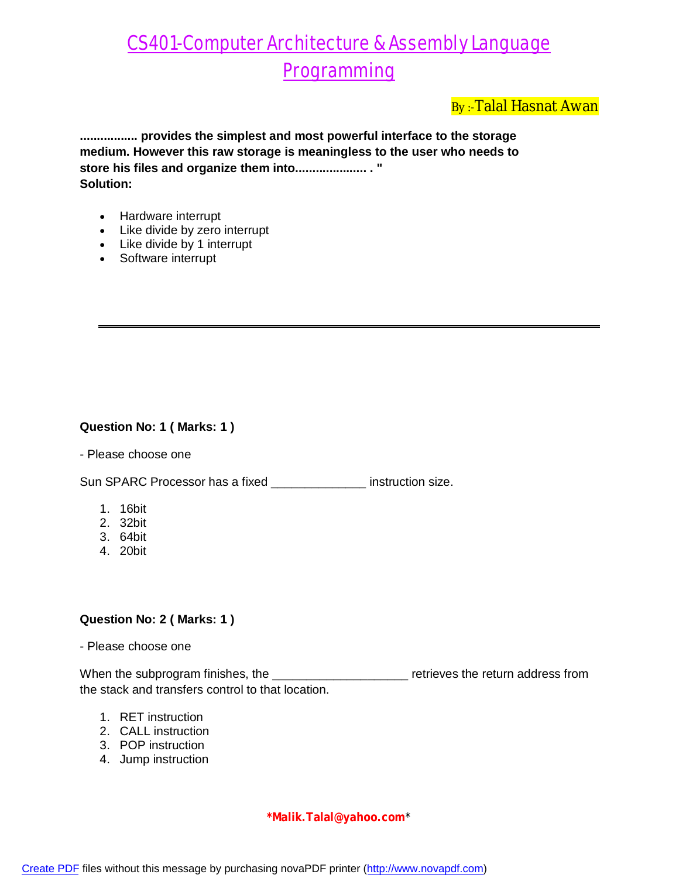# CS401-Computer Architecture & Assembly Language Programming

By :-Talal Hasnat Awan

**................. provides the simplest and most powerful interface to the storage medium. However this raw storage is meaningless to the user who needs to store his files and organize them into..................... . "**
**Solution:**

- Hardware interrupt
- Like divide by zero interrupt
- Like divide by 1 interrupt
- Software interrupt

---

**Question No: 1 ( Marks: 1 )**

- Please choose one

Sun SPARC Processor has a fixed _____________ instruction size.

1. 16bit
2. 32bit
3. 64bit
4. 20bit

**Question No: 2 ( Marks: 1 )**

- Please choose one

When the subprogram finishes, the ___________________ retrieves the return address from the stack and transfers control to that location.

1. RET instruction
2. CALL instruction
3. POP instruction
4. Jump instruction

*Malik.Talal@yahoo.com*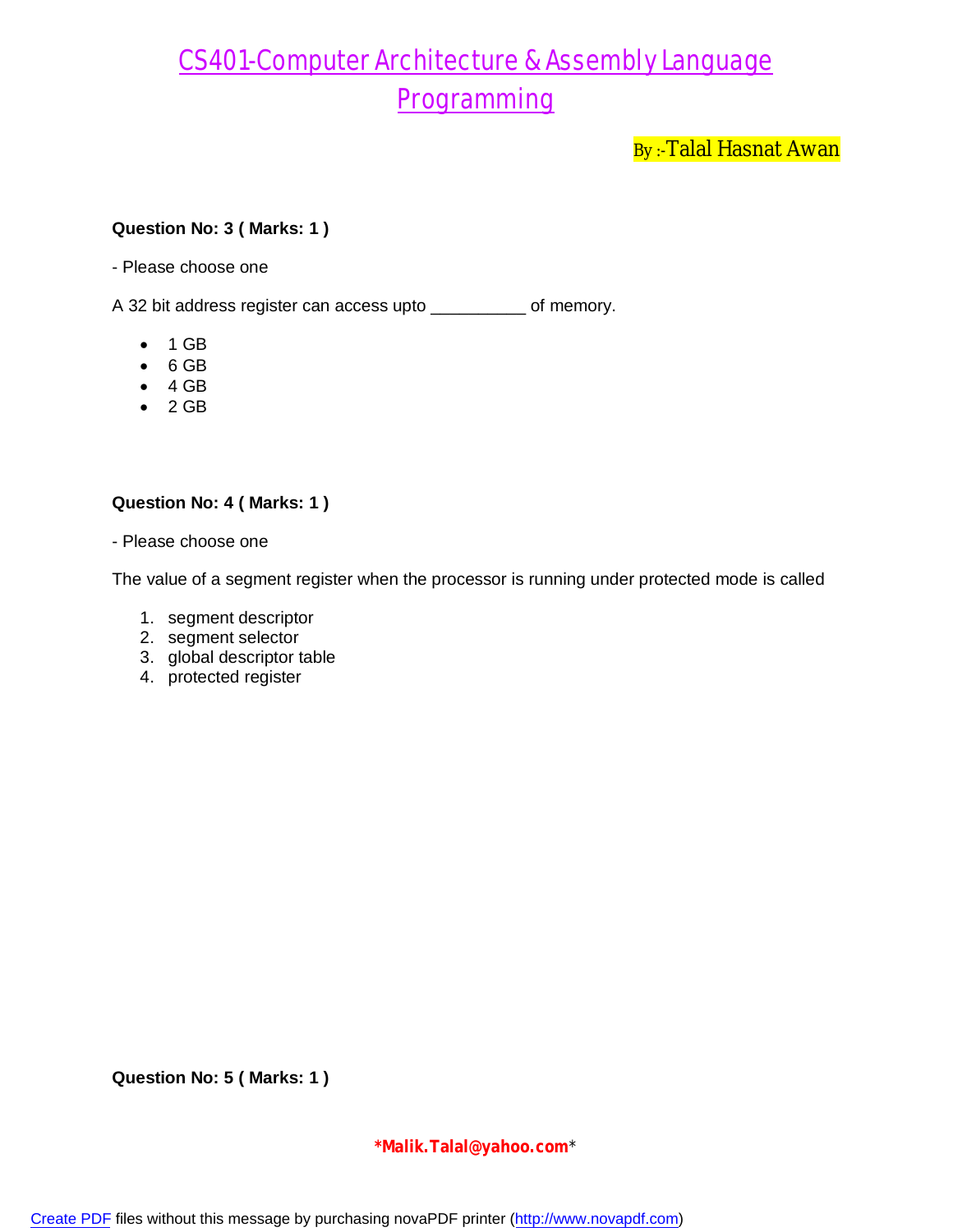**Question No: 3 ( Marks: 1 )**

- Please choose one

A 32 bit address register can access upto __________ of memory.

- 1 GB
- 6 GB
- 4 GB
- 2 GB

**Question No: 4 ( Marks: 1 )**

- Please choose one

The value of a segment register when the processor is running under protected mode is called

1. segment descriptor
2. segment selector
3. global descriptor table
4. protected register

**Question No: 5 ( Marks: 1 )**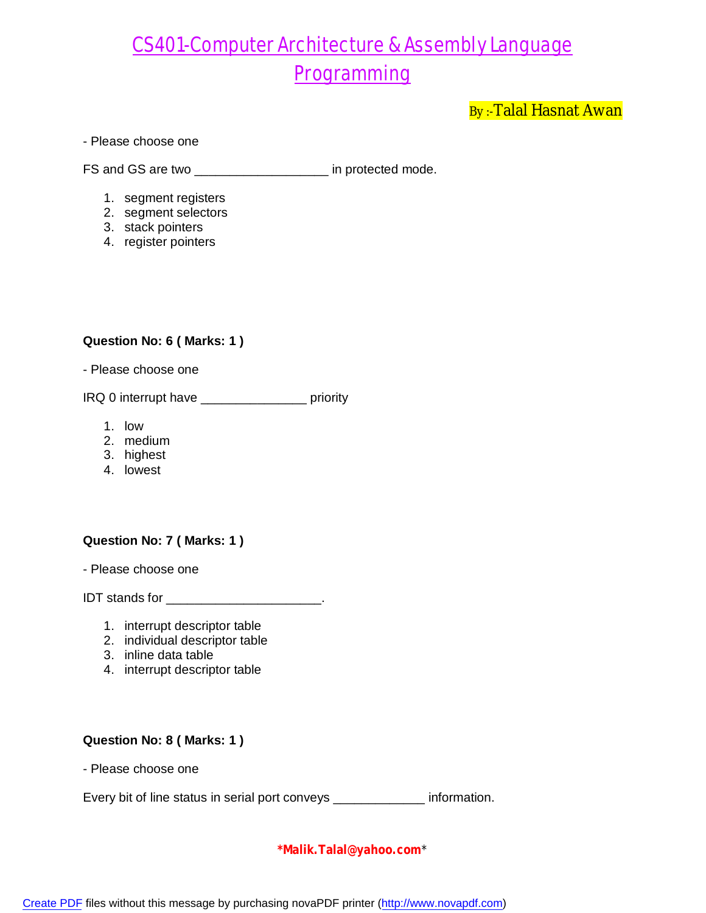# CS401-Computer Architecture & Assembly Language Programming

By :-Talal Hasnat Awan

- Please choose one

FS and GS are two ___________________ in protected mode.

1. segment registers
2. segment selectors
3. stack pointers
4. register pointers

**Question No: 6 ( Marks: 1 )**

- Please choose one

IRQ 0 interrupt have _______________ priority

1. low
2. medium
3. highest
4. lowest

**Question No: 7 ( Marks: 1 )**

- Please choose one

IDT stands for ______________________.

1. interrupt descriptor table
2. individual descriptor table
3. inline data table
4. interrupt descriptor table

**Question No: 8 ( Marks: 1 )**

- Please choose one

Every bit of line status in serial port conveys _____________ information.

*Malik.Talal@yahoo.com*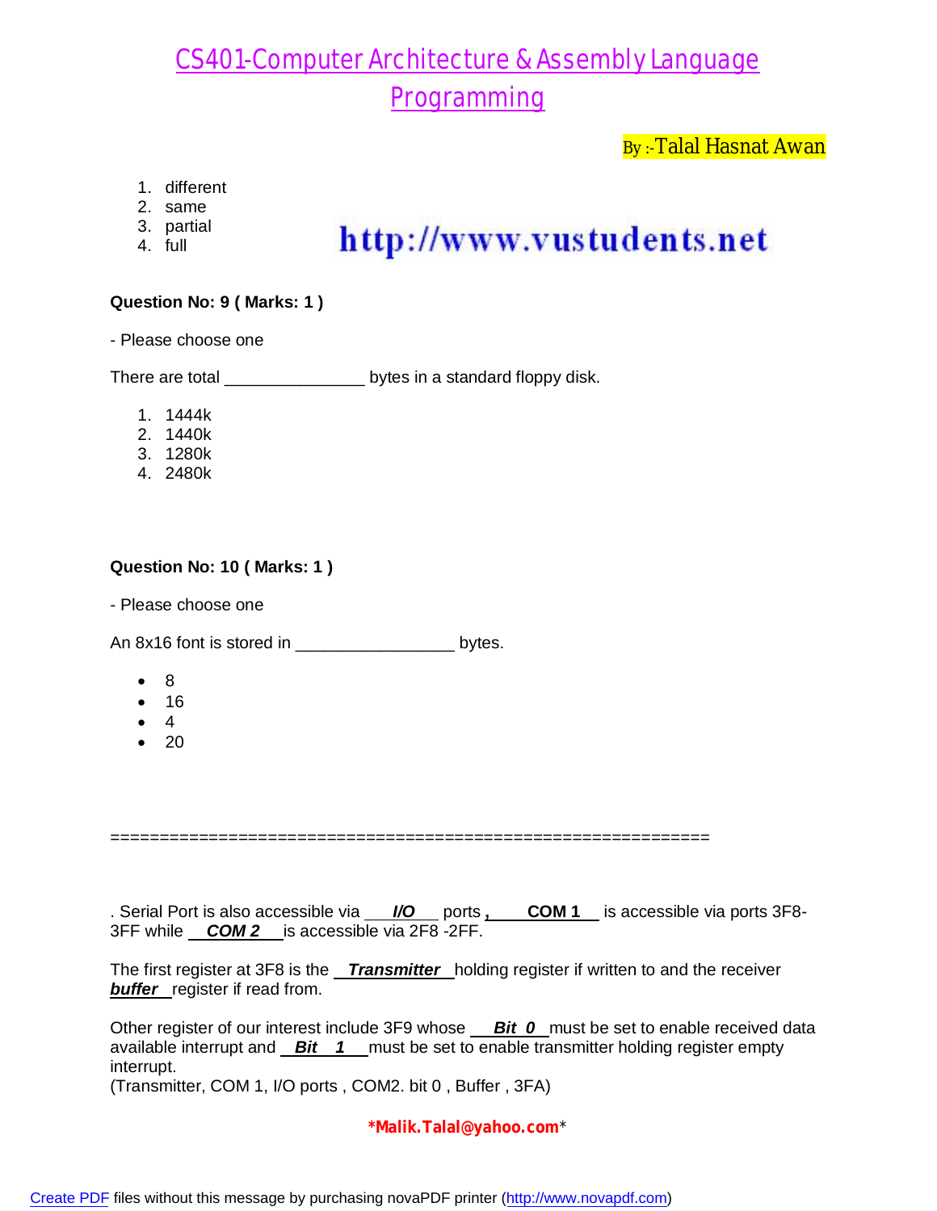1. different
2. same
3. partial
4. full

http://www.vustudents.net

**Question No: 9 ( Marks: 1 )**

- Please choose one

There are total _______________ bytes in a standard floppy disk.

1. 1444k
2. 1440k
3. 1280k
4. 2480k

**Question No: 10 ( Marks: 1 )**

- Please choose one

An 8x16 font is stored in _________________ bytes.

- 8
- 16
- 4
- 20

=============================================================

. Serial Port is also accessible via ___***I/O***___ ports **,** ___**COM 1**___ is accessible via ports 3F8-3FF while ___***COM 2***___ is accessible via 2F8 -2FF.

The first register at 3F8 is the ___***Transmitter***___ holding register if written to and the receiver ***buffer***___ register if read from.

Other register of our interest include 3F9 whose ___***Bit 0***___ must be set to enable received data available interrupt and ___***Bit 1***___ must be set to enable transmitter holding register empty interrupt.
(Transmitter, COM 1, I/O ports , COM2. bit 0 , Buffer , 3FA)

***Malik.Talal@yahoo.com***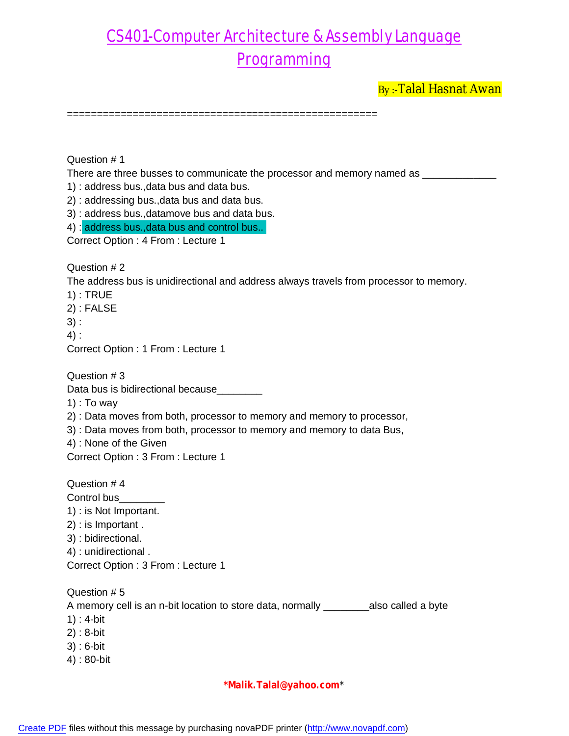# CS401-Computer Architecture & Assembly Language Programming

By :-Talal Hasnat Awan

===================================================

Question # 1
There are three busses to communicate the processor and memory named as _____________
1) : address bus.,data bus and data bus.
2) : addressing bus.,data bus and data bus.
3) : address bus.,datamove bus and data bus.
4) : address bus.,data bus and control bus..
Correct Option : 4 From : Lecture 1

Question # 2
The address bus is unidirectional and address always travels from processor to memory.
1) : TRUE
2) : FALSE
3) :
4) :
Correct Option : 1 From : Lecture 1

Question # 3
Data bus is bidirectional because________
1) : To way
2) : Data moves from both, processor to memory and memory to processor,
3) : Data moves from both, processor to memory and memory to data Bus,
4) : None of the Given
Correct Option : 3 From : Lecture 1

Question # 4
Control bus________
1) : is Not Important.
2) : is Important .
3) : bidirectional.
4) : unidirectional .
Correct Option : 3 From : Lecture 1

Question # 5
A memory cell is an n-bit location to store data, normally ________also called a byte
1) : 4-bit
2) : 8-bit
3) : 6-bit
4) : 80-bit

*Malik.Talal@yahoo.com*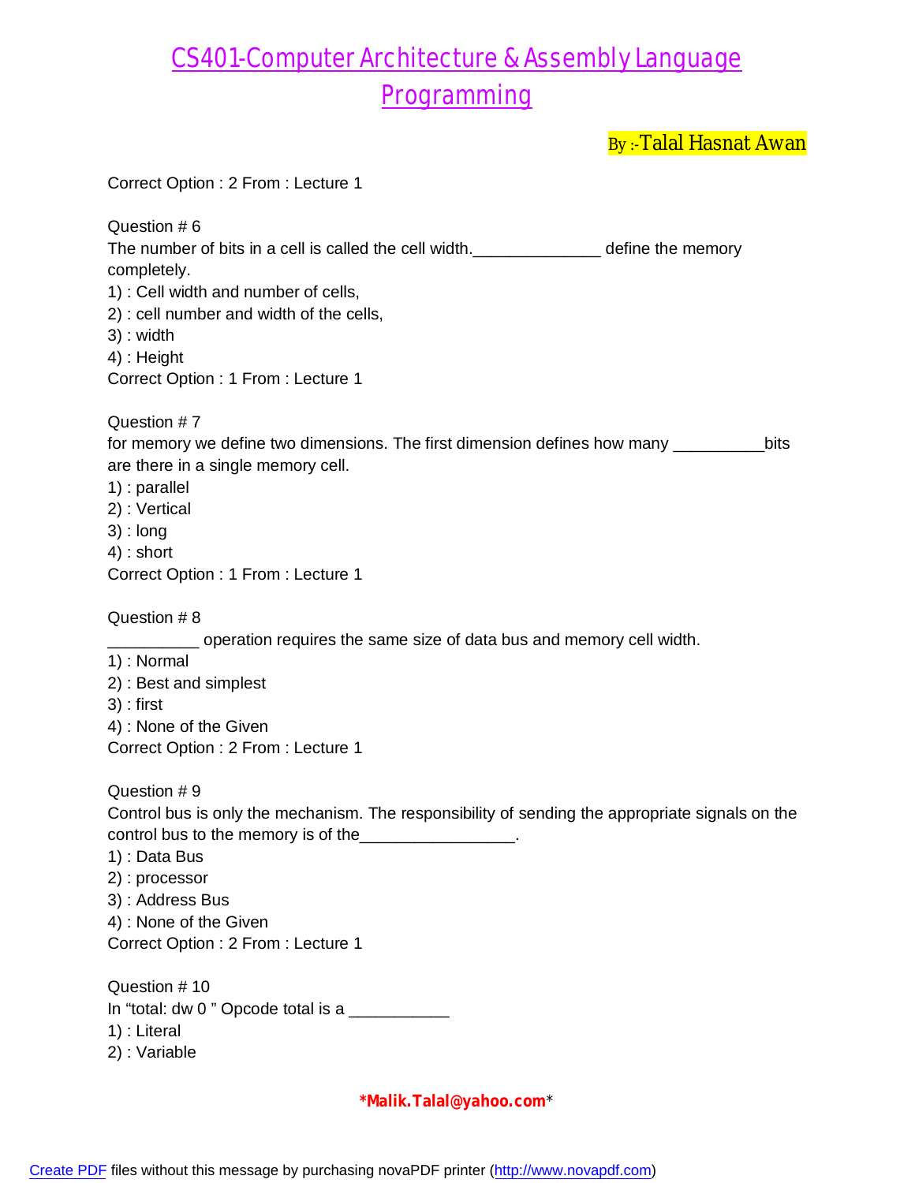Correct Option : 2 From : Lecture 1

Question # 6
The number of bits in a cell is called the cell width.______________ define the memory completely.
1) : Cell width and number of cells,
2) : cell number and width of the cells,
3) : width
4) : Height
Correct Option : 1 From : Lecture 1

Question # 7
for memory we define two dimensions. The first dimension defines how many __________bits are there in a single memory cell.
1) : parallel
2) : Vertical
3) : long
4) : short
Correct Option : 1 From : Lecture 1

Question # 8
__________ operation requires the same size of data bus and memory cell width.
1) : Normal
2) : Best and simplest
3) : first
4) : None of the Given
Correct Option : 2 From : Lecture 1

Question # 9
Control bus is only the mechanism. The responsibility of sending the appropriate signals on the control bus to the memory is of the_________________.
1) : Data Bus
2) : processor
3) : Address Bus
4) : None of the Given
Correct Option : 2 From : Lecture 1

Question # 10
In “total: dw 0 ” Opcode total is a ___________
1) : Literal
2) : Variable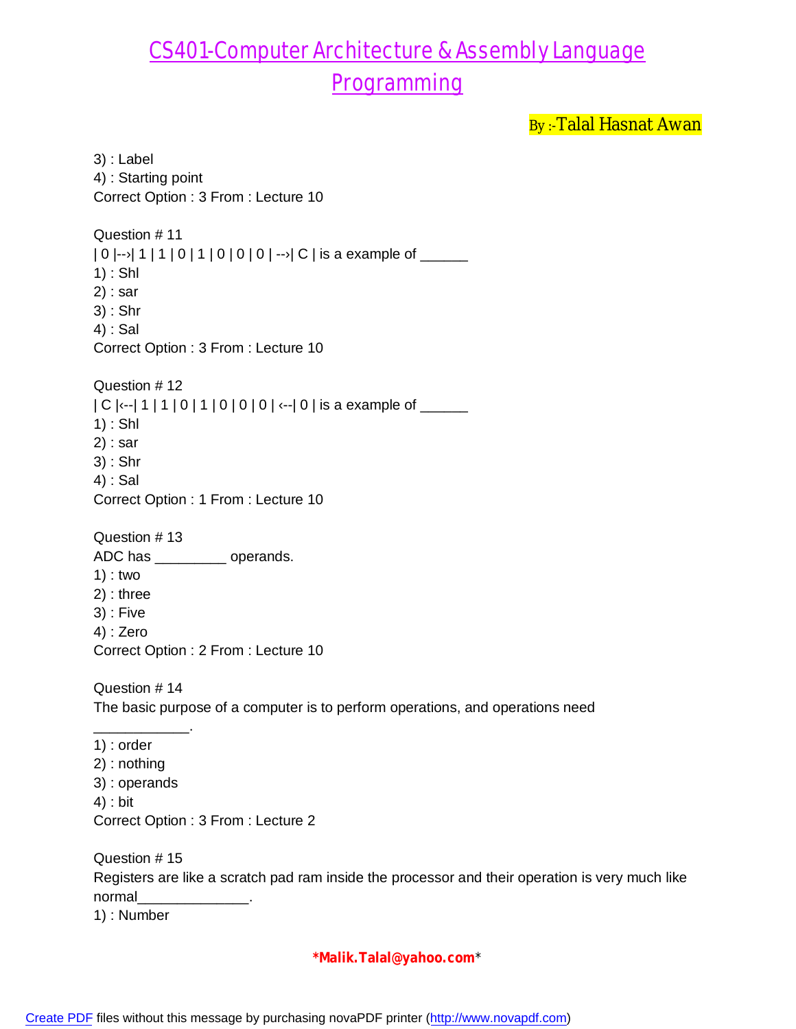3) : Label
4) : Starting point
Correct Option : 3 From : Lecture 10

Question # 11
| 0 |--›| 1 | 1 | 0 | 1 | 0 | 0 | 0 | --›| C | is a example of ______
1) : Shl
2) : sar
3) : Shr
4) : Sal
Correct Option : 3 From : Lecture 10

Question # 12
| C |‹--| 1 | 1 | 0 | 1 | 0 | 0 | 0 | ‹--| 0 | is a example of ______
1) : Shl
2) : sar
3) : Shr
4) : Sal
Correct Option : 1 From : Lecture 10

Question # 13
ADC has _________ operands.
1) : two
2) : three
3) : Five
4) : Zero
Correct Option : 2 From : Lecture 10

Question # 14
The basic purpose of a computer is to perform operations, and operations need ____________.
1) : order
2) : nothing
3) : operands
4) : bit
Correct Option : 3 From : Lecture 2

Question # 15
Registers are like a scratch pad ram inside the processor and their operation is very much like normal______________.
1) : Number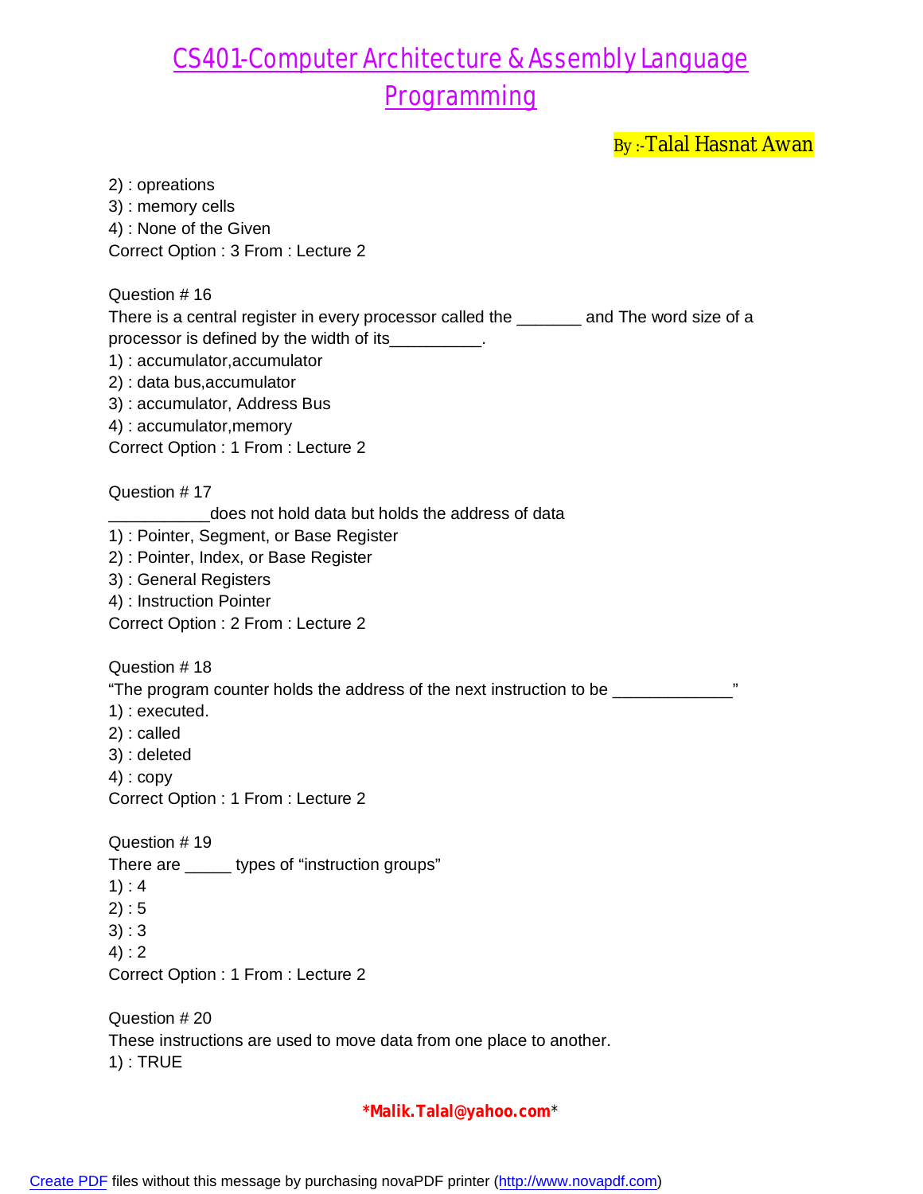2) : opreations
3) : memory cells
4) : None of the Given
Correct Option : 3 From : Lecture 2

Question # 16
There is a central register in every processor called the _______ and The word size of a processor is defined by the width of its__________.
1) : accumulator,accumulator
2) : data bus,accumulator
3) : accumulator, Address Bus
4) : accumulator,memory
Correct Option : 1 From : Lecture 2

Question # 17
___________does not hold data but holds the address of data
1) : Pointer, Segment, or Base Register
2) : Pointer, Index, or Base Register
3) : General Registers
4) : Instruction Pointer
Correct Option : 2 From : Lecture 2

Question # 18
“The program counter holds the address of the next instruction to be _____________”
1) : executed.
2) : called
3) : deleted
4) : copy
Correct Option : 1 From : Lecture 2

Question # 19
There are _____ types of “instruction groups”
1) : 4
2) : 5
3) : 3
4) : 2
Correct Option : 1 From : Lecture 2

Question # 20
These instructions are used to move data from one place to another.
1) : TRUE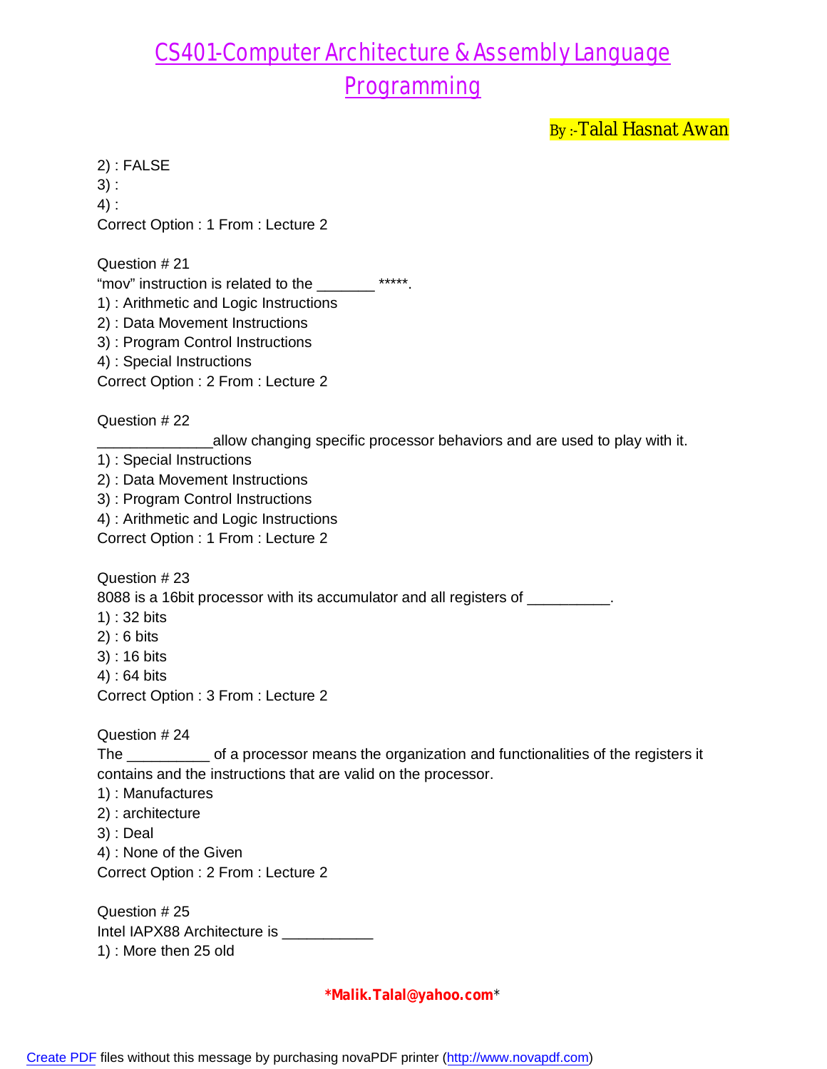2) : FALSE
3) :
4) :
Correct Option : 1 From : Lecture 2

Question # 21
“mov” instruction is related to the _______ *****.
1) : Arithmetic and Logic Instructions
2) : Data Movement Instructions
3) : Program Control Instructions
4) : Special Instructions
Correct Option : 2 From : Lecture 2

Question # 22
_____________allow changing specific processor behaviors and are used to play with it.
1) : Special Instructions
2) : Data Movement Instructions
3) : Program Control Instructions
4) : Arithmetic and Logic Instructions
Correct Option : 1 From : Lecture 2

Question # 23
8088 is a 16bit processor with its accumulator and all registers of __________.
1) : 32 bits
2) : 6 bits
3) : 16 bits
4) : 64 bits
Correct Option : 3 From : Lecture 2

Question # 24
The __________ of a processor means the organization and functionalities of the registers it contains and the instructions that are valid on the processor.
1) : Manufactures
2) : architecture
3) : Deal
4) : None of the Given
Correct Option : 2 From : Lecture 2

Question # 25
Intel IAPX88 Architecture is ___________
1) : More then 25 old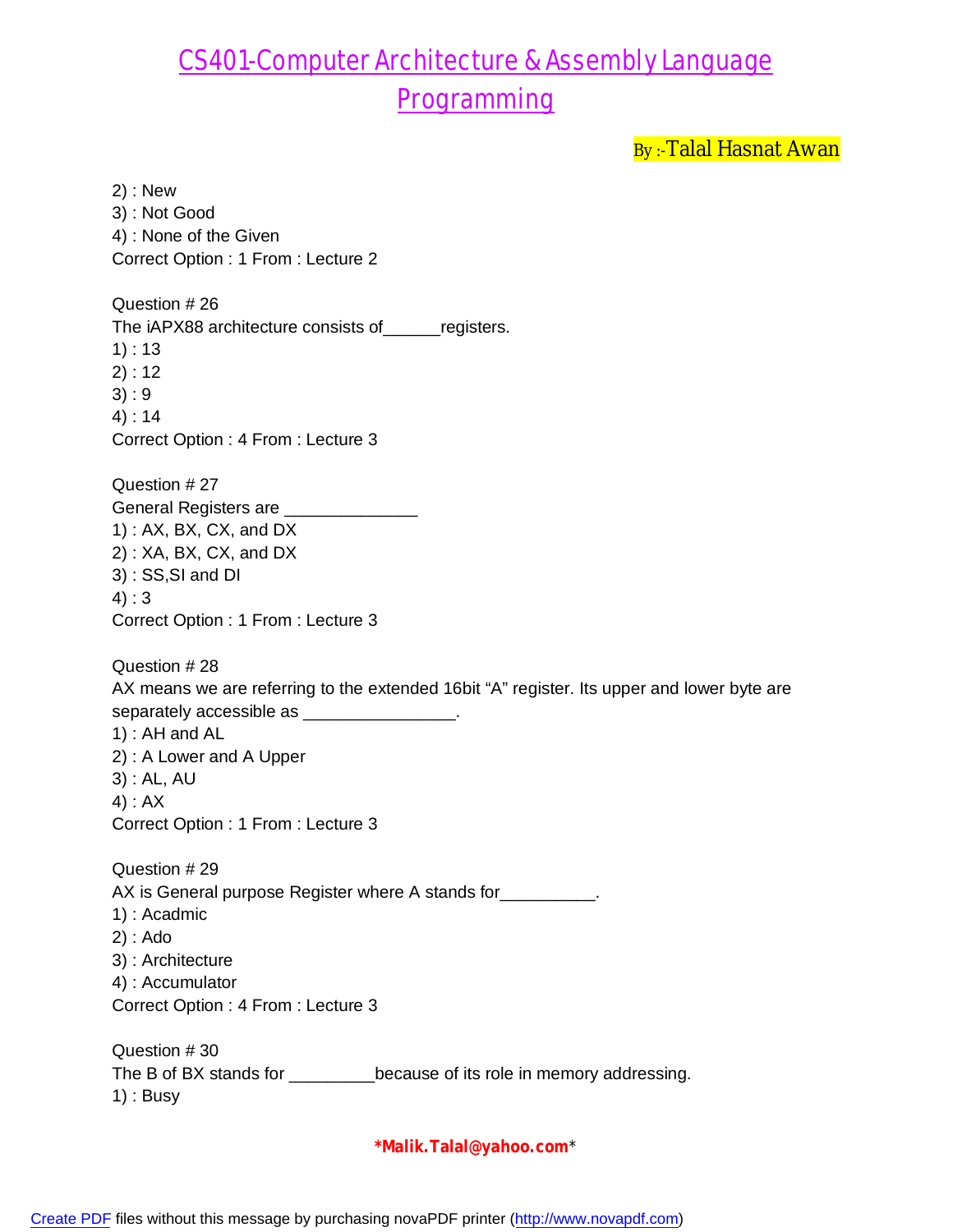2) : New
3) : Not Good
4) : None of the Given
Correct Option : 1 From : Lecture 2

Question # 26
The iAPX88 architecture consists of______registers.
1) : 13
2) : 12
3) : 9
4) : 14
Correct Option : 4 From : Lecture 3

Question # 27
General Registers are ______________
1) : AX, BX, CX, and DX
2) : XA, BX, CX, and DX
3) : SS,SI and DI
4) : 3
Correct Option : 1 From : Lecture 3

Question # 28
AX means we are referring to the extended 16bit “A” register. Its upper and lower byte are separately accessible as ________________.
1) : AH and AL
2) : A Lower and A Upper
3) : AL, AU
4) : AX
Correct Option : 1 From : Lecture 3

Question # 29
AX is General purpose Register where A stands for__________.
1) : Acadmic
2) : Ado
3) : Architecture
4) : Accumulator
Correct Option : 4 From : Lecture 3

Question # 30
The B of BX stands for _________because of its role in memory addressing.
1) : Busy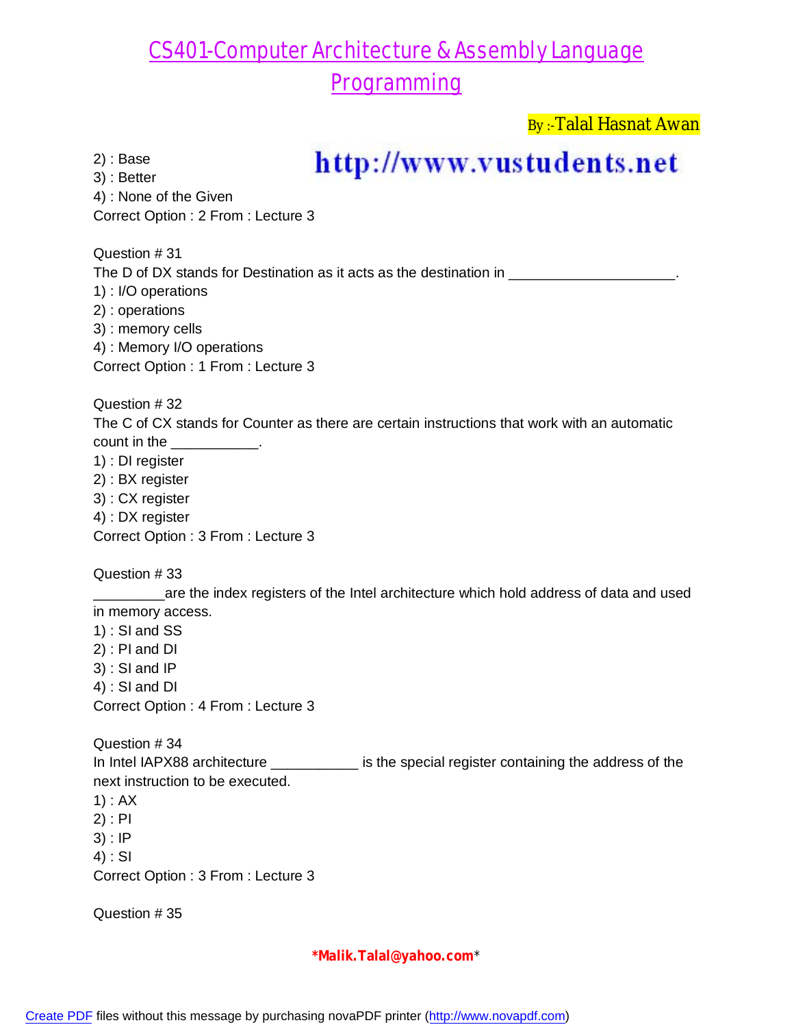2) : Base
3) : Better
4) : None of the Given
Correct Option : 2 From : Lecture 3

Question # 31
The D of DX stands for Destination as it acts as the destination in ____________________.
1) : I/O operations
2) : operations
3) : memory cells
4) : Memory I/O operations
Correct Option : 1 From : Lecture 3

Question # 32
The C of CX stands for Counter as there are certain instructions that work with an automatic count in the ___________.
1) : DI register
2) : BX register
3) : CX register
4) : DX register
Correct Option : 3 From : Lecture 3

Question # 33
_________are the index registers of the Intel architecture which hold address of data and used in memory access.
1) : SI and SS
2) : PI and DI
3) : SI and IP
4) : SI and DI
Correct Option : 4 From : Lecture 3

Question # 34
In Intel IAPX88 architecture ___________ is the special register containing the address of the next instruction to be executed.
1) : AX
2) : PI
3) : IP
4) : SI
Correct Option : 3 From : Lecture 3

Question # 35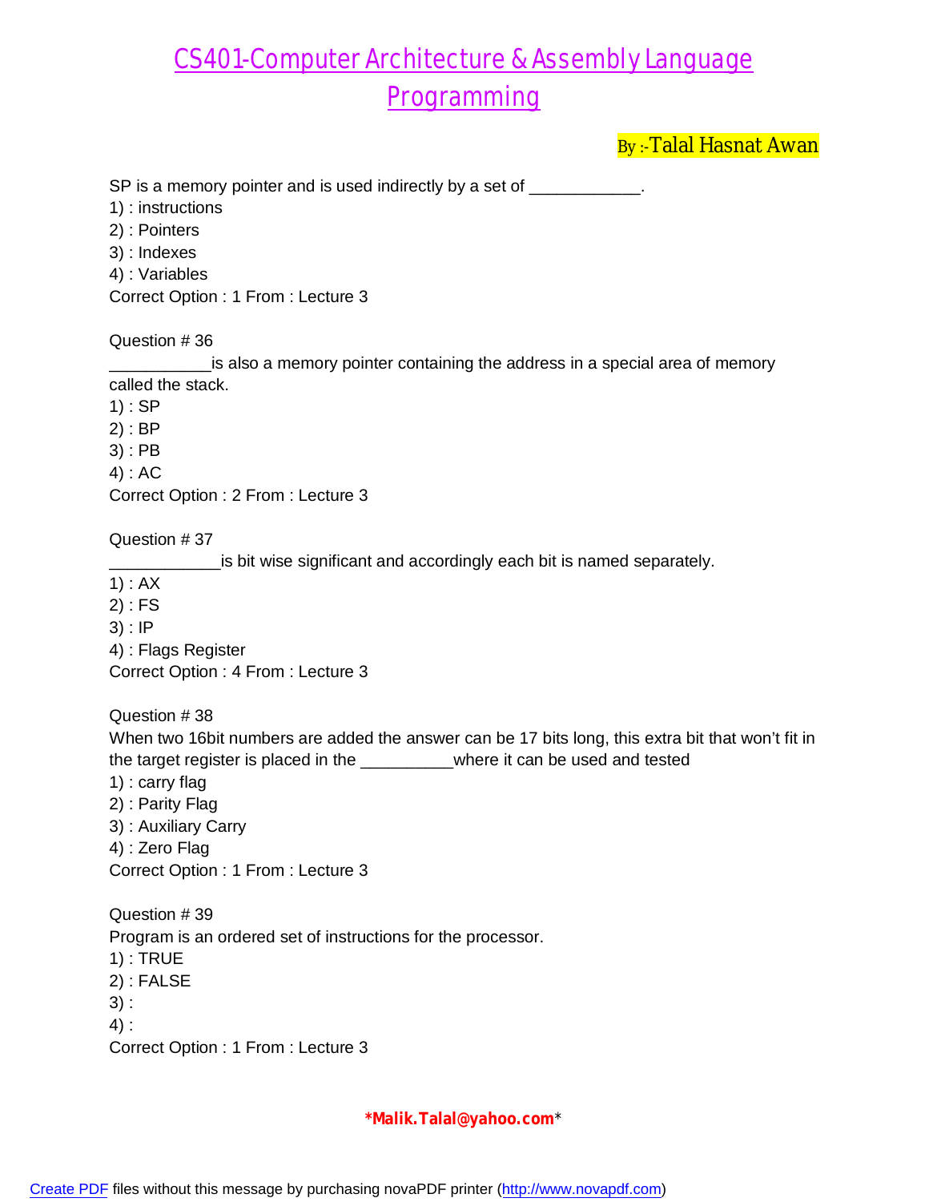SP is a memory pointer and is used indirectly by a set of ____________.
1) : instructions
2) : Pointers
3) : Indexes
4) : Variables
Correct Option : 1 From : Lecture 3

Question # 36
___________is also a memory pointer containing the address in a special area of memory called the stack.
1) : SP
2) : BP
3) : PB
4) : AC
Correct Option : 2 From : Lecture 3

Question # 37
____________is bit wise significant and accordingly each bit is named separately.
1) : AX
2) : FS
3) : IP
4) : Flags Register
Correct Option : 4 From : Lecture 3

Question # 38
When two 16bit numbers are added the answer can be 17 bits long, this extra bit that won't fit in the target register is placed in the __________where it can be used and tested
1) : carry flag
2) : Parity Flag
3) : Auxiliary Carry
4) : Zero Flag
Correct Option : 1 From : Lecture 3

Question # 39
Program is an ordered set of instructions for the processor.
1) : TRUE
2) : FALSE
3) :
4) :
Correct Option : 1 From : Lecture 3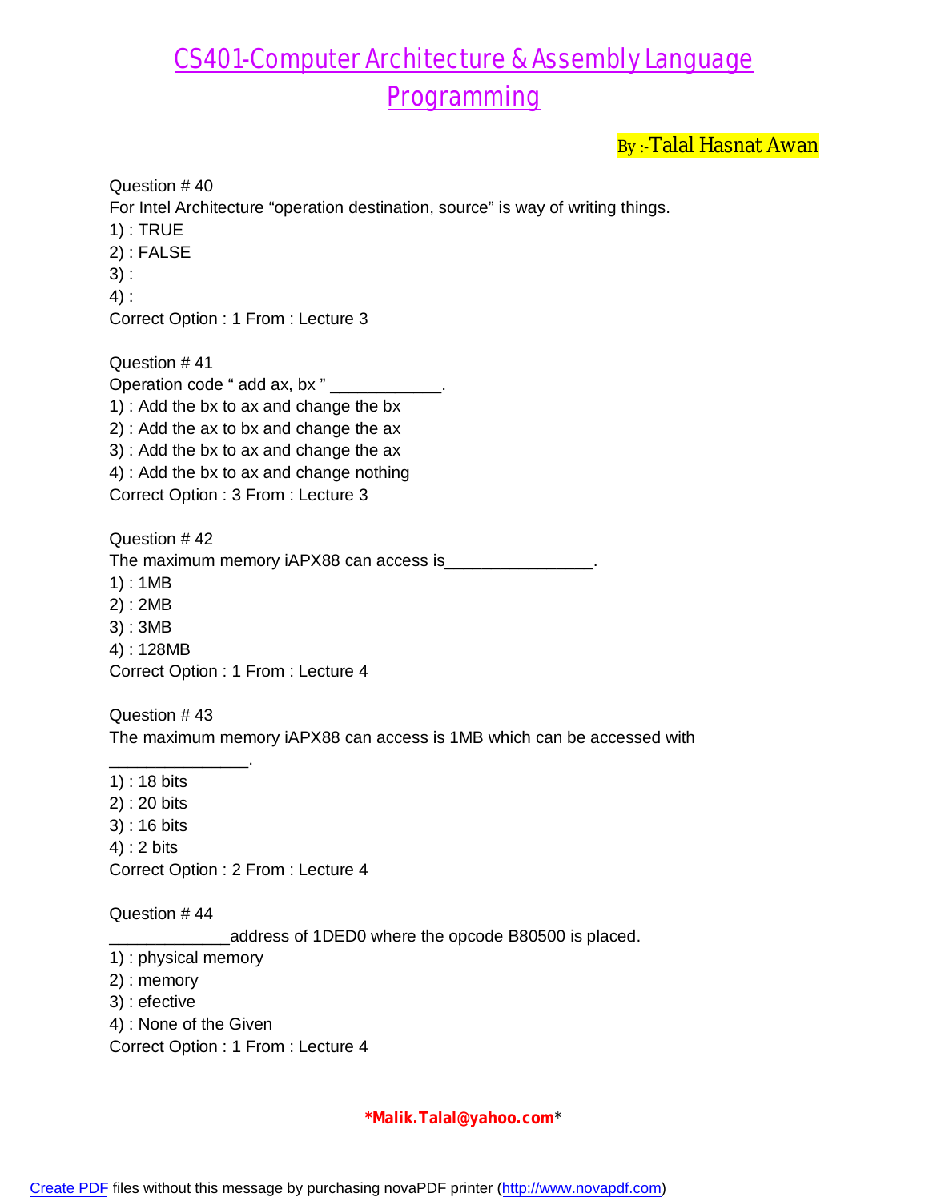Question # 40
For Intel Architecture “operation destination, source” is way of writing things.
1) : TRUE
2) : FALSE
3) :
4) :
Correct Option : 1 From : Lecture 3

Question # 41
Operation code “ add ax, bx ” ____________.
1) : Add the bx to ax and change the bx
2) : Add the ax to bx and change the ax
3) : Add the bx to ax and change the ax
4) : Add the bx to ax and change nothing
Correct Option : 3 From : Lecture 3

Question # 42
The maximum memory iAPX88 can access is________________.
1) : 1MB
2) : 2MB
3) : 3MB
4) : 128MB
Correct Option : 1 From : Lecture 4

Question # 43
The maximum memory iAPX88 can access is 1MB which can be accessed with _______________.
1) : 18 bits
2) : 20 bits
3) : 16 bits
4) : 2 bits
Correct Option : 2 From : Lecture 4

Question # 44
_____________address of 1DED0 where the opcode B80500 is placed.
1) : physical memory
2) : memory
3) : efective
4) : None of the Given
Correct Option : 1 From : Lecture 4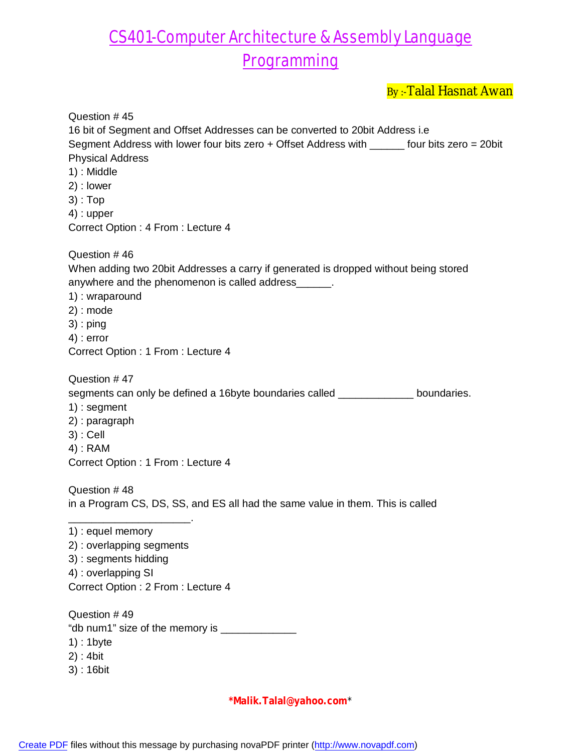# CS401-Computer Architecture & Assembly Language Programming

By :-Talal Hasnat Awan

Question # 45
16 bit of Segment and Offset Addresses can be converted to 20bit Address i.e
Segment Address with lower four bits zero + Offset Address with ______ four bits zero = 20bit Physical Address
1) : Middle
2) : lower
3) : Top
4) : upper
Correct Option : 4 From : Lecture 4

Question # 46
When adding two 20bit Addresses a carry if generated is dropped without being stored anywhere and the phenomenon is called address______.
1) : wraparound
2) : mode
3) : ping
4) : error
Correct Option : 1 From : Lecture 4

Question # 47
segments can only be defined a 16byte boundaries called _____________ boundaries.
1) : segment
2) : paragraph
3) : Cell
4) : RAM
Correct Option : 1 From : Lecture 4

Question # 48
in a Program CS, DS, SS, and ES all had the same value in them. This is called _____________________.
1) : equel memory
2) : overlapping segments
3) : segments hidding
4) : overlapping SI
Correct Option : 2 From : Lecture 4

Question # 49
"db num1" size of the memory is _____________
1) : 1byte
2) : 4bit
3) : 16bit

*Malik.Talal@yahoo.com*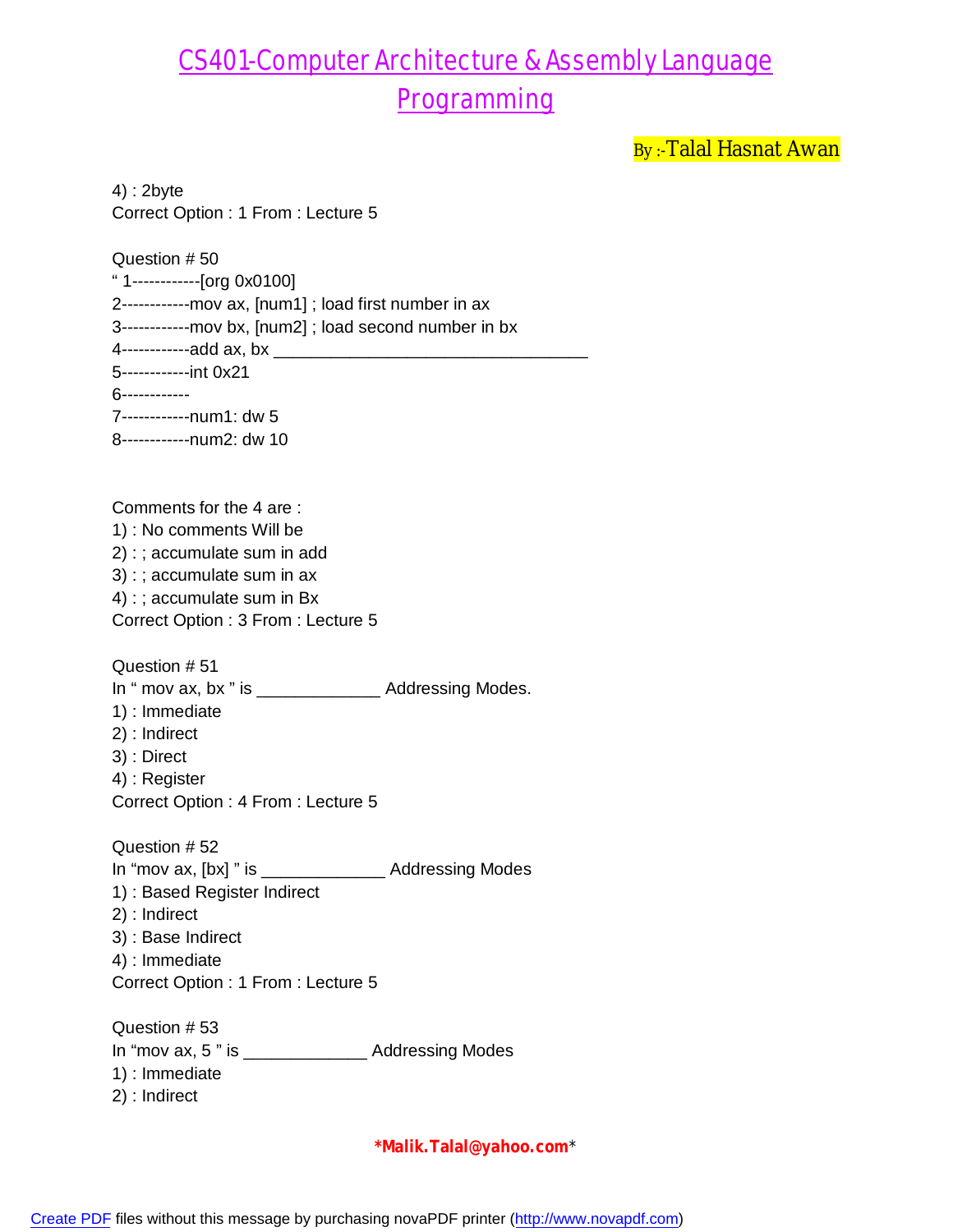4) : 2byte
Correct Option : 1 From : Lecture 5

Question # 50
" 1------------[org 0x0100]
2------------mov ax, [num1] ; load first number in ax
3------------mov bx, [num2] ; load second number in bx
4------------add ax, bx ___________________________________
5------------int 0x21
6------------
7------------num1: dw 5
8------------num2: dw 10

Comments for the 4 are :
1) : No comments Will be
2) : ; accumulate sum in add
3) : ; accumulate sum in ax
4) : ; accumulate sum in Bx
Correct Option : 3 From : Lecture 5

Question # 51
In " mov ax, bx " is _____________ Addressing Modes.
1) : Immediate
2) : Indirect
3) : Direct
4) : Register
Correct Option : 4 From : Lecture 5

Question # 52
In "mov ax, [bx] " is _____________ Addressing Modes
1) : Based Register Indirect
2) : Indirect
3) : Base Indirect
4) : Immediate
Correct Option : 1 From : Lecture 5

Question # 53
In "mov ax, 5 " is _____________ Addressing Modes
1) : Immediate
2) : Indirect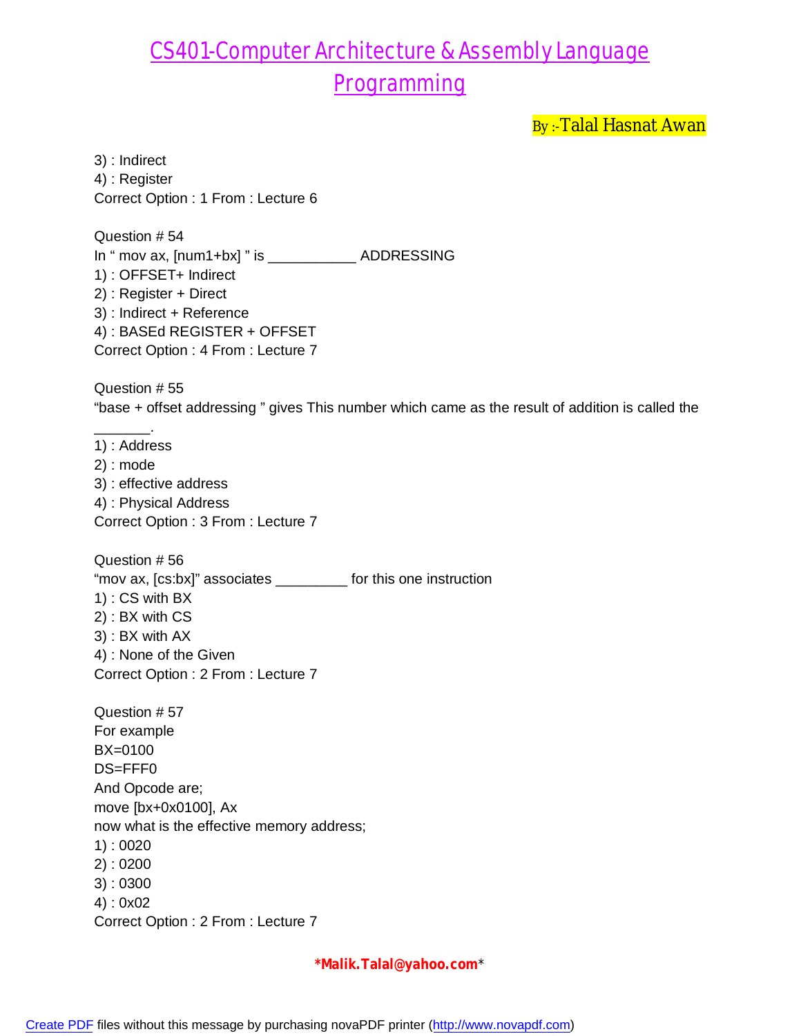3) : Indirect
4) : Register
Correct Option : 1 From : Lecture 6

Question # 54
In “ mov ax, [num1+bx] ” is ___________ ADDRESSING
1) : OFFSET+ Indirect
2) : Register + Direct
3) : Indirect + Reference
4) : BASEd REGISTER + OFFSET
Correct Option : 4 From : Lecture 7

Question # 55
“base + offset addressing ” gives This number which came as the result of addition is called the _______.
1) : Address
2) : mode
3) : effective address
4) : Physical Address
Correct Option : 3 From : Lecture 7

Question # 56
“mov ax, [cs:bx]” associates _________ for this one instruction
1) : CS with BX
2) : BX with CS
3) : BX with AX
4) : None of the Given
Correct Option : 2 From : Lecture 7

Question # 57
For example
BX=0100
DS=FFF0
And Opcode are;
move [bx+0x0100], Ax
now what is the effective memory address;
1) : 0020
2) : 0200
3) : 0300
4) : 0x02
Correct Option : 2 From : Lecture 7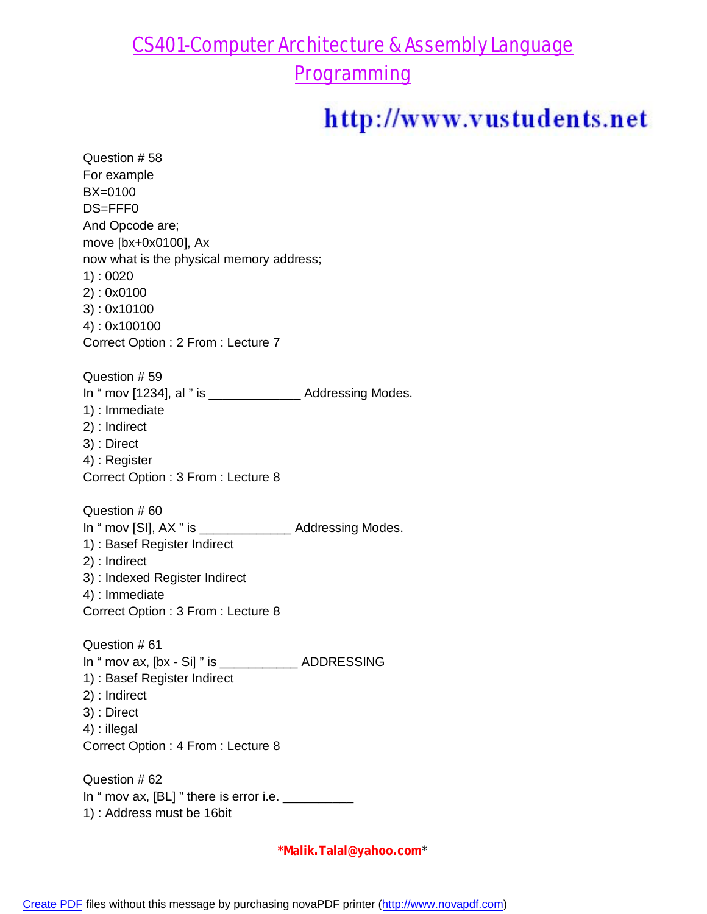Question # 58
For example
BX=0100
DS=FFF0
And Opcode are;
move [bx+0x0100], Ax
now what is the physical memory address;
1) : 0020
2) : 0x0100
3) : 0x10100
4) : 0x100100
Correct Option : 2 From : Lecture 7

Question # 59
In " mov [1234], al " is _____________ Addressing Modes.
1) : Immediate
2) : Indirect
3) : Direct
4) : Register
Correct Option : 3 From : Lecture 8

Question # 60
In " mov [SI], AX " is _____________ Addressing Modes.
1) : Basef Register Indirect
2) : Indirect
3) : Indexed Register Indirect
4) : Immediate
Correct Option : 3 From : Lecture 8

Question # 61
In " mov ax, [bx - Si] " is ___________ ADDRESSING
1) : Basef Register Indirect
2) : Indirect
3) : Direct
4) : illegal
Correct Option : 4 From : Lecture 8

Question # 62
In " mov ax, [BL] " there is error i.e. __________
1) : Address must be 16bit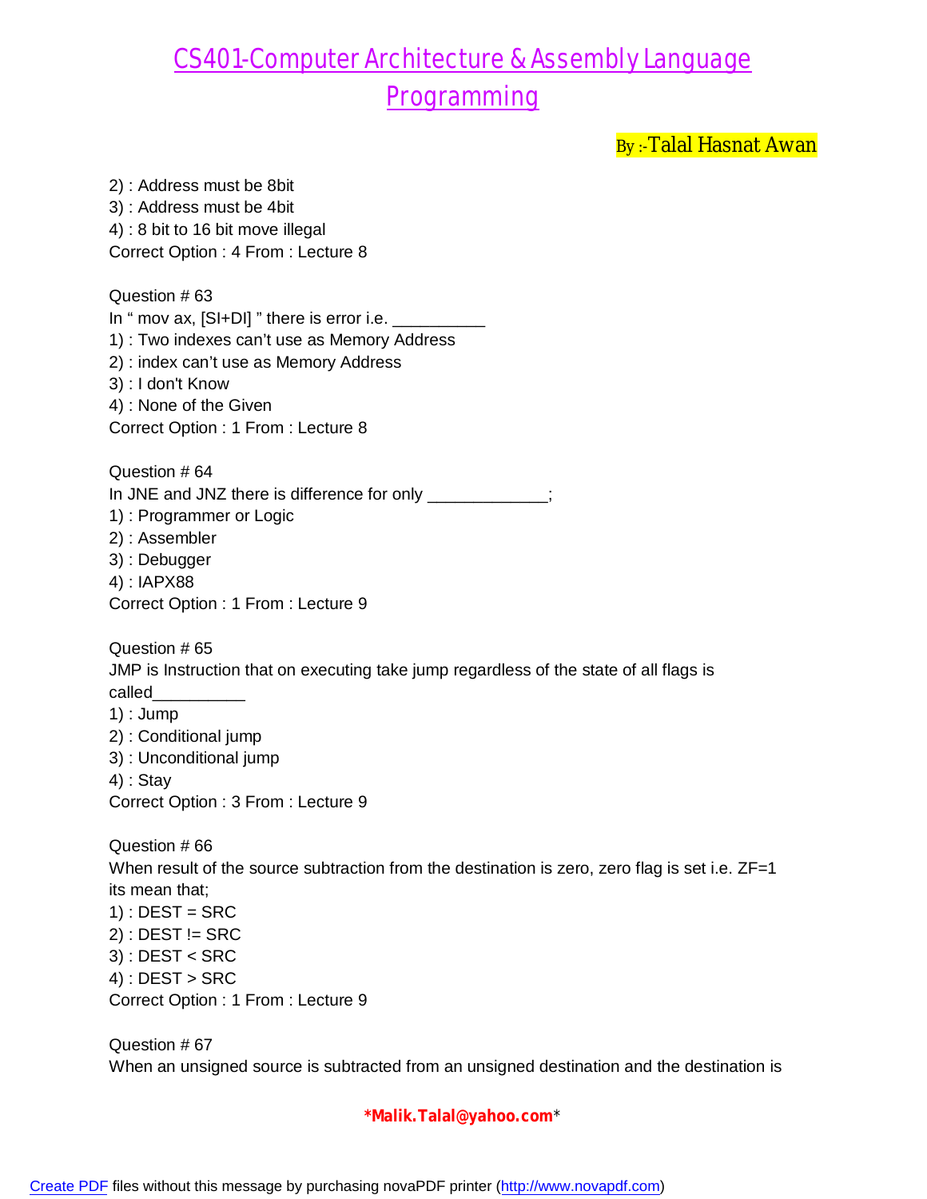2) : Address must be 8bit
3) : Address must be 4bit
4) : 8 bit to 16 bit move illegal
Correct Option : 4 From : Lecture 8

Question # 63
In " mov ax, [SI+DI] " there is error i.e. __________
1) : Two indexes can't use as Memory Address
2) : index can't use as Memory Address
3) : I don't Know
4) : None of the Given
Correct Option : 1 From : Lecture 8

Question # 64
In JNE and JNZ there is difference for only _____________;
1) : Programmer or Logic
2) : Assembler
3) : Debugger
4) : IAPX88
Correct Option : 1 From : Lecture 9

Question # 65
JMP is Instruction that on executing take jump regardless of the state of all flags is called__________
1) : Jump
2) : Conditional jump
3) : Unconditional jump
4) : Stay
Correct Option : 3 From : Lecture 9

Question # 66
When result of the source subtraction from the destination is zero, zero flag is set i.e. ZF=1 its mean that;
1) : DEST = SRC
2) : DEST != SRC
3) : DEST < SRC
4) : DEST > SRC
Correct Option : 1 From : Lecture 9

Question # 67
When an unsigned source is subtracted from an unsigned destination and the destination is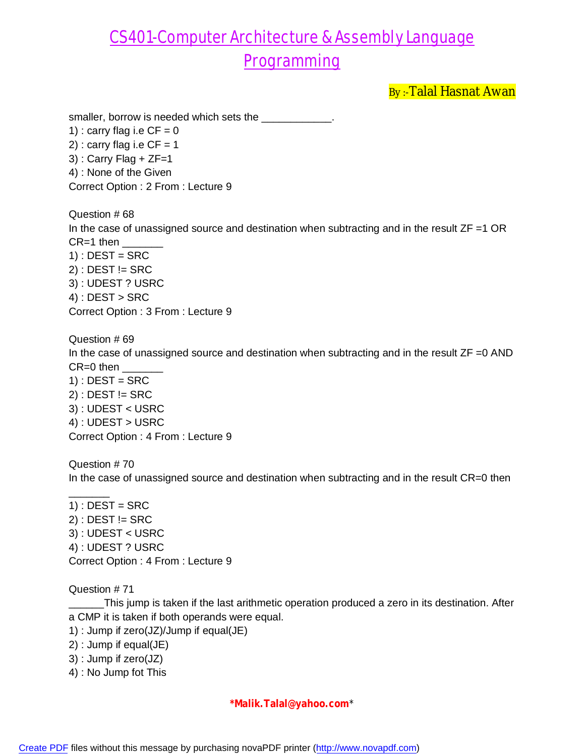smaller, borrow is needed which sets the ____________.
1) : carry flag i.e CF = 0
2) : carry flag i.e CF = 1
3) : Carry Flag + ZF=1
4) : None of the Given
Correct Option : 2 From : Lecture 9

Question # 68
In the case of unassigned source and destination when subtracting and in the result ZF =1 OR CR=1 then _______
1) : DEST = SRC
2) : DEST != SRC
3) : UDEST ? USRC
4) : DEST > SRC
Correct Option : 3 From : Lecture 9

Question # 69
In the case of unassigned source and destination when subtracting and in the result ZF =0 AND CR=0 then _______
1) : DEST = SRC
2) : DEST != SRC
3) : UDEST < USRC
4) : UDEST > USRC
Correct Option : 4 From : Lecture 9

Question # 70
In the case of unassigned source and destination when subtracting and in the result CR=0 then _______
1) : DEST = SRC
2) : DEST != SRC
3) : UDEST < USRC
4) : UDEST ? USRC
Correct Option : 4 From : Lecture 9

Question # 71
______This jump is taken if the last arithmetic operation produced a zero in its destination. After a CMP it is taken if both operands were equal.
1) : Jump if zero(JZ)/Jump if equal(JE)
2) : Jump if equal(JE)
3) : Jump if zero(JZ)
4) : No Jump fot This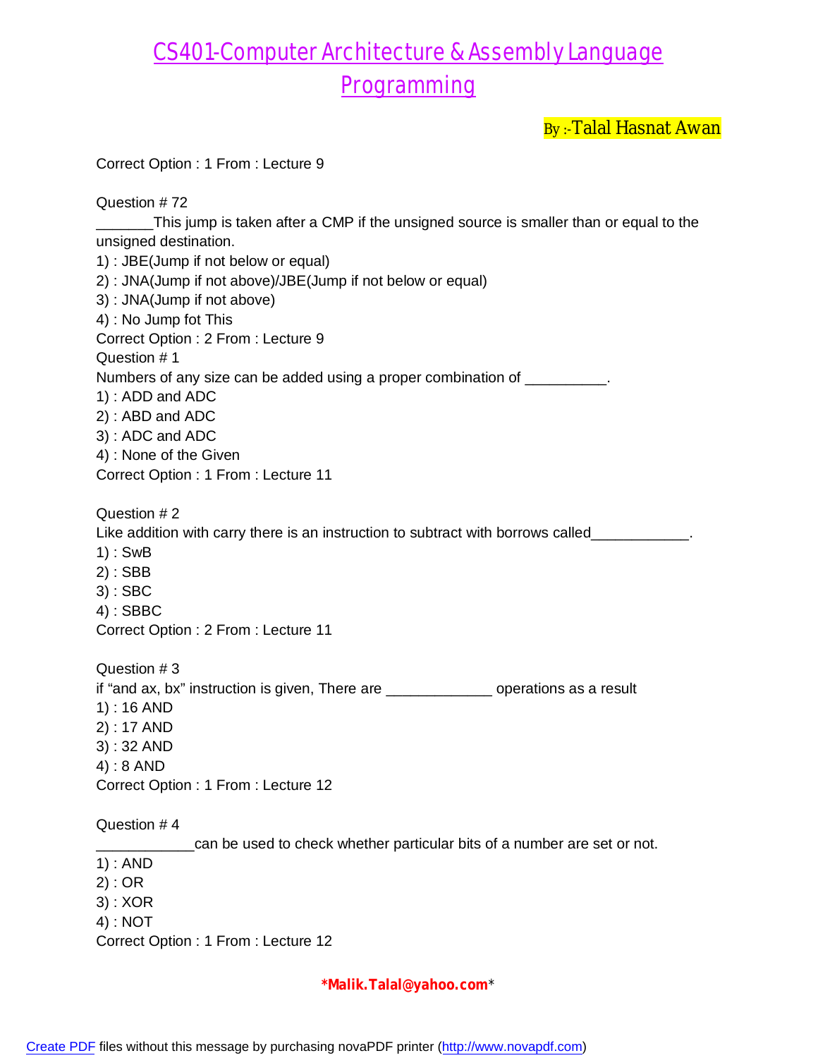Correct Option : 1 From : Lecture 9

Question # 72
_______This jump is taken after a CMP if the unsigned source is smaller than or equal to the unsigned destination.
1) : JBE(Jump if not below or equal)
2) : JNA(Jump if not above)/JBE(Jump if not below or equal)
3) : JNA(Jump if not above)
4) : No Jump fot This
Correct Option : 2 From : Lecture 9
Question # 1
Numbers of any size can be added using a proper combination of __________.
1) : ADD and ADC
2) : ABD and ADC
3) : ADC and ADC
4) : None of the Given
Correct Option : 1 From : Lecture 11

Question # 2
Like addition with carry there is an instruction to subtract with borrows called____________.
1) : SwB
2) : SBB
3) : SBC
4) : SBBC
Correct Option : 2 From : Lecture 11

Question # 3
if "and ax, bx" instruction is given, There are _____________ operations as a result
1) : 16 AND
2) : 17 AND
3) : 32 AND
4) : 8 AND
Correct Option : 1 From : Lecture 12

Question # 4
____________can be used to check whether particular bits of a number are set or not.
1) : AND
2) : OR
3) : XOR
4) : NOT
Correct Option : 1 From : Lecture 12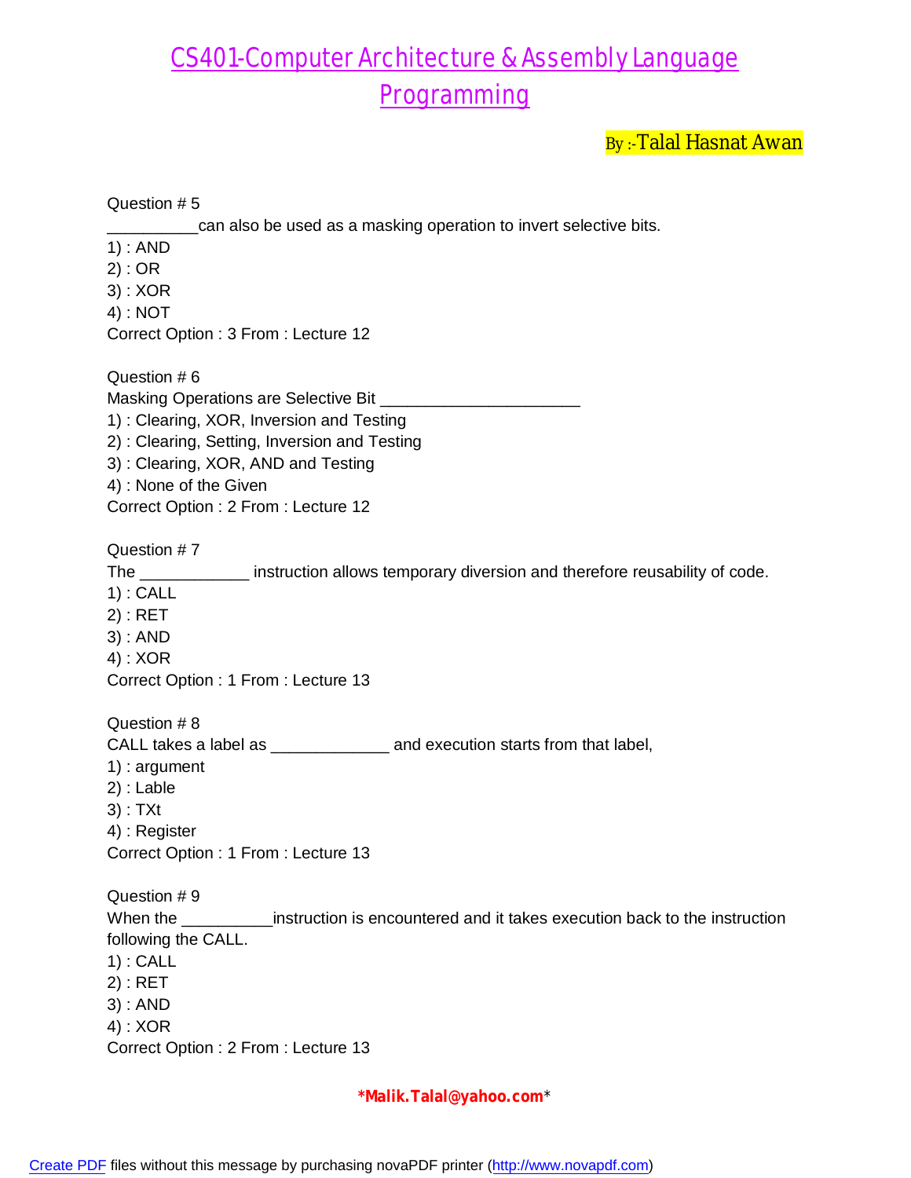Question # 5
__________can also be used as a masking operation to invert selective bits.
1) : AND
2) : OR
3) : XOR
4) : NOT
Correct Option : 3 From : Lecture 12

Question # 6
Masking Operations are Selective Bit ______________________
1) : Clearing, XOR, Inversion and Testing
2) : Clearing, Setting, Inversion and Testing
3) : Clearing, XOR, AND and Testing
4) : None of the Given
Correct Option : 2 From : Lecture 12

Question # 7
The ____________ instruction allows temporary diversion and therefore reusability of code.
1) : CALL
2) : RET
3) : AND
4) : XOR
Correct Option : 1 From : Lecture 13

Question # 8
CALL takes a label as _____________ and execution starts from that label,
1) : argument
2) : Lable
3) : TXt
4) : Register
Correct Option : 1 From : Lecture 13

Question # 9
When the __________instruction is encountered and it takes execution back to the instruction following the CALL.
1) : CALL
2) : RET
3) : AND
4) : XOR
Correct Option : 2 From : Lecture 13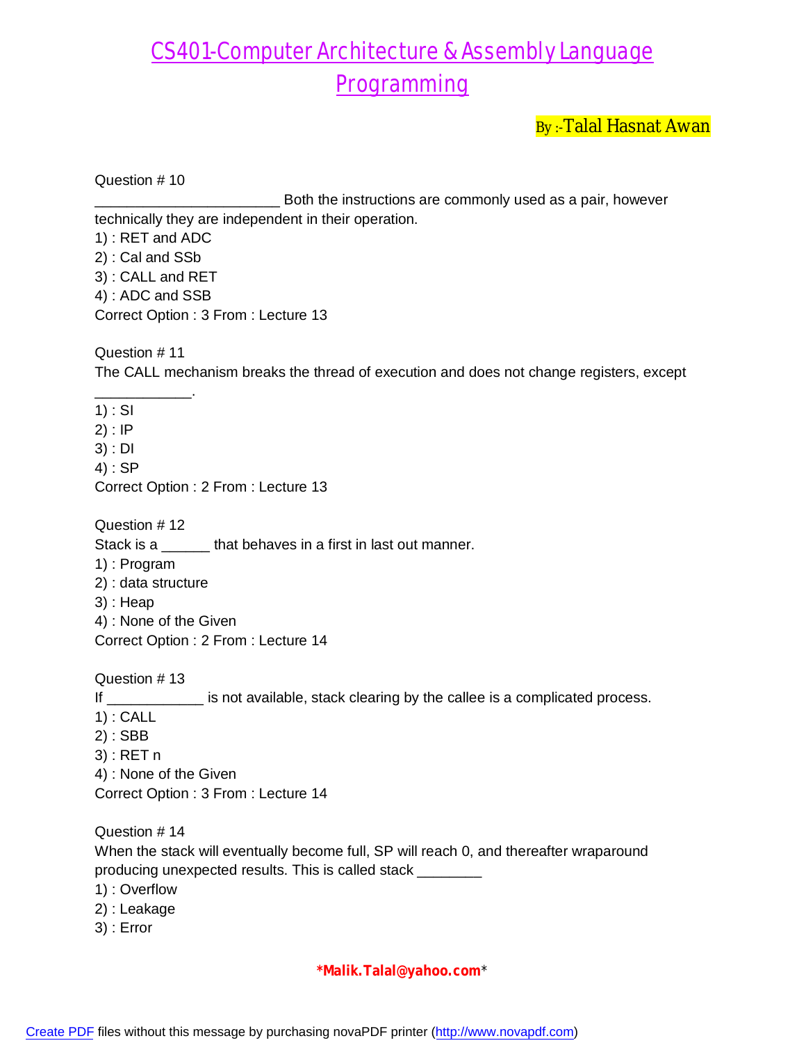# CS401-Computer Architecture & Assembly Language Programming

By :-Talal Hasnat Awan

Question # 10
_______________________ Both the instructions are commonly used as a pair, however technically they are independent in their operation.
1) : RET and ADC
2) : Cal and SSb
3) : CALL and RET
4) : ADC and SSB
Correct Option : 3 From : Lecture 13

Question # 11
The CALL mechanism breaks the thread of execution and does not change registers, except ____________.
1) : SI
2) : IP
3) : DI
4) : SP
Correct Option : 2 From : Lecture 13

Question # 12
Stack is a ______ that behaves in a first in last out manner.
1) : Program
2) : data structure
3) : Heap
4) : None of the Given
Correct Option : 2 From : Lecture 14

Question # 13
If ____________ is not available, stack clearing by the callee is a complicated process.
1) : CALL
2) : SBB
3) : RET n
4) : None of the Given
Correct Option : 3 From : Lecture 14

Question # 14
When the stack will eventually become full, SP will reach 0, and thereafter wraparound producing unexpected results. This is called stack ________
1) : Overflow
2) : Leakage
3) : Error

*Malik.Talal@yahoo.com*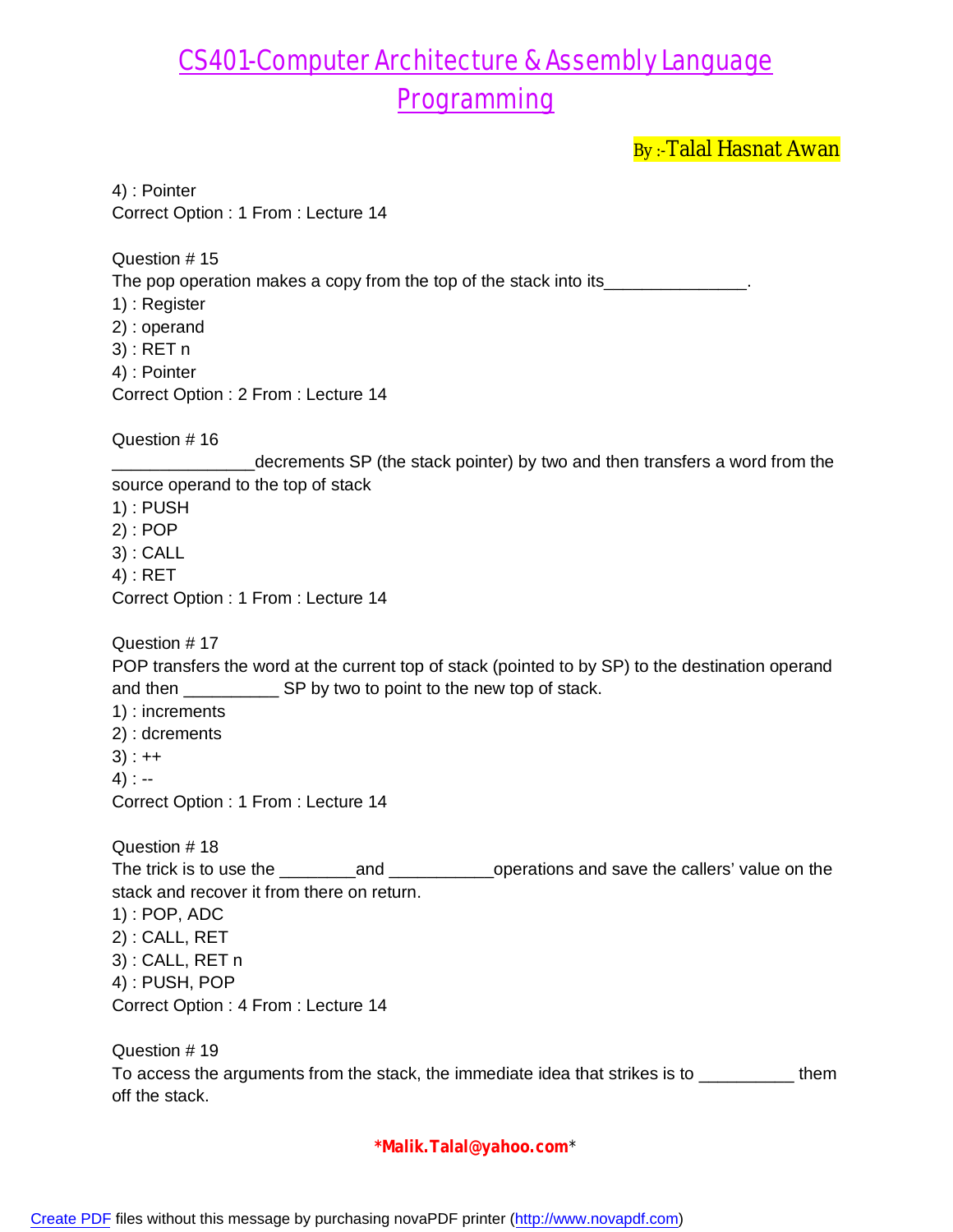4) : Pointer
Correct Option : 1 From : Lecture 14

Question # 15
The pop operation makes a copy from the top of the stack into its_______________.
1) : Register
2) : operand
3) : RET n
4) : Pointer
Correct Option : 2 From : Lecture 14

Question # 16
_______________decrements SP (the stack pointer) by two and then transfers a word from the source operand to the top of stack
1) : PUSH
2) : POP
3) : CALL
4) : RET
Correct Option : 1 From : Lecture 14

Question # 17
POP transfers the word at the current top of stack (pointed to by SP) to the destination operand and then __________ SP by two to point to the new top of stack.
1) : increments
2) : dcrements
3) : ++
4) : --
Correct Option : 1 From : Lecture 14

Question # 18
The trick is to use the ________and ___________operations and save the callers' value on the stack and recover it from there on return.
1) : POP, ADC
2) : CALL, RET
3) : CALL, RET n
4) : PUSH, POP
Correct Option : 4 From : Lecture 14

Question # 19
To access the arguments from the stack, the immediate idea that strikes is to __________ them off the stack.

*Malik.Talal@yahoo.com*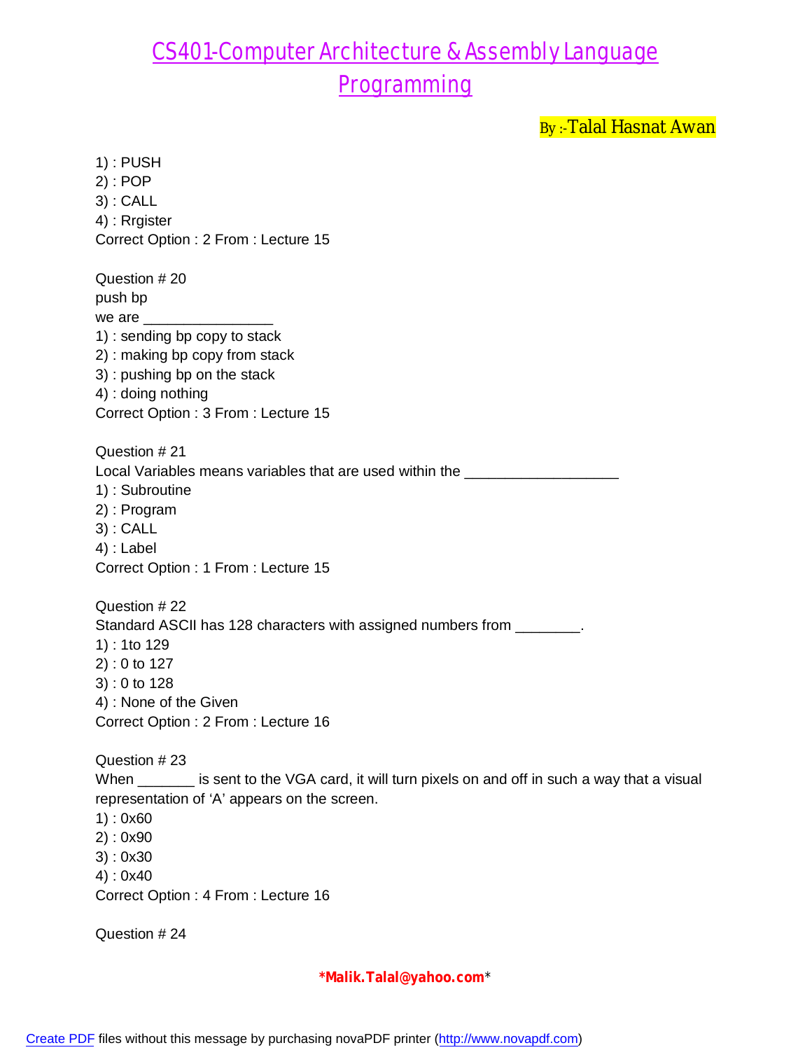1) : PUSH
2) : POP
3) : CALL
4) : Rrgister
Correct Option : 2 From : Lecture 15

Question # 20
push bp
we are ________________
1) : sending bp copy to stack
2) : making bp copy from stack
3) : pushing bp on the stack
4) : doing nothing
Correct Option : 3 From : Lecture 15

Question # 21
Local Variables means variables that are used within the ___________________
1) : Subroutine
2) : Program
3) : CALL
4) : Label
Correct Option : 1 From : Lecture 15

Question # 22
Standard ASCII has 128 characters with assigned numbers from ________.
1) : 1to 129
2) : 0 to 127
3) : 0 to 128
4) : None of the Given
Correct Option : 2 From : Lecture 16

Question # 23
When _______ is sent to the VGA card, it will turn pixels on and off in such a way that a visual representation of 'A' appears on the screen.
1) : 0x60
2) : 0x90
3) : 0x30
4) : 0x40
Correct Option : 4 From : Lecture 16

Question # 24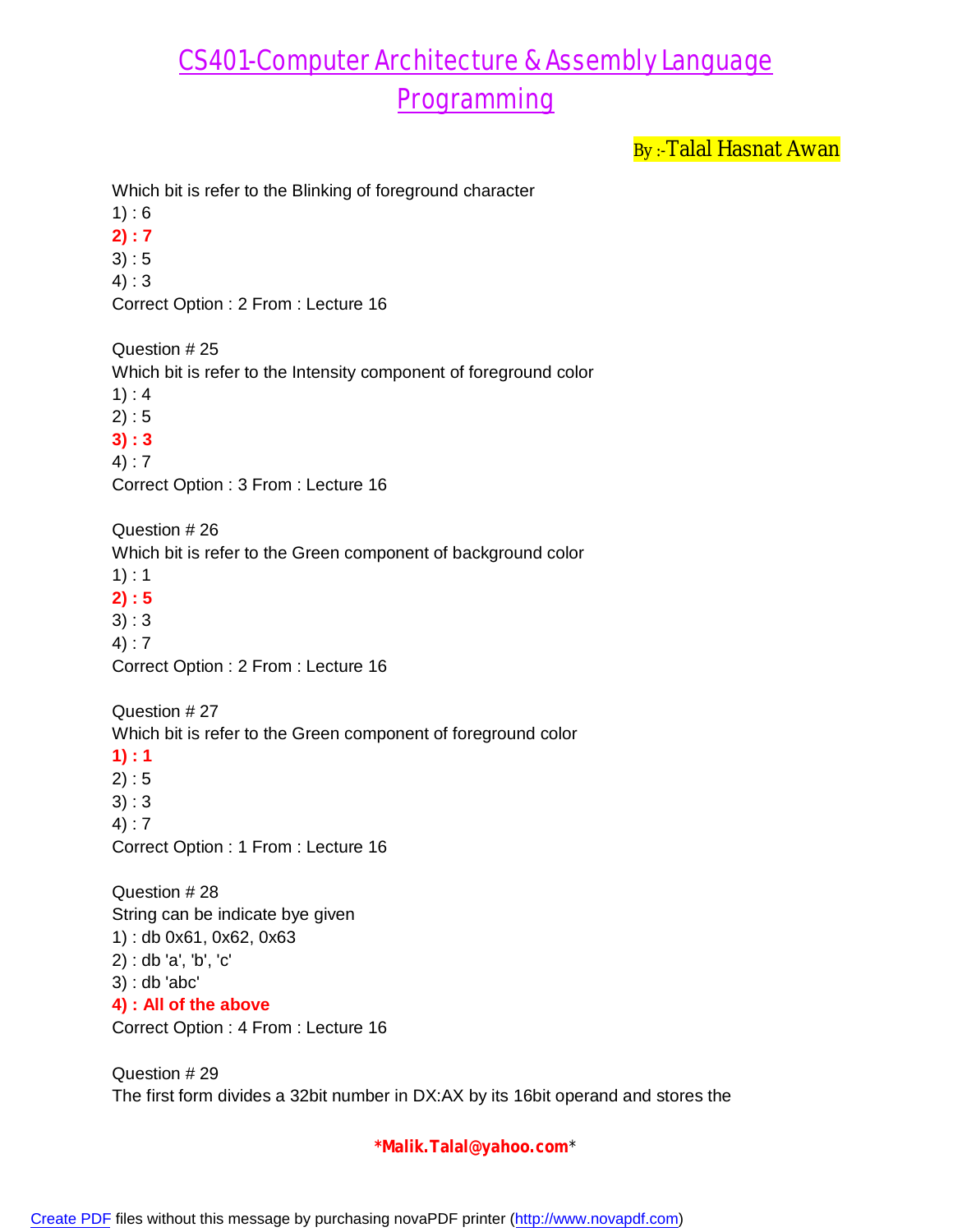# CS401-Computer Architecture & Assembly Language Programming

By :-Talal Hasnat Awan

Which bit is refer to the Blinking of foreground character
1) : 6
**2) : 7**
3) : 5
4) : 3
Correct Option : 2 From : Lecture 16

Question # 25
Which bit is refer to the Intensity component of foreground color
1) : 4
2) : 5
**3) : 3**
4) : 7
Correct Option : 3 From : Lecture 16

Question # 26
Which bit is refer to the Green component of background color
1) : 1
**2) : 5**
3) : 3
4) : 7
Correct Option : 2 From : Lecture 16

Question # 27
Which bit is refer to the Green component of foreground color
**1) : 1**
2) : 5
3) : 3
4) : 7
Correct Option : 1 From : Lecture 16

Question # 28
String can be indicate bye given
1) : db 0x61, 0x62, 0x63
2) : db 'a', 'b', 'c'
3) : db 'abc'
**4) : All of the above**
Correct Option : 4 From : Lecture 16

Question # 29
The first form divides a 32bit number in DX:AX by its 16bit operand and stores the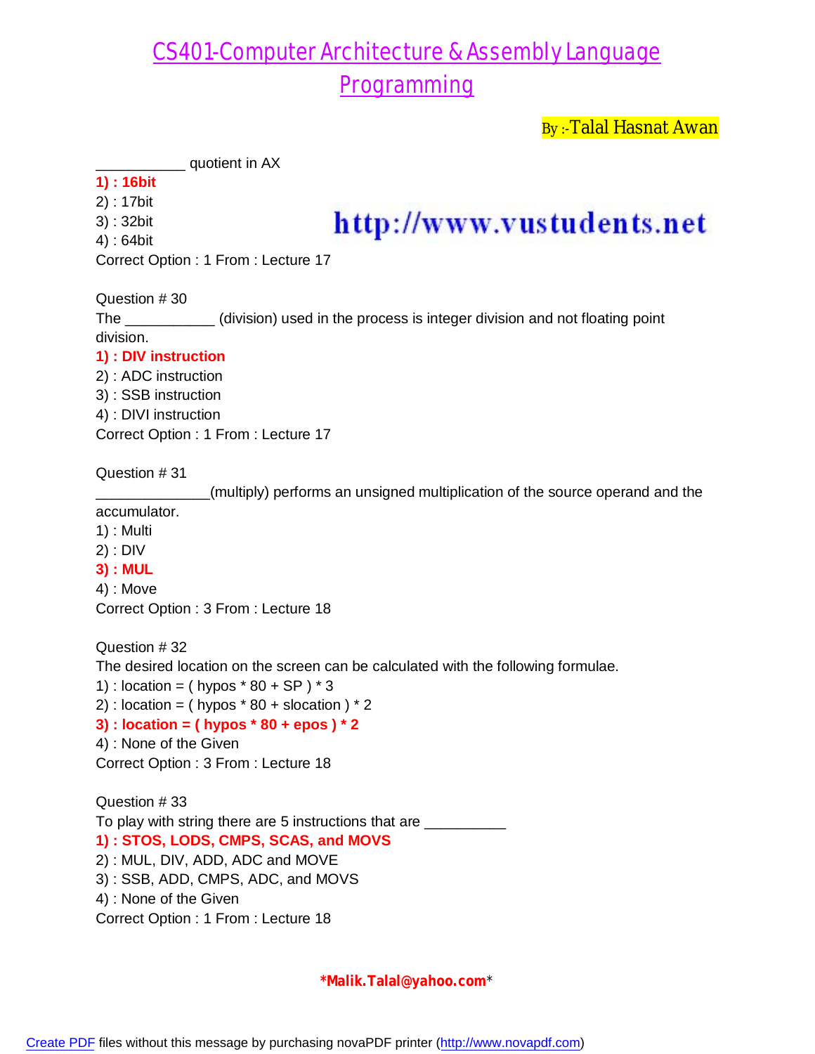# CS401-Computer Architecture & Assembly Language Programming

By :-Talal Hasnat Awan

___________ quotient in AX

**1) : 16bit**
2) : 17bit
3) : 32bit
4) : 64bit

http://www.vustudents.net

Correct Option : 1 From : Lecture 17

Question # 30
The ___________ (division) used in the process is integer division and not floating point division.
**1) : DIV instruction**
2) : ADC instruction
3) : SSB instruction
4) : DIVI instruction
Correct Option : 1 From : Lecture 17

Question # 31
______________(multiply) performs an unsigned multiplication of the source operand and the accumulator.
1) : Multi
2) : DIV
**3) : MUL**
4) : Move
Correct Option : 3 From : Lecture 18

Question # 32
The desired location on the screen can be calculated with the following formulae.
1) : location = ( hypos * 80 + SP ) * 3
2) : location = ( hypos * 80 + slocation ) * 2
**3) : location = ( hypos * 80 + epos ) * 2**
4) : None of the Given
Correct Option : 3 From : Lecture 18

Question # 33
To play with string there are 5 instructions that are __________
**1) : STOS, LODS, CMPS, SCAS, and MOVS**
2) : MUL, DIV, ADD, ADC and MOVE
3) : SSB, ADD, CMPS, ADC, and MOVS
4) : None of the Given
Correct Option : 1 From : Lecture 18

*Malik.Talal@yahoo.com*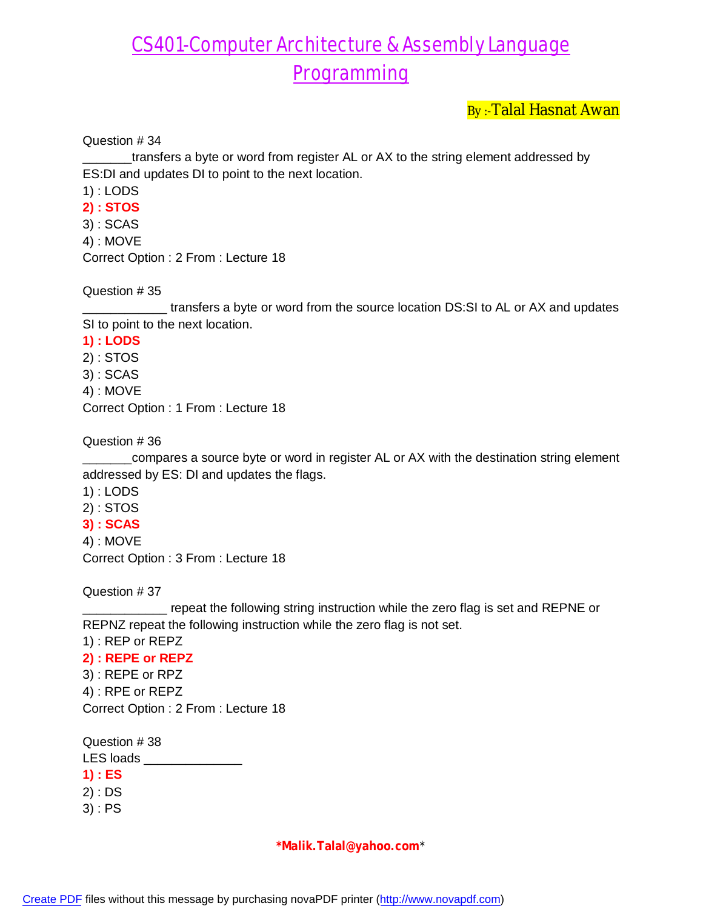Question # 34
_______transfers a byte or word from register AL or AX to the string element addressed by ES:DI and updates DI to point to the next location.
1) : LODS
**2) : STOS**
3) : SCAS
4) : MOVE
Correct Option : 2 From : Lecture 18

Question # 35
____________ transfers a byte or word from the source location DS:SI to AL or AX and updates SI to point to the next location.
**1) : LODS**
2) : STOS
3) : SCAS
4) : MOVE
Correct Option : 1 From : Lecture 18

Question # 36
_______compares a source byte or word in register AL or AX with the destination string element addressed by ES: DI and updates the flags.
1) : LODS
2) : STOS
**3) : SCAS**
4) : MOVE
Correct Option : 3 From : Lecture 18

Question # 37
____________ repeat the following string instruction while the zero flag is set and REPNE or REPNZ repeat the following instruction while the zero flag is not set.
1) : REP or REPZ
**2) : REPE or REPZ**
3) : REPE or RPZ
4) : RPE or REPZ
Correct Option : 2 From : Lecture 18

Question # 38
LES loads ______________
**1) : ES**
2) : DS
3) : PS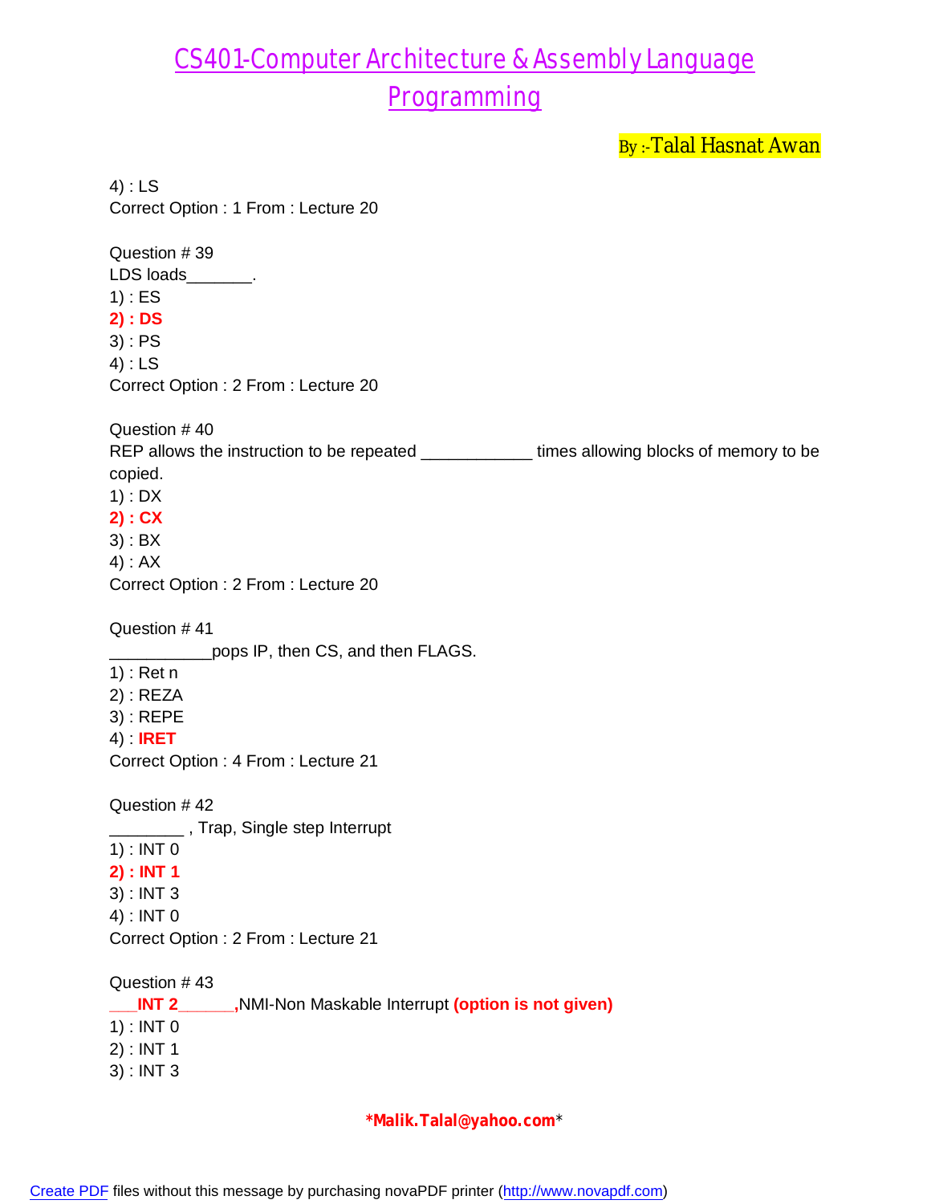4) : LS
Correct Option : 1 From : Lecture 20

Question # 39
LDS loads_______.
1) : ES
**2) : DS**
3) : PS
4) : LS
Correct Option : 2 From : Lecture 20

Question # 40
REP allows the instruction to be repeated ____________ times allowing blocks of memory to be copied.
1) : DX
**2) : CX**
3) : BX
4) : AX
Correct Option : 2 From : Lecture 20

Question # 41
___________pops IP, then CS, and then FLAGS.
1) : Ret n
2) : REZA
3) : REPE
4) : **IRET**
Correct Option : 4 From : Lecture 21

Question # 42
________ , Trap, Single step Interrupt
1) : INT 0
**2) : INT 1**
3) : INT 3
4) : INT 0
Correct Option : 2 From : Lecture 21

Question # 43
**___INT 2______,**NMI-Non Maskable Interrupt **(option is not given)**
1) : INT 0
2) : INT 1
3) : INT 3

**\*Malik.Talal@yahoo.com\***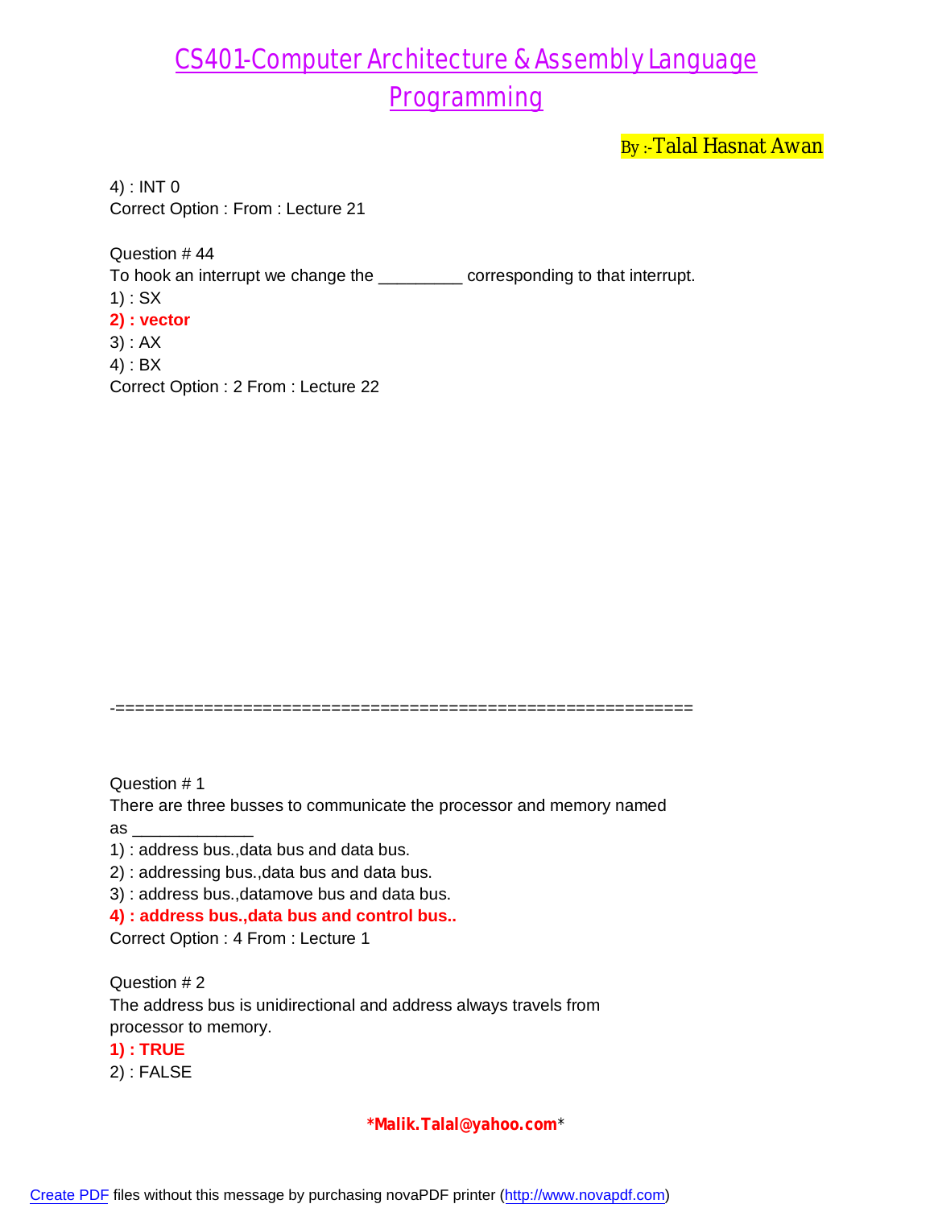4) : INT 0
Correct Option : From : Lecture 21

Question # 44
To hook an interrupt we change the _________ corresponding to that interrupt.
1) : SX
**2) : vector**
3) : AX
4) : BX
Correct Option : 2 From : Lecture 22

-============================================================

Question # 1
There are three busses to communicate the processor and memory named as _____________
1) : address bus.,data bus and data bus.
2) : addressing bus.,data bus and data bus.
3) : address bus.,datamove bus and data bus.
**4) : address bus.,data bus and control bus..**
Correct Option : 4 From : Lecture 1

Question # 2
The address bus is unidirectional and address always travels from processor to memory.
**1) : TRUE**
2) : FALSE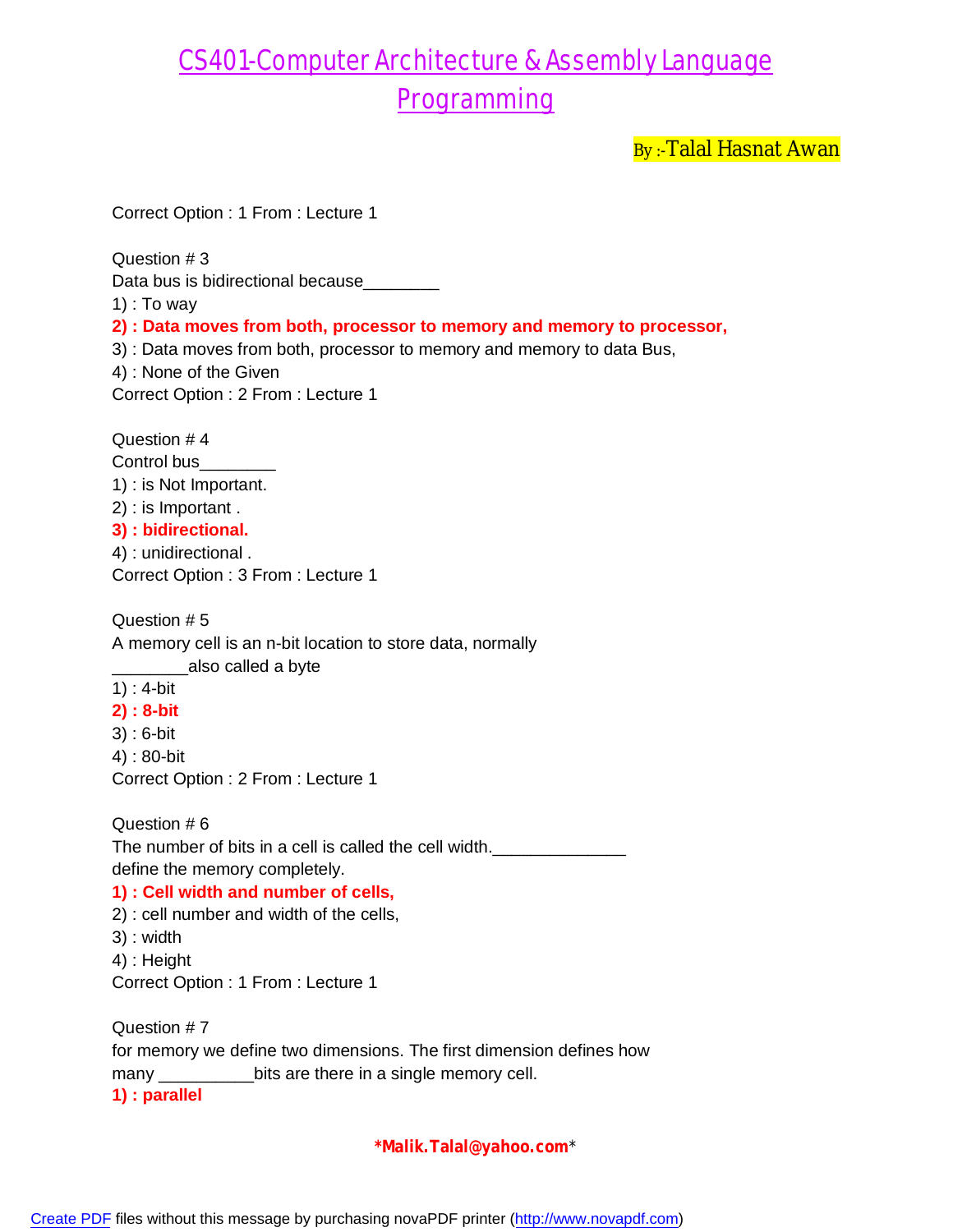Correct Option : 1 From : Lecture 1

Question # 3
Data bus is bidirectional because________
1) : To way
**2) : Data moves from both, processor to memory and memory to processor,**
3) : Data moves from both, processor to memory and memory to data Bus,
4) : None of the Given
Correct Option : 2 From : Lecture 1

Question # 4
Control bus________
1) : is Not Important.
2) : is Important .
**3) : bidirectional.**
4) : unidirectional .
Correct Option : 3 From : Lecture 1

Question # 5
A memory cell is an n-bit location to store data, normally ________also called a byte
1) : 4-bit
**2) : 8-bit**
3) : 6-bit
4) : 80-bit
Correct Option : 2 From : Lecture 1

Question # 6
The number of bits in a cell is called the cell width.______________ define the memory completely.
**1) : Cell width and number of cells,**
2) : cell number and width of the cells,
3) : width
4) : Height
Correct Option : 1 From : Lecture 1

Question # 7
for memory we define two dimensions. The first dimension defines how many __________bits are there in a single memory cell.
**1) : parallel**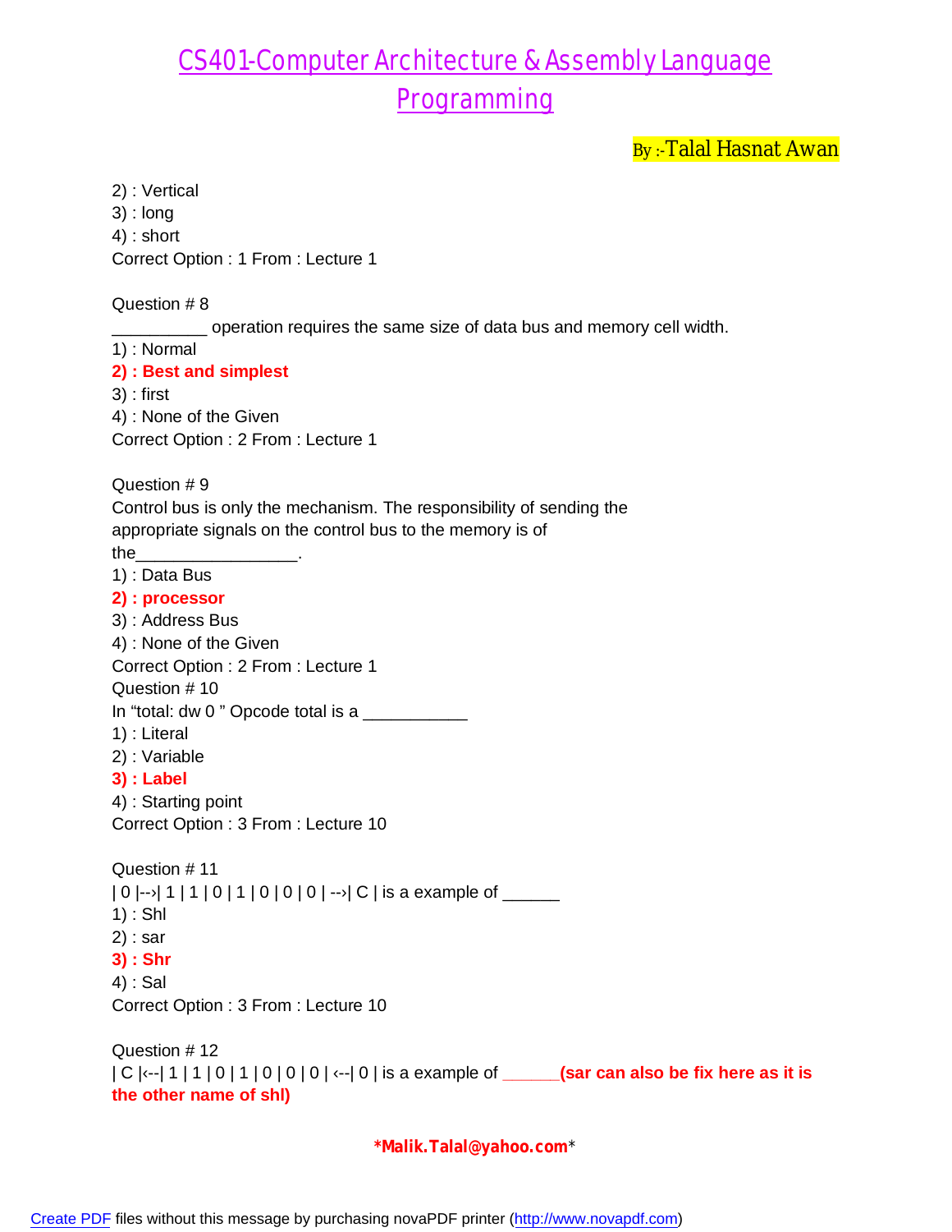2) : Vertical
3) : long
4) : short
Correct Option : 1 From : Lecture 1

Question # 8
__________ operation requires the same size of data bus and memory cell width.
1) : Normal
**2) : Best and simplest**
3) : first
4) : None of the Given
Correct Option : 2 From : Lecture 1

Question # 9
Control bus is only the mechanism. The responsibility of sending the appropriate signals on the control bus to the memory is of the_________________.
1) : Data Bus
**2) : processor**
3) : Address Bus
4) : None of the Given
Correct Option : 2 From : Lecture 1
Question # 10
In "total: dw 0 " Opcode total is a ___________
1) : Literal
2) : Variable
**3) : Label**
4) : Starting point
Correct Option : 3 From : Lecture 10

Question # 11
| 0 |--›| 1 | 1 | 0 | 1 | 0 | 0 | 0 | --›| C | is a example of ______
1) : Shl
2) : sar
**3) : Shr**
4) : Sal
Correct Option : 3 From : Lecture 10

Question # 12
| C |‹--| 1 | 1 | 0 | 1 | 0 | 0 | 0 | ‹--| 0 | is a example of **______(sar can also be fix here as it is the other name of shl)**

***Malik.Talal@yahoo.com***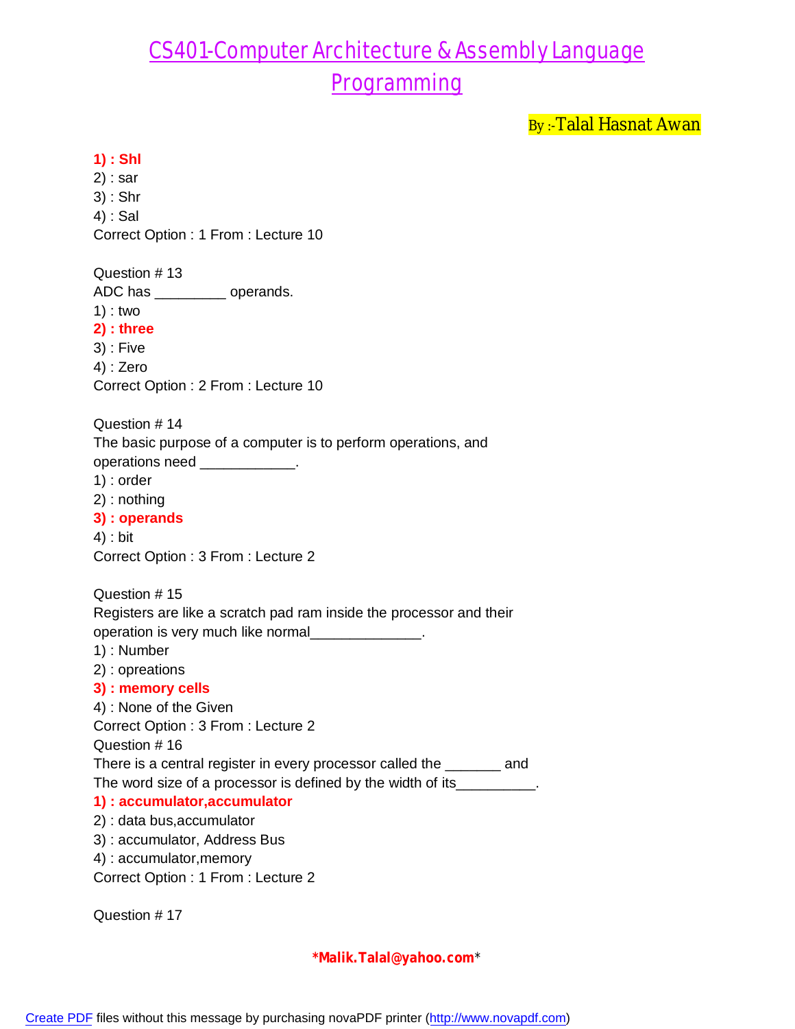**1) : Shl**
2) : sar
3) : Shr
4) : Sal
Correct Option : 1 From : Lecture 10

Question # 13
ADC has _________ operands.
1) : two
**2) : three**
3) : Five
4) : Zero
Correct Option : 2 From : Lecture 10

Question # 14
The basic purpose of a computer is to perform operations, and operations need ____________.
1) : order
2) : nothing
**3) : operands**
4) : bit
Correct Option : 3 From : Lecture 2

Question # 15
Registers are like a scratch pad ram inside the processor and their operation is very much like normal______________.
1) : Number
2) : opreations
**3) : memory cells**
4) : None of the Given
Correct Option : 3 From : Lecture 2

Question # 16
There is a central register in every processor called the _______ and The word size of a processor is defined by the width of its__________.
**1) : accumulator,accumulator**
2) : data bus,accumulator
3) : accumulator, Address Bus
4) : accumulator,memory
Correct Option : 1 From : Lecture 2

Question # 17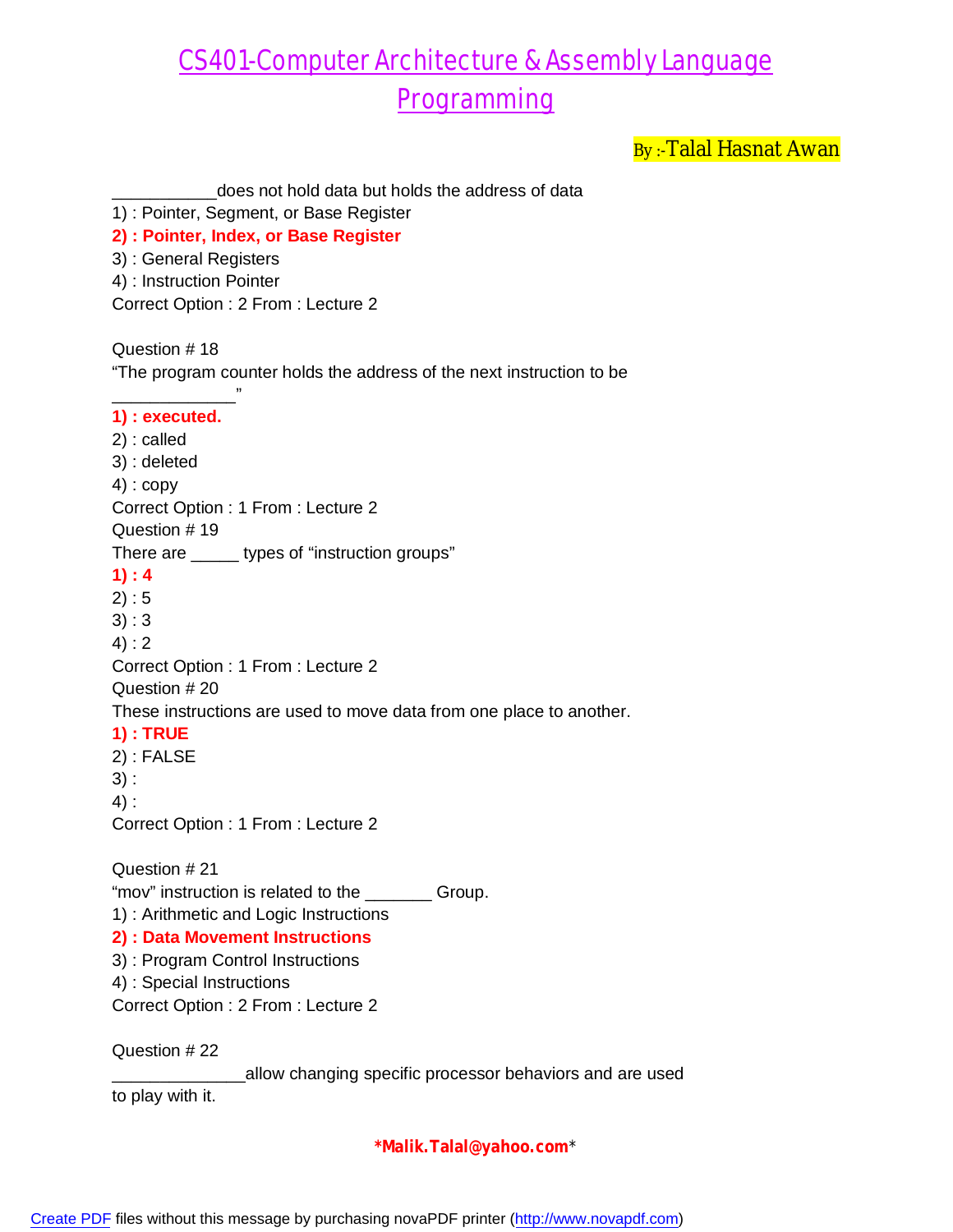___________does not hold data but holds the address of data
1) : Pointer, Segment, or Base Register
**2) : Pointer, Index, or Base Register**
3) : General Registers
4) : Instruction Pointer
Correct Option : 2 From : Lecture 2

Question # 18
"The program counter holds the address of the next instruction to be _____________"
**1) : executed.**
2) : called
3) : deleted
4) : copy
Correct Option : 1 From : Lecture 2
Question # 19
There are _____ types of "instruction groups"
**1) : 4**
2) : 5
3) : 3
4) : 2
Correct Option : 1 From : Lecture 2
Question # 20
These instructions are used to move data from one place to another.
**1) : TRUE**
2) : FALSE
3) :
4) :
Correct Option : 1 From : Lecture 2

Question # 21
"mov" instruction is related to the _______ Group.
1) : Arithmetic and Logic Instructions
**2) : Data Movement Instructions**
3) : Program Control Instructions
4) : Special Instructions
Correct Option : 2 From : Lecture 2

Question # 22
______________allow changing specific processor behaviors and are used to play with it.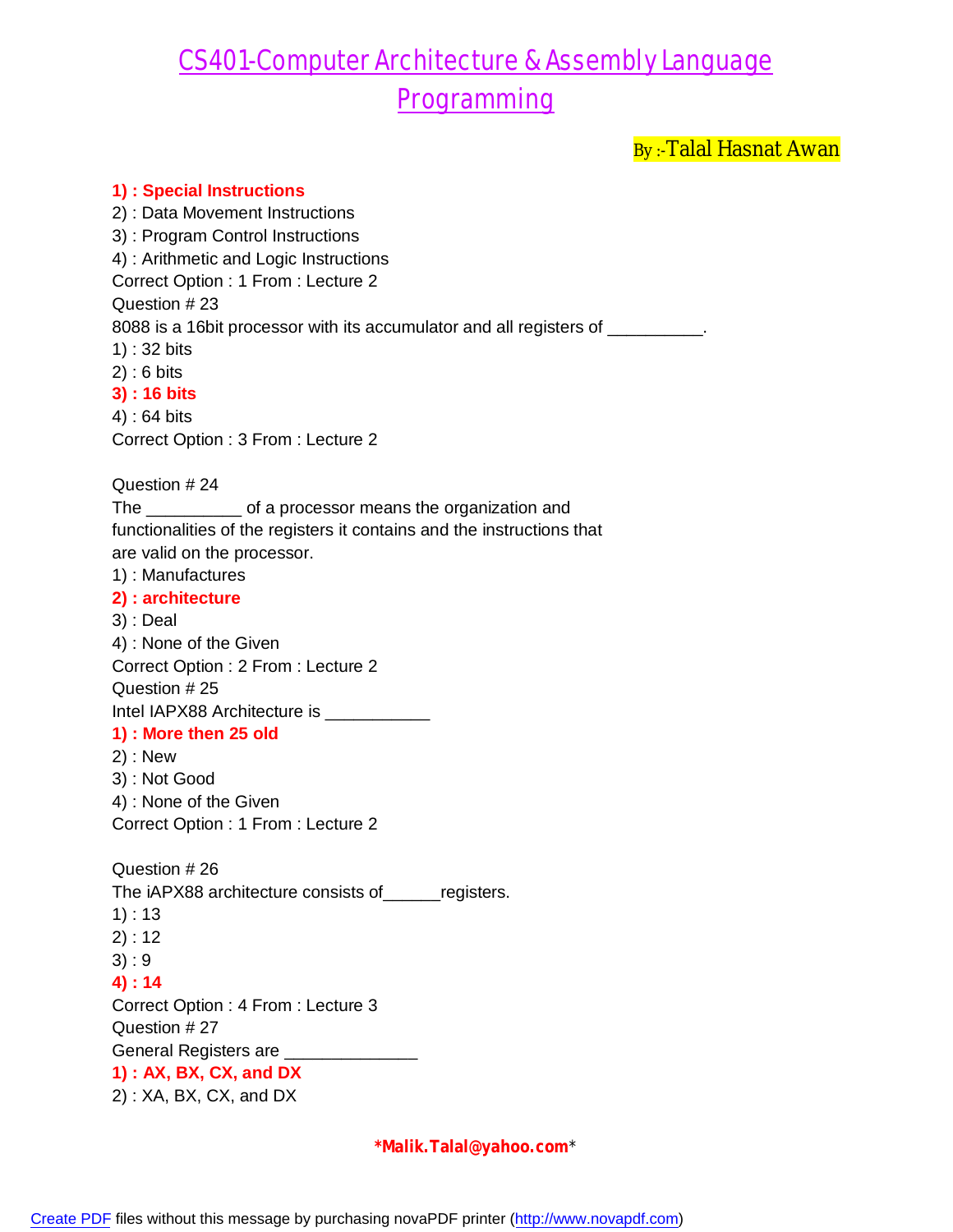# CS401-Computer Architecture & Assembly Language Programming

By :-Talal Hasnat Awan

**1) : Special Instructions**
2) : Data Movement Instructions
3) : Program Control Instructions
4) : Arithmetic and Logic Instructions
Correct Option : 1 From : Lecture 2
Question # 23
8088 is a 16bit processor with its accumulator and all registers of __________.
1) : 32 bits
2) : 6 bits
**3) : 16 bits**
4) : 64 bits
Correct Option : 3 From : Lecture 2

Question # 24
The __________ of a processor means the organization and functionalities of the registers it contains and the instructions that are valid on the processor.
1) : Manufactures
**2) : architecture**
3) : Deal
4) : None of the Given
Correct Option : 2 From : Lecture 2
Question # 25
Intel IAPX88 Architecture is ___________
**1) : More then 25 old**
2) : New
3) : Not Good
4) : None of the Given
Correct Option : 1 From : Lecture 2

Question # 26
The iAPX88 architecture consists of______registers.
1) : 13
2) : 12
3) : 9
**4) : 14**
Correct Option : 4 From : Lecture 3
Question # 27
General Registers are ______________
**1) : AX, BX, CX, and DX**
2) : XA, BX, CX, and DX

***Malik.Talal@yahoo.com***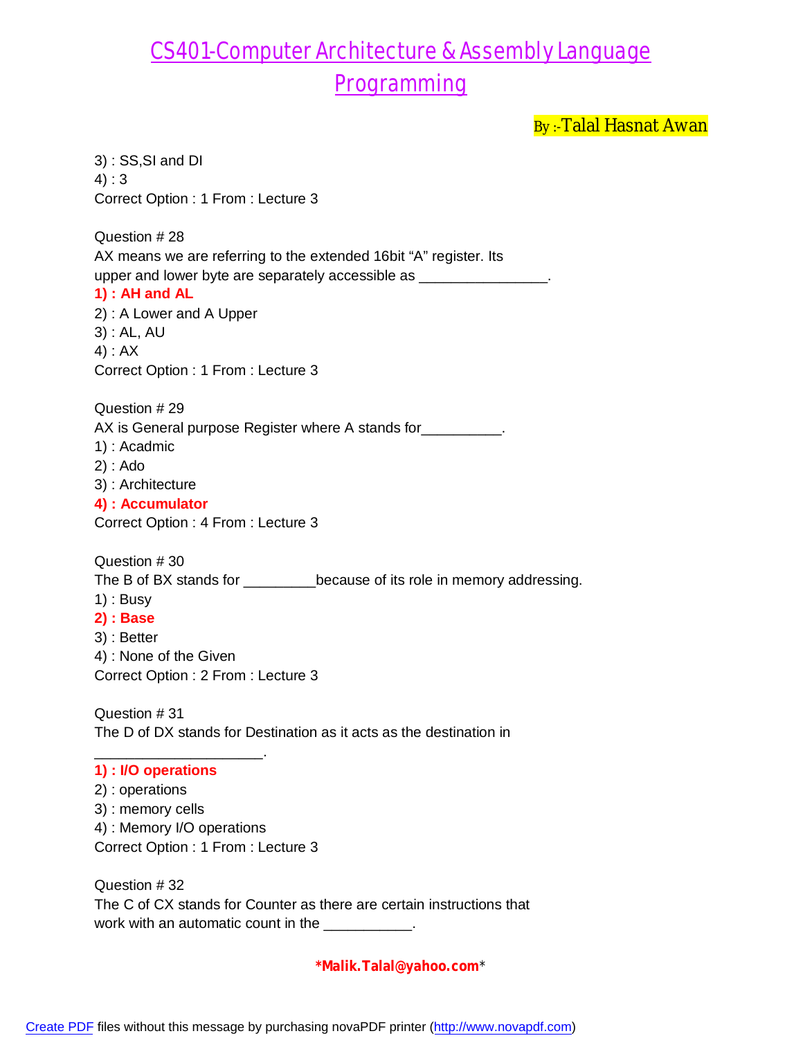3) : SS,SI and DI
4) : 3
Correct Option : 1 From : Lecture 3

Question # 28
AX means we are referring to the extended 16bit "A" register. Its upper and lower byte are separately accessible as ________________.
**1) : AH and AL**
2) : A Lower and A Upper
3) : AL, AU
4) : AX
Correct Option : 1 From : Lecture 3

Question # 29
AX is General purpose Register where A stands for__________.
1) : Acadmic
2) : Ado
3) : Architecture
**4) : Accumulator**
Correct Option : 4 From : Lecture 3

Question # 30
The B of BX stands for _________because of its role in memory addressing.
1) : Busy
**2) : Base**
3) : Better
4) : None of the Given
Correct Option : 2 From : Lecture 3

Question # 31
The D of DX stands for Destination as it acts as the destination in _____________________.
**1) : I/O operations**
2) : operations
3) : memory cells
4) : Memory I/O operations
Correct Option : 1 From : Lecture 3

Question # 32
The C of CX stands for Counter as there are certain instructions that work with an automatic count in the ___________.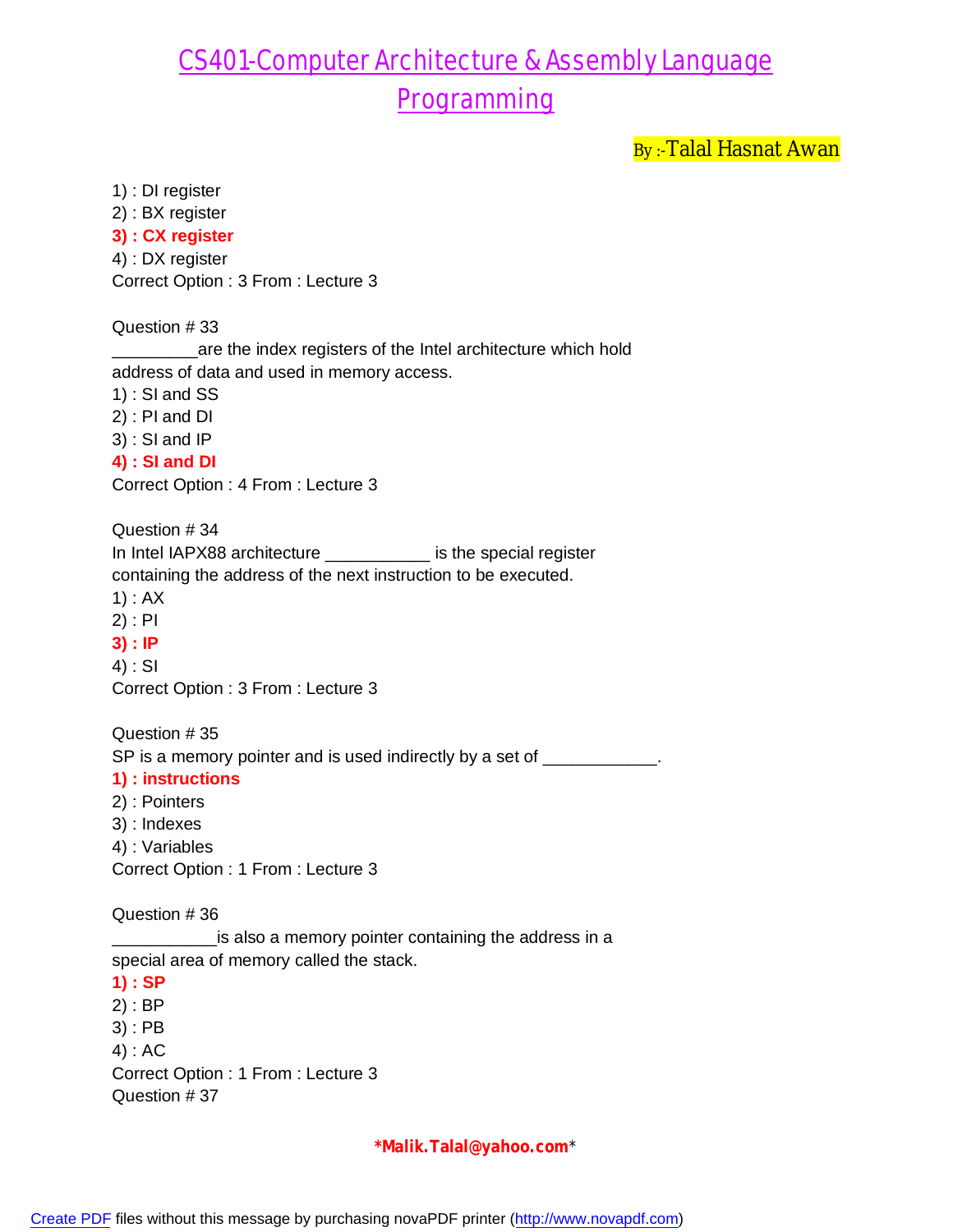1) : DI register
2) : BX register
**3) : CX register**
4) : DX register
Correct Option : 3 From : Lecture 3

Question # 33
_________are the index registers of the Intel architecture which hold address of data and used in memory access.
1) : SI and SS
2) : PI and DI
3) : SI and IP
**4) : SI and DI**
Correct Option : 4 From : Lecture 3

Question # 34
In Intel IAPX88 architecture ___________ is the special register containing the address of the next instruction to be executed.
1) : AX
2) : PI
**3) : IP**
4) : SI
Correct Option : 3 From : Lecture 3

Question # 35
SP is a memory pointer and is used indirectly by a set of ____________.
**1) : instructions**
2) : Pointers
3) : Indexes
4) : Variables
Correct Option : 1 From : Lecture 3

Question # 36
___________is also a memory pointer containing the address in a special area of memory called the stack.
**1) : SP**
2) : BP
3) : PB
4) : AC
Correct Option : 1 From : Lecture 3
Question # 37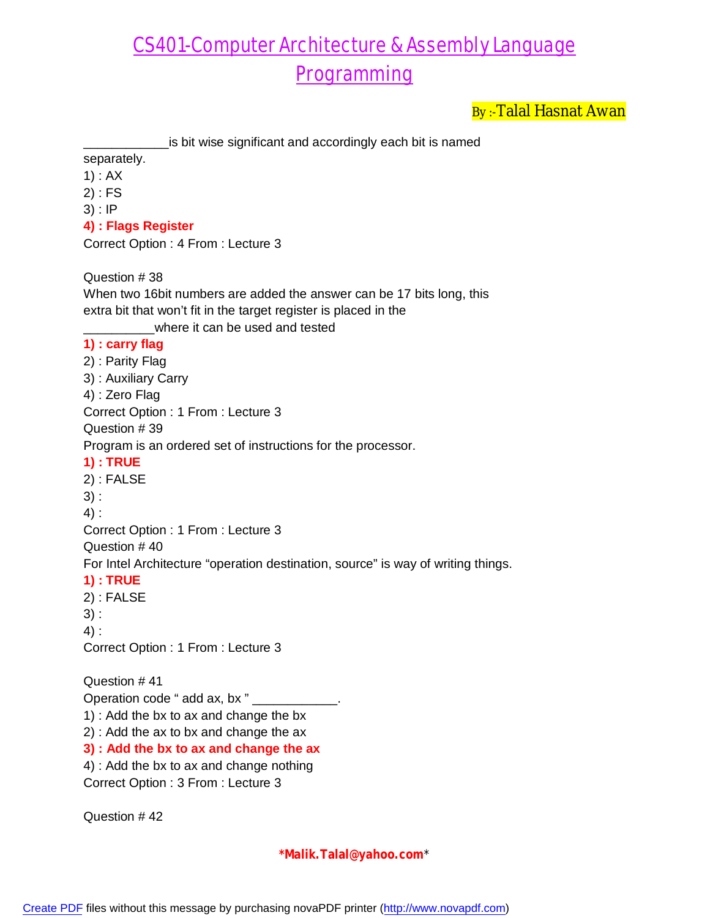____________is bit wise significant and accordingly each bit is named separately.

1) : AX
2) : FS
3) : IP
**4) : Flags Register**

Correct Option : 4 From : Lecture 3

Question # 38

When two 16bit numbers are added the answer can be 17 bits long, this extra bit that won't fit in the target register is placed in the __________where it can be used and tested

**1) : carry flag**
2) : Parity Flag
3) : Auxiliary Carry
4) : Zero Flag

Correct Option : 1 From : Lecture 3

Question # 39

Program is an ordered set of instructions for the processor.

**1) : TRUE**
2) : FALSE
3) :
4) :

Correct Option : 1 From : Lecture 3

Question # 40

For Intel Architecture "operation destination, source" is way of writing things.

**1) : TRUE**
2) : FALSE
3) :
4) :

Correct Option : 1 From : Lecture 3

Question # 41

Operation code " add ax, bx " ____________.

1) : Add the bx to ax and change the bx
2) : Add the ax to bx and change the ax
**3) : Add the bx to ax and change the ax**
4) : Add the bx to ax and change nothing

Correct Option : 3 From : Lecture 3

Question # 42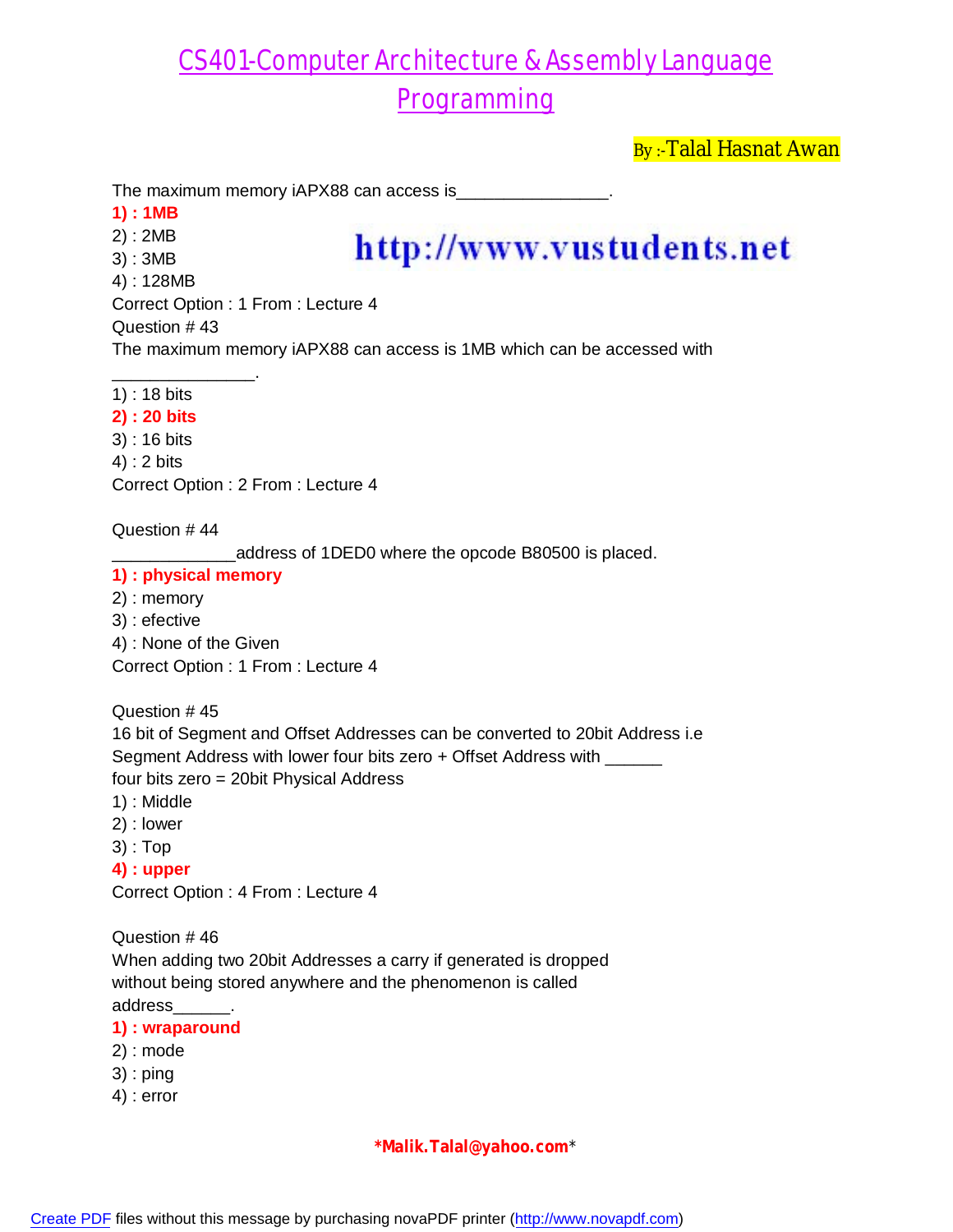# CS401-Computer Architecture & Assembly Language Programming

By :-Talal Hasnat Awan

The maximum memory iAPX88 can access is________________.

**1) : 1MB**
2) : 2MB
3) : 3MB
4) : 128MB

Correct Option : 1 From : Lecture 4

Question # 43

The maximum memory iAPX88 can access is 1MB which can be accessed with ________________.

1) : 18 bits
**2) : 20 bits**
3) : 16 bits
4) : 2 bits

Correct Option : 2 From : Lecture 4

Question # 44

______________address of 1DED0 where the opcode B80500 is placed.

**1) : physical memory**
2) : memory
3) : efective
4) : None of the Given

Correct Option : 1 From : Lecture 4

Question # 45

16 bit of Segment and Offset Addresses can be converted to 20bit Address i.e Segment Address with lower four bits zero + Offset Address with ______ four bits zero = 20bit Physical Address

1) : Middle
2) : lower
3) : Top
**4) : upper**

Correct Option : 4 From : Lecture 4

Question # 46

When adding two 20bit Addresses a carry if generated is dropped without being stored anywhere and the phenomenon is called address______.

**1) : wraparound**
2) : mode
3) : ping
4) : error

*Malik.Talal@yahoo.com*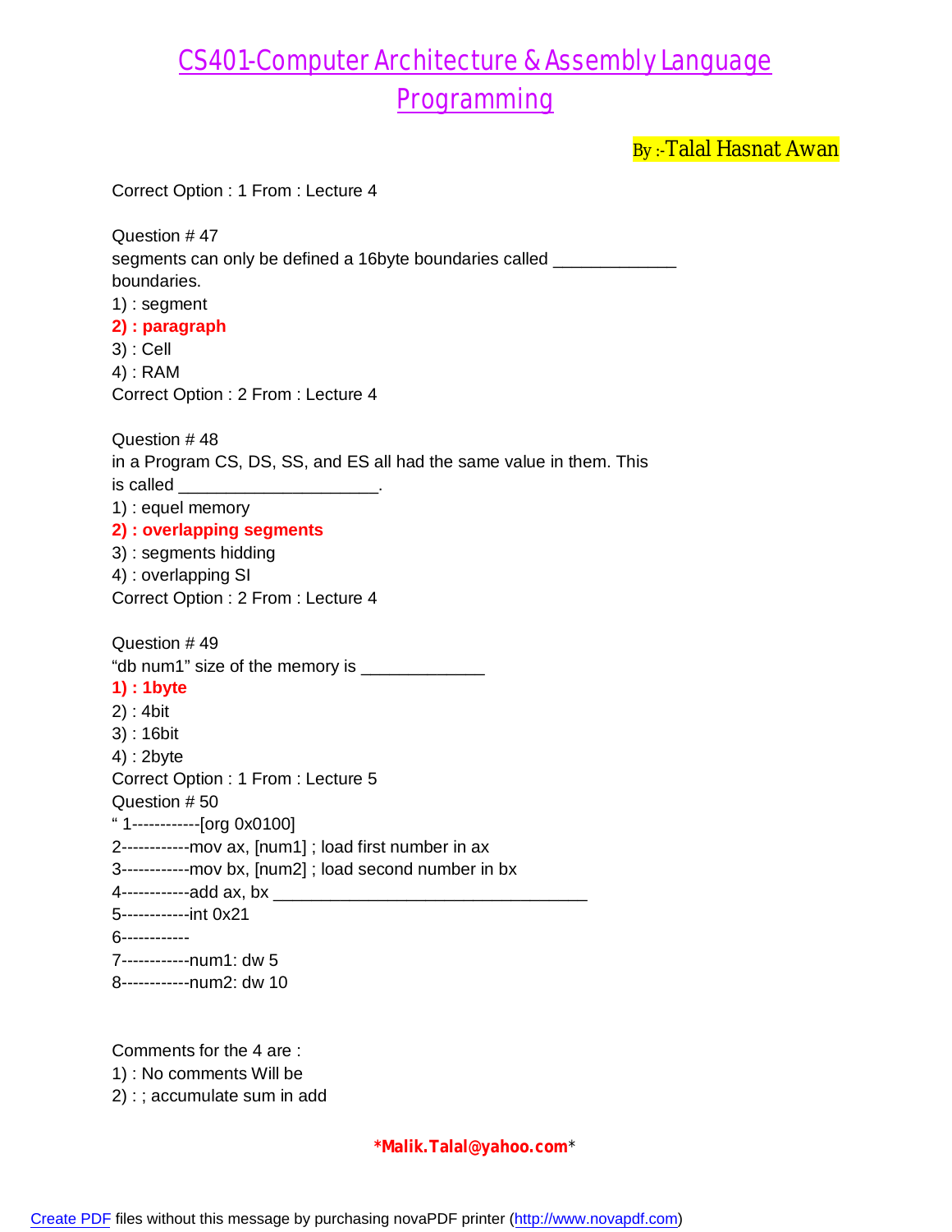Correct Option : 1 From : Lecture 4

Question # 47
segments can only be defined a 16byte boundaries called _____________ boundaries.
1) : segment
**2) : paragraph**
3) : Cell
4) : RAM
Correct Option : 2 From : Lecture 4

Question # 48
in a Program CS, DS, SS, and ES all had the same value in them. This is called ____________________.
1) : equel memory
**2) : overlapping segments**
3) : segments hidding
4) : overlapping SI
Correct Option : 2 From : Lecture 4

Question # 49
"db num1" size of the memory is _____________
**1) : 1byte**
2) : 4bit
3) : 16bit
4) : 2byte
Correct Option : 1 From : Lecture 5
Question # 50
" 1------------[org 0x0100]
2------------mov ax, [num1] ; load first number in ax
3------------mov bx, [num2] ; load second number in bx
4------------add ax, bx _________________________________
5------------int 0x21
6------------
7------------num1: dw 5
8------------num2: dw 10

Comments for the 4 are :
1) : No comments Will be
2) : ; accumulate sum in add

*Malik.Talal@yahoo.com*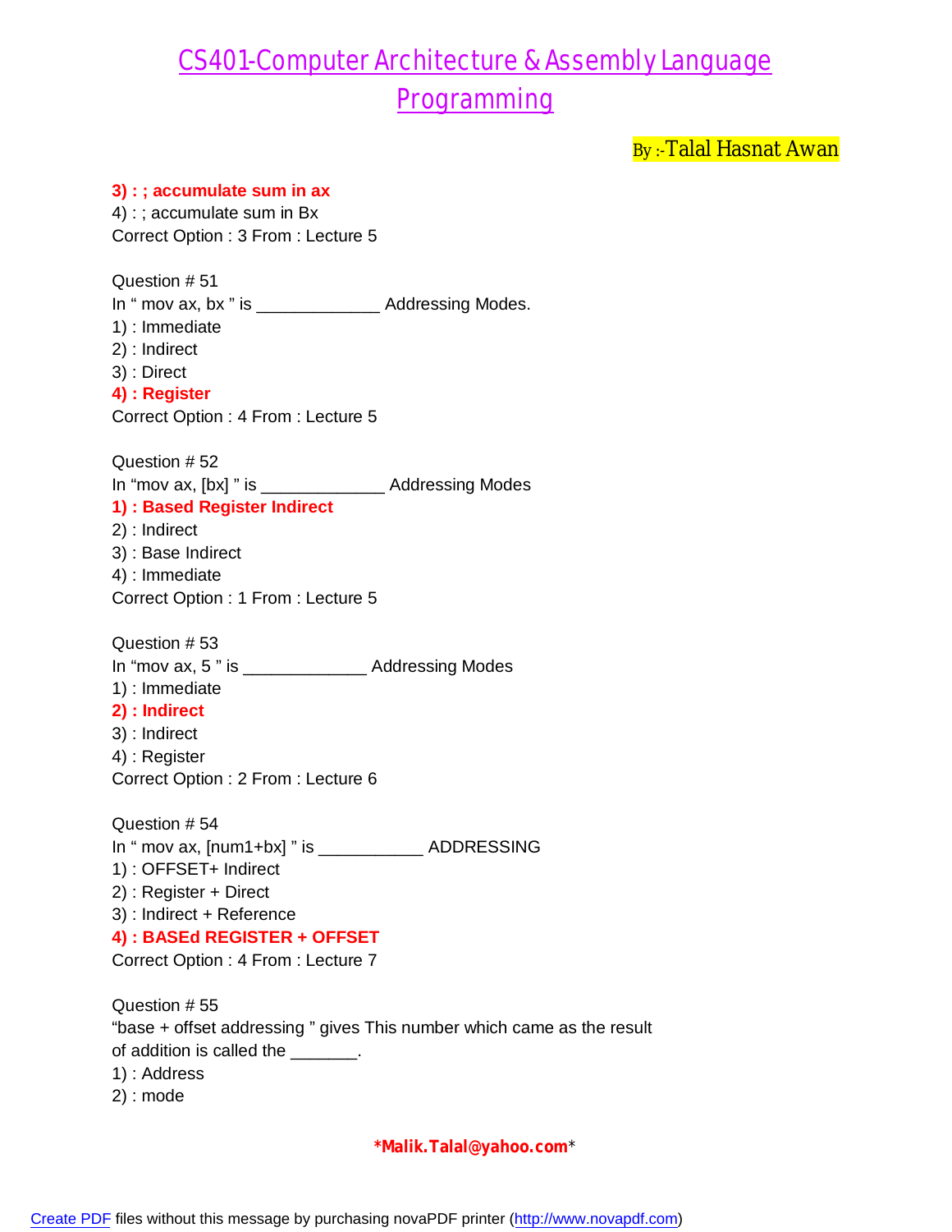**3) : ; accumulate sum in ax**
4) : ; accumulate sum in Bx
Correct Option : 3 From : Lecture 5

Question # 51
In “ mov ax, bx ” is _____________ Addressing Modes.
1) : Immediate
2) : Indirect
3) : Direct
**4) : Register**
Correct Option : 4 From : Lecture 5

Question # 52
In “mov ax, [bx] ” is _____________ Addressing Modes
**1) : Based Register Indirect**
2) : Indirect
3) : Base Indirect
4) : Immediate
Correct Option : 1 From : Lecture 5

Question # 53
In “mov ax, 5 ” is _____________ Addressing Modes
1) : Immediate
**2) : Indirect**
3) : Indirect
4) : Register
Correct Option : 2 From : Lecture 6

Question # 54
In “ mov ax, [num1+bx] ” is ___________ ADDRESSING
1) : OFFSET+ Indirect
2) : Register + Direct
3) : Indirect + Reference
**4) : BASEd REGISTER + OFFSET**
Correct Option : 4 From : Lecture 7

Question # 55
“base + offset addressing ” gives This number which came as the result of addition is called the _______.
1) : Address
2) : mode

***Malik.Talal@yahoo.com***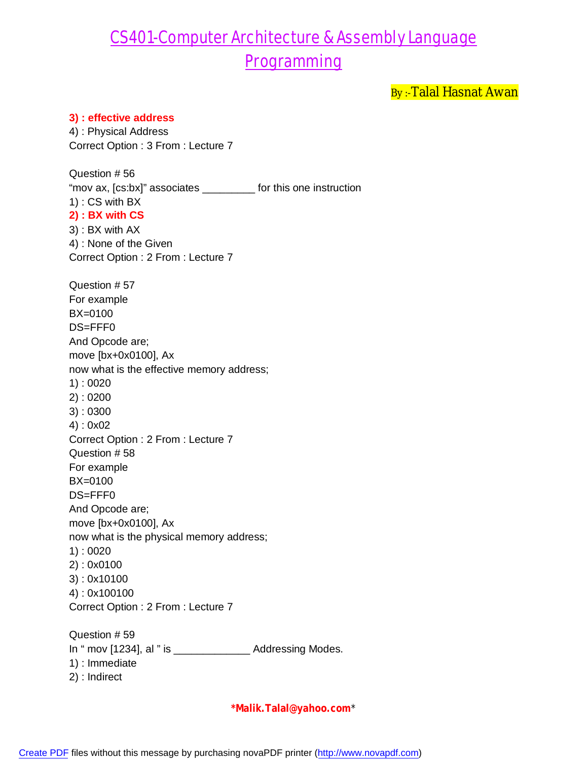**3) : effective address**
4) : Physical Address
Correct Option : 3 From : Lecture 7

Question # 56
“mov ax, [cs:bx]” associates _________ for this one instruction
1) : CS with BX
**2) : BX with CS**
3) : BX with AX
4) : None of the Given
Correct Option : 2 From : Lecture 7

Question # 57
For example
BX=0100
DS=FFF0
And Opcode are;
move [bx+0x0100], Ax
now what is the effective memory address;
1) : 0020
2) : 0200
3) : 0300
4) : 0x02
Correct Option : 2 From : Lecture 7
Question # 58
For example
BX=0100
DS=FFF0
And Opcode are;
move [bx+0x0100], Ax
now what is the physical memory address;
1) : 0020
2) : 0x0100
3) : 0x10100
4) : 0x100100
Correct Option : 2 From : Lecture 7

Question # 59
In “ mov [1234], al ” is _____________ Addressing Modes.
1) : Immediate
2) : Indirect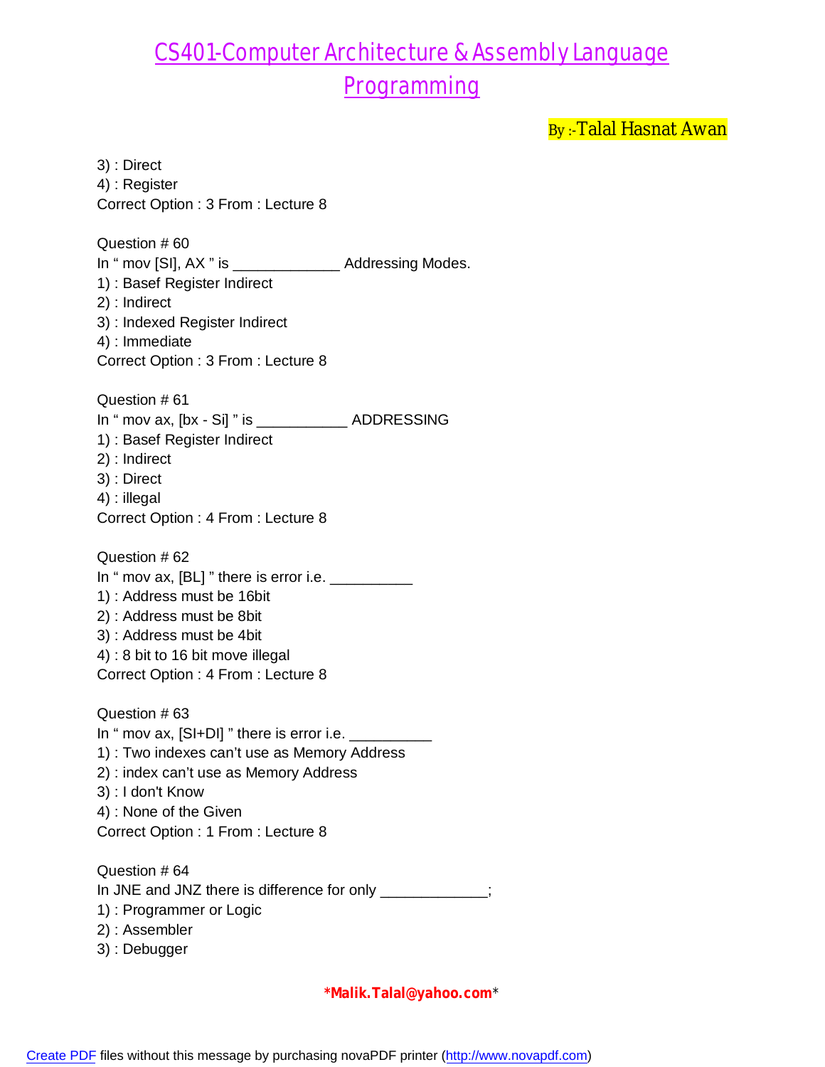3) : Direct
4) : Register
Correct Option : 3 From : Lecture 8

Question # 60
In " mov [SI], AX " is _____________ Addressing Modes.
1) : Basef Register Indirect
2) : Indirect
3) : Indexed Register Indirect
4) : Immediate
Correct Option : 3 From : Lecture 8

Question # 61
In " mov ax, [bx - Si] " is ___________ ADDRESSING
1) : Basef Register Indirect
2) : Indirect
3) : Direct
4) : illegal
Correct Option : 4 From : Lecture 8

Question # 62
In " mov ax, [BL] " there is error i.e. __________
1) : Address must be 16bit
2) : Address must be 8bit
3) : Address must be 4bit
4) : 8 bit to 16 bit move illegal
Correct Option : 4 From : Lecture 8

Question # 63
In " mov ax, [SI+DI] " there is error i.e. __________
1) : Two indexes can't use as Memory Address
2) : index can't use as Memory Address
3) : I don't Know
4) : None of the Given
Correct Option : 1 From : Lecture 8

Question # 64
In JNE and JNZ there is difference for only _____________;
1) : Programmer or Logic
2) : Assembler
3) : Debugger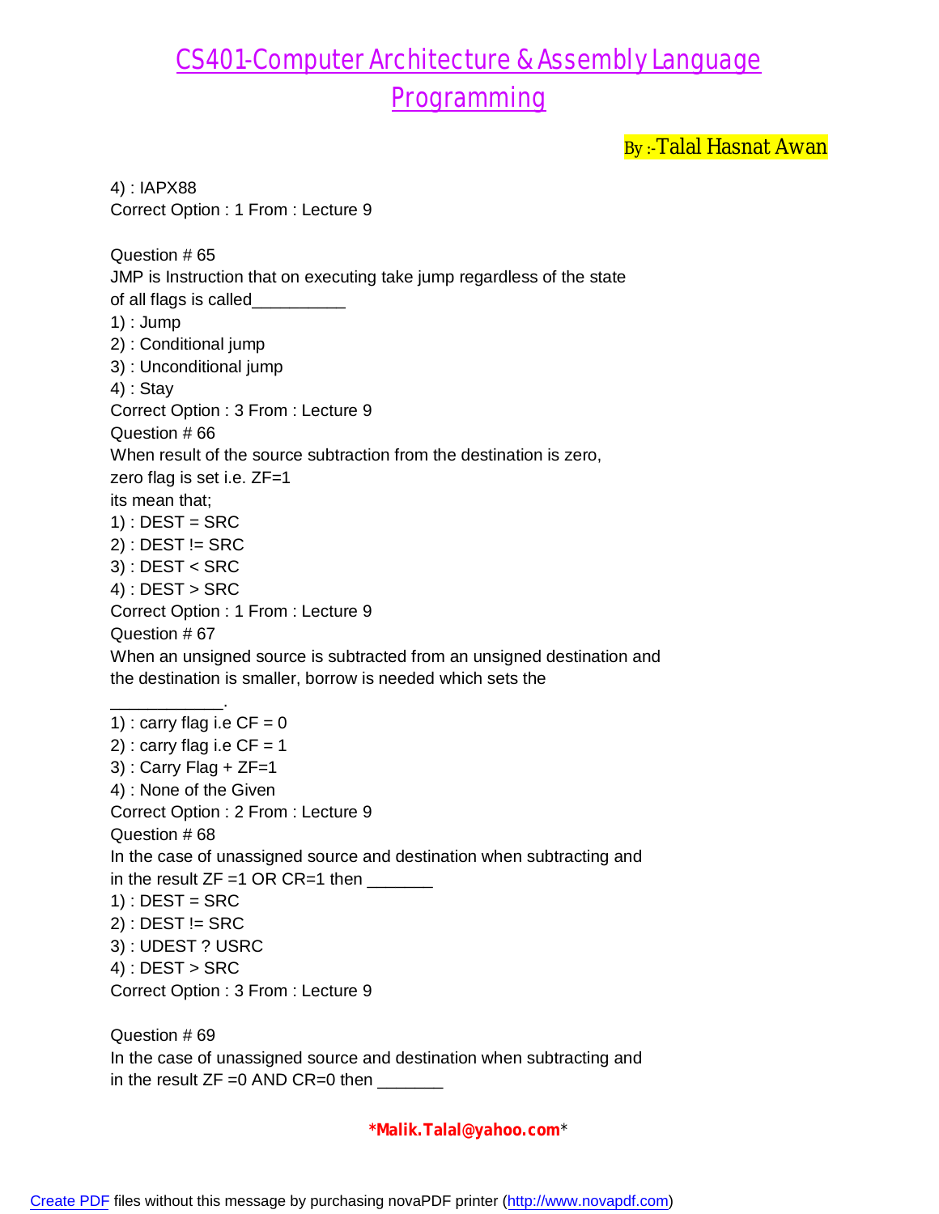4) : IAPX88
Correct Option : 1 From : Lecture 9

Question # 65
JMP is Instruction that on executing take jump regardless of the state of all flags is called__________
1) : Jump
2) : Conditional jump
3) : Unconditional jump
4) : Stay
Correct Option : 3 From : Lecture 9

Question # 66
When result of the source subtraction from the destination is zero, zero flag is set i.e. ZF=1
its mean that;
1) : DEST = SRC
2) : DEST != SRC
3) : DEST < SRC
4) : DEST > SRC
Correct Option : 1 From : Lecture 9

Question # 67
When an unsigned source is subtracted from an unsigned destination and the destination is smaller, borrow is needed which sets the ____________.
1) : carry flag i.e CF = 0
2) : carry flag i.e CF = 1
3) : Carry Flag + ZF=1
4) : None of the Given
Correct Option : 2 From : Lecture 9

Question # 68
In the case of unassigned source and destination when subtracting and in the result ZF =1 OR CR=1 then _______
1) : DEST = SRC
2) : DEST != SRC
3) : UDEST ? USRC
4) : DEST > SRC
Correct Option : 3 From : Lecture 9

Question # 69
In the case of unassigned source and destination when subtracting and in the result ZF =0 AND CR=0 then _______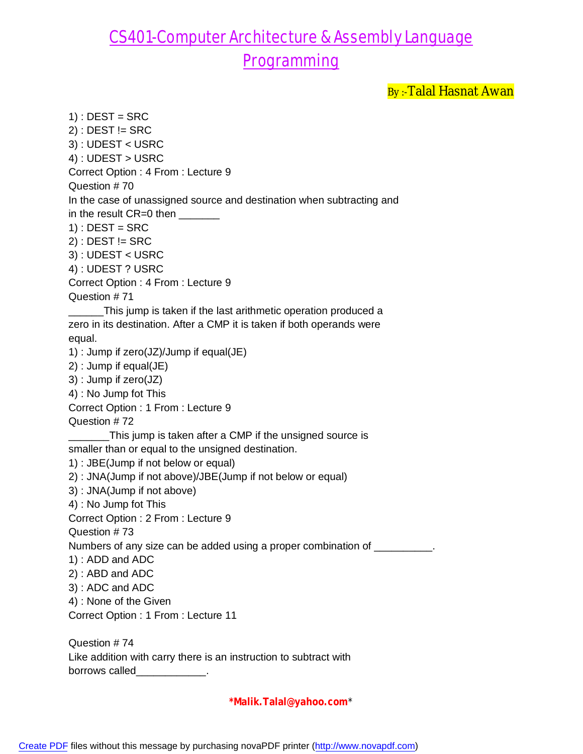1) : DEST = SRC
2) : DEST != SRC
3) : UDEST < USRC
4) : UDEST > USRC
Correct Option : 4 From : Lecture 9
Question # 70
In the case of unassigned source and destination when subtracting and in the result CR=0 then _______
1) : DEST = SRC
2) : DEST != SRC
3) : UDEST < USRC
4) : UDEST ? USRC
Correct Option : 4 From : Lecture 9
Question # 71
______This jump is taken if the last arithmetic operation produced a zero in its destination. After a CMP it is taken if both operands were equal.
1) : Jump if zero(JZ)/Jump if equal(JE)
2) : Jump if equal(JE)
3) : Jump if zero(JZ)
4) : No Jump fot This
Correct Option : 1 From : Lecture 9
Question # 72
_______This jump is taken after a CMP if the unsigned source is smaller than or equal to the unsigned destination.
1) : JBE(Jump if not below or equal)
2) : JNA(Jump if not above)/JBE(Jump if not below or equal)
3) : JNA(Jump if not above)
4) : No Jump fot This
Correct Option : 2 From : Lecture 9
Question # 73
Numbers of any size can be added using a proper combination of __________.
1) : ADD and ADC
2) : ABD and ADC
3) : ADC and ADC
4) : None of the Given
Correct Option : 1 From : Lecture 11

Question # 74
Like addition with carry there is an instruction to subtract with borrows called____________.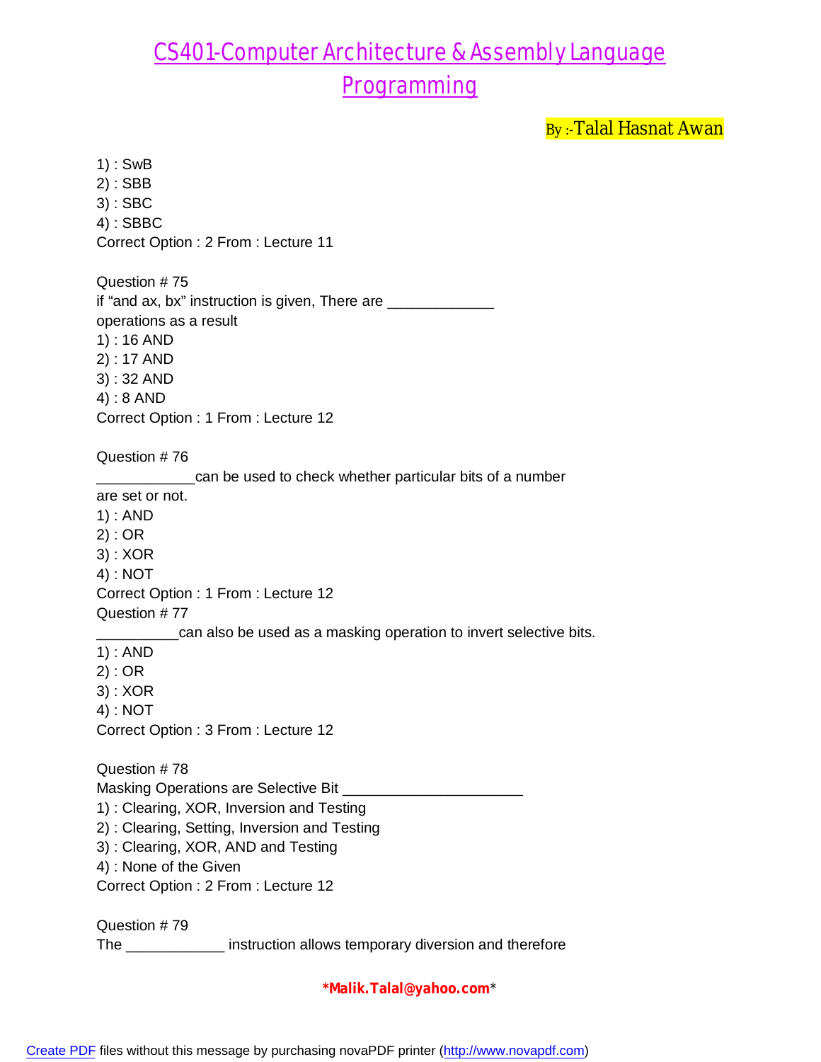1) : SwB
2) : SBB
3) : SBC
4) : SBBC
Correct Option : 2 From : Lecture 11

Question # 75
if “and ax, bx” instruction is given, There are _____________ operations as a result
1) : 16 AND
2) : 17 AND
3) : 32 AND
4) : 8 AND
Correct Option : 1 From : Lecture 12

Question # 76
____________can be used to check whether particular bits of a number are set or not.
1) : AND
2) : OR
3) : XOR
4) : NOT
Correct Option : 1 From : Lecture 12

Question # 77
__________can also be used as a masking operation to invert selective bits.
1) : AND
2) : OR
3) : XOR
4) : NOT
Correct Option : 3 From : Lecture 12

Question # 78
Masking Operations are Selective Bit _____________________
1) : Clearing, XOR, Inversion and Testing
2) : Clearing, Setting, Inversion and Testing
3) : Clearing, XOR, AND and Testing
4) : None of the Given
Correct Option : 2 From : Lecture 12

Question # 79
The ____________ instruction allows temporary diversion and therefore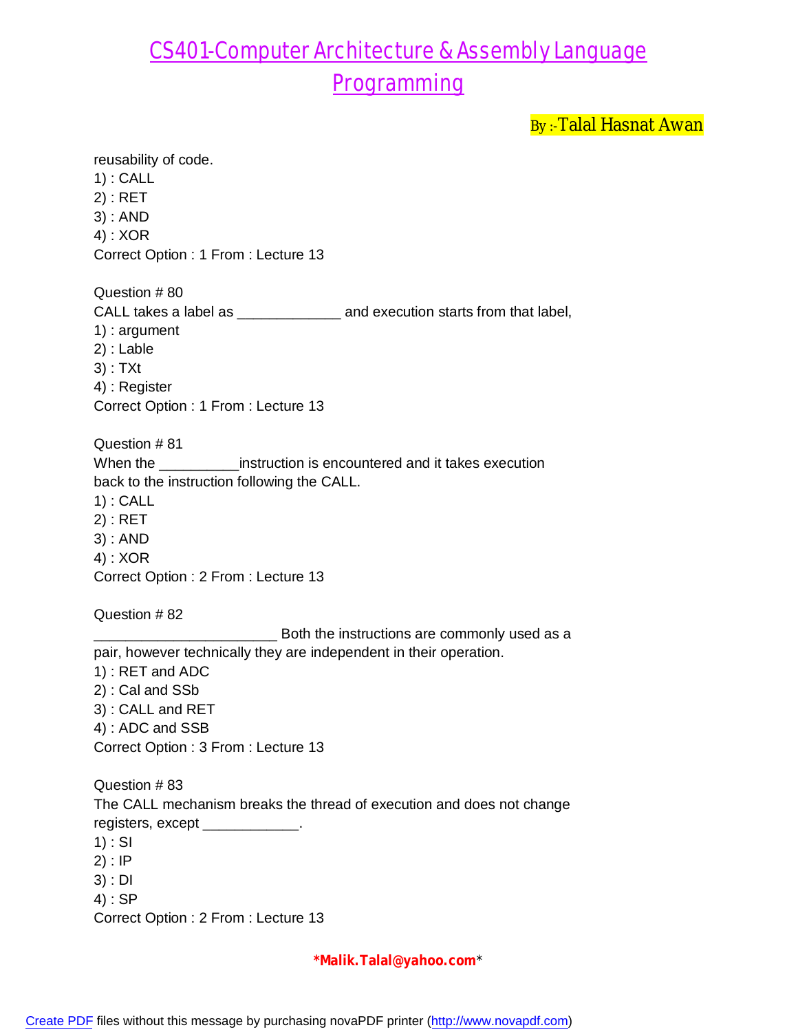reusability of code.
1) : CALL
2) : RET
3) : AND
4) : XOR
Correct Option : 1 From : Lecture 13

Question # 80
CALL takes a label as _____________ and execution starts from that label,
1) : argument
2) : Lable
3) : TXt
4) : Register
Correct Option : 1 From : Lecture 13

Question # 81
When the __________instruction is encountered and it takes execution back to the instruction following the CALL.
1) : CALL
2) : RET
3) : AND
4) : XOR
Correct Option : 2 From : Lecture 13

Question # 82
_______________________ Both the instructions are commonly used as a pair, however technically they are independent in their operation.
1) : RET and ADC
2) : Cal and SSb
3) : CALL and RET
4) : ADC and SSB
Correct Option : 3 From : Lecture 13

Question # 83
The CALL mechanism breaks the thread of execution and does not change registers, except ____________.
1) : SI
2) : IP
3) : DI
4) : SP
Correct Option : 2 From : Lecture 13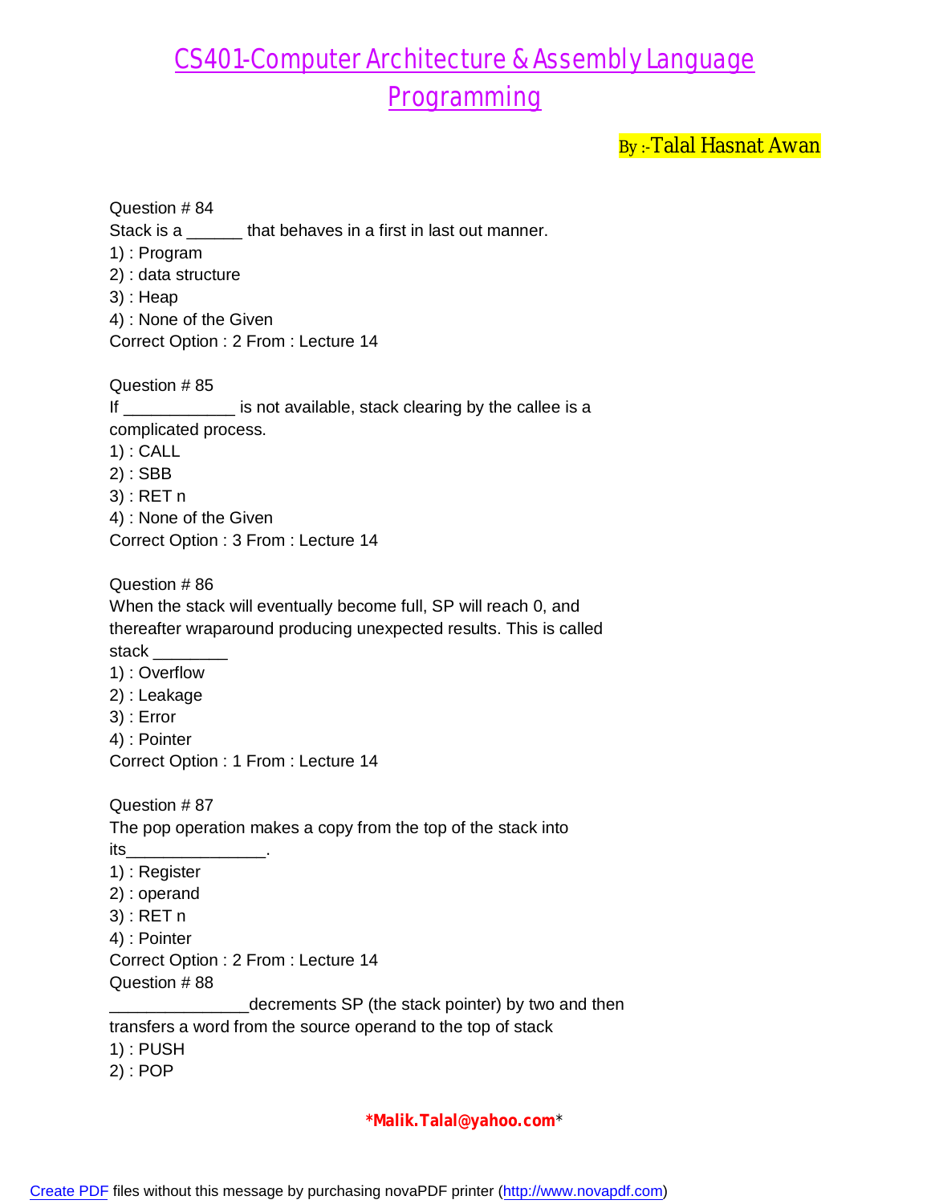# CS401-Computer Architecture & Assembly Language Programming

By :-Talal Hasnat Awan

Question # 84
Stack is a ______ that behaves in a first in last out manner.
1) : Program
2) : data structure
3) : Heap
4) : None of the Given
Correct Option : 2 From : Lecture 14

Question # 85
If ____________ is not available, stack clearing by the callee is a complicated process.
1) : CALL
2) : SBB
3) : RET n
4) : None of the Given
Correct Option : 3 From : Lecture 14

Question # 86
When the stack will eventually become full, SP will reach 0, and thereafter wraparound producing unexpected results. This is called stack ________
1) : Overflow
2) : Leakage
3) : Error
4) : Pointer
Correct Option : 1 From : Lecture 14

Question # 87
The pop operation makes a copy from the top of the stack into its_______________.
1) : Register
2) : operand
3) : RET n
4) : Pointer
Correct Option : 2 From : Lecture 14
Question # 88
_______________decrements SP (the stack pointer) by two and then transfers a word from the source operand to the top of stack
1) : PUSH
2) : POP

*Malik.Talal@yahoo.com*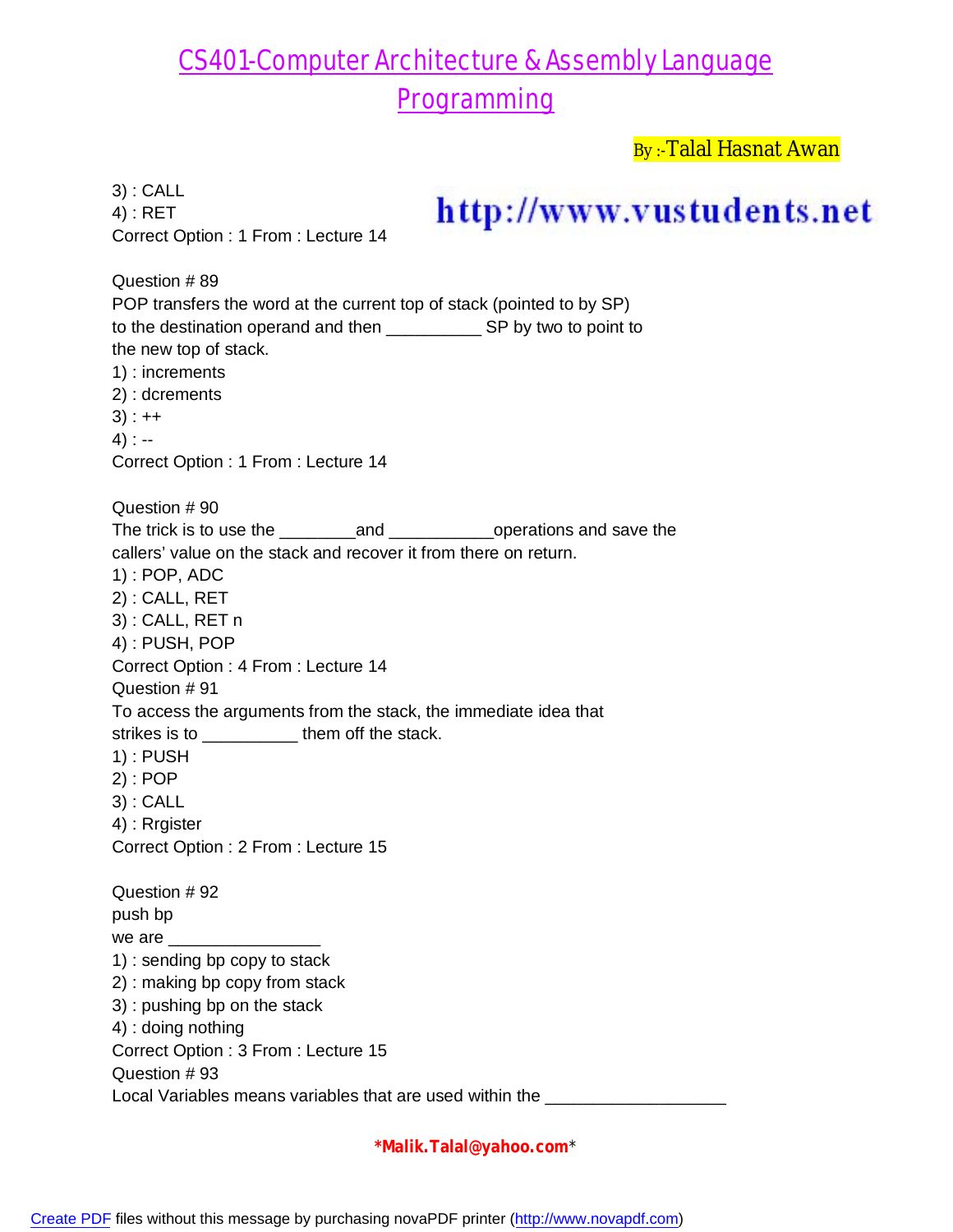3) : CALL
4) : RET
Correct Option : 1 From : Lecture 14

Question # 89
POP transfers the word at the current top of stack (pointed to by SP) to the destination operand and then __________ SP by two to point to the new top of stack.
1) : increments
2) : dcrements
3) : ++
4) : --
Correct Option : 1 From : Lecture 14

Question # 90
The trick is to use the ________and ___________operations and save the callers' value on the stack and recover it from there on return.
1) : POP, ADC
2) : CALL, RET
3) : CALL, RET n
4) : PUSH, POP
Correct Option : 4 From : Lecture 14

Question # 91
To access the arguments from the stack, the immediate idea that strikes is to __________ them off the stack.
1) : PUSH
2) : POP
3) : CALL
4) : Rrgister
Correct Option : 2 From : Lecture 15

Question # 92
push bp
we are ________________
1) : sending bp copy to stack
2) : making bp copy from stack
3) : pushing bp on the stack
4) : doing nothing
Correct Option : 3 From : Lecture 15

Question # 93
Local Variables means variables that are used within the __________________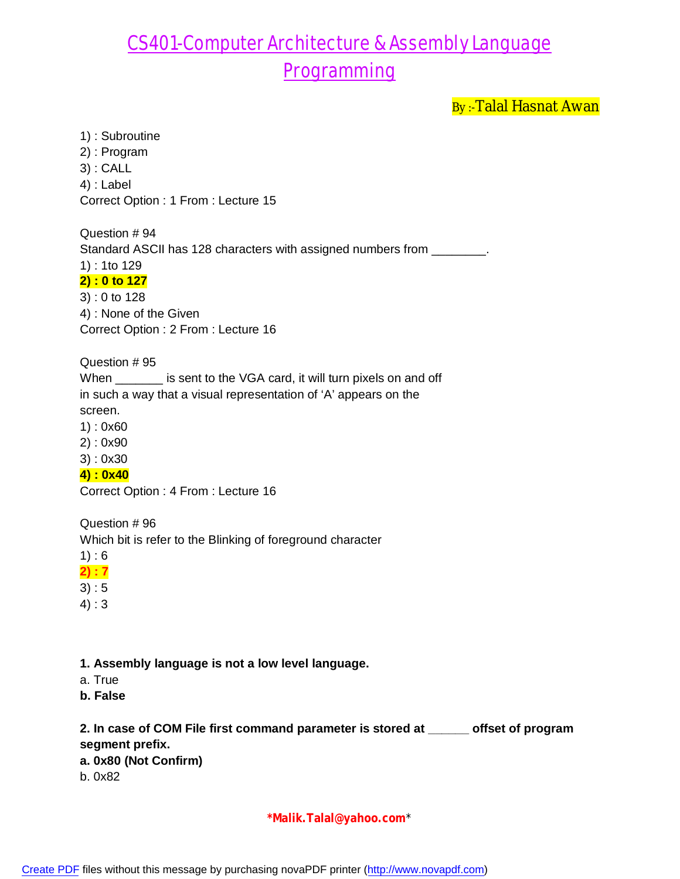1) : Subroutine
2) : Program
3) : CALL
4) : Label
Correct Option : 1 From : Lecture 15

Question # 94
Standard ASCII has 128 characters with assigned numbers from ________.
1) : 1to 129
**2) : 0 to 127**
3) : 0 to 128
4) : None of the Given
Correct Option : 2 From : Lecture 16

Question # 95
When _______ is sent to the VGA card, it will turn pixels on and off in such a way that a visual representation of 'A' appears on the screen.
1) : 0x60
2) : 0x90
3) : 0x30
**4) : 0x40**
Correct Option : 4 From : Lecture 16

Question # 96
Which bit is refer to the Blinking of foreground character
1) : 6
**2) : 7**
3) : 5
4) : 3

**1. Assembly language is not a low level language.**
a. True
**b. False**

**2. In case of COM File first command parameter is stored at ______ offset of program segment prefix.**
**a. 0x80 (Not Confirm)**
b. 0x82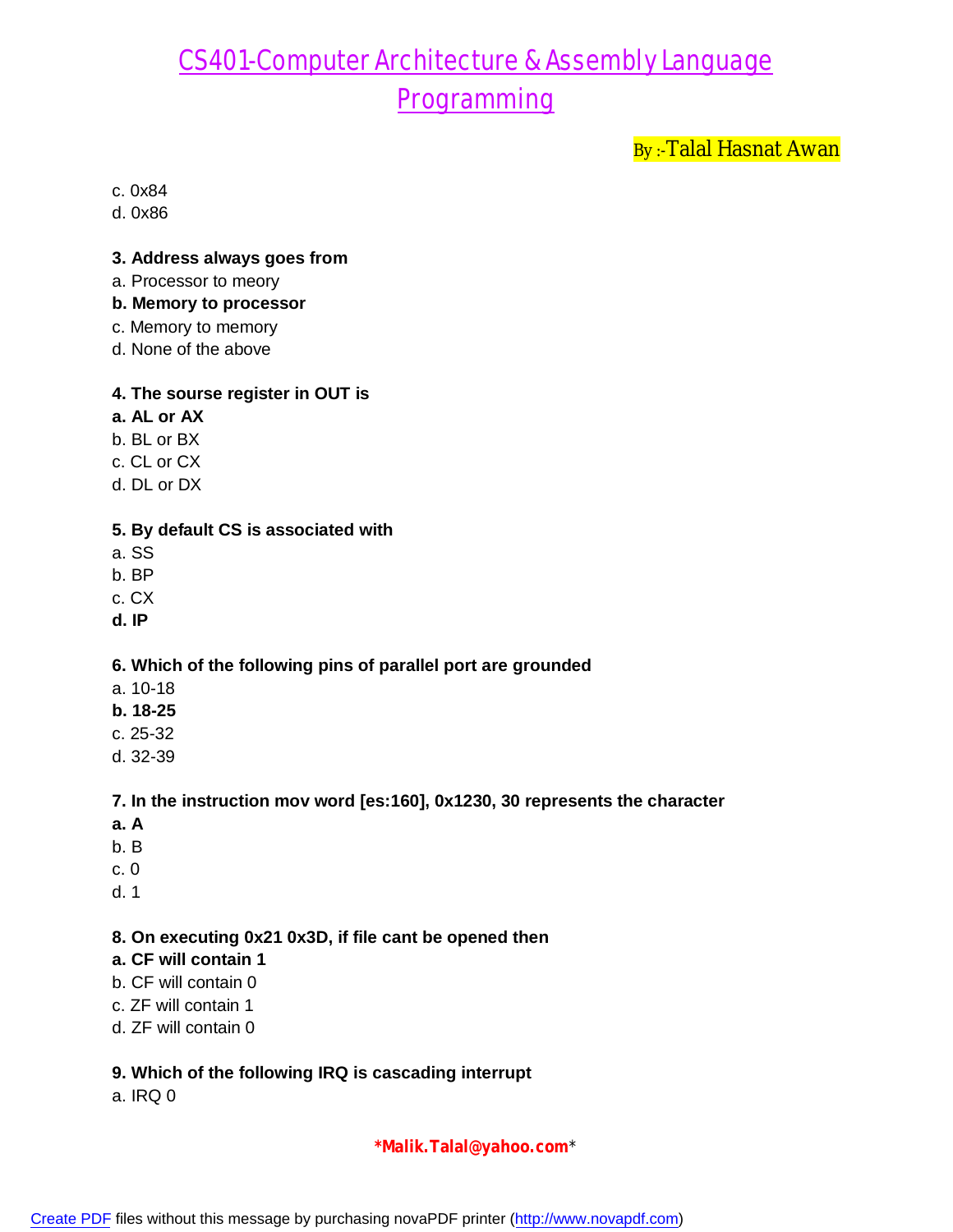c. 0x84
d. 0x86

**3. Address always goes from**
a. Processor to meory
**b. Memory to processor**
c. Memory to memory
d. None of the above

**4. The sourse register in OUT is**
**a. AL or AX**
b. BL or BX
c. CL or CX
d. DL or DX

**5. By default CS is associated with**
a. SS
b. BP
c. CX
**d. IP**

**6. Which of the following pins of parallel port are grounded**
a. 10-18
**b. 18-25**
c. 25-32
d. 32-39

**7. In the instruction mov word [es:160], 0x1230, 30 represents the character**
**a. A**
b. B
c. 0
d. 1

**8. On executing 0x21 0x3D, if file cant be opened then**
**a. CF will contain 1**
b. CF will contain 0
c. ZF will contain 1
d. ZF will contain 0

**9. Which of the following IRQ is cascading interrupt**
a. IRQ 0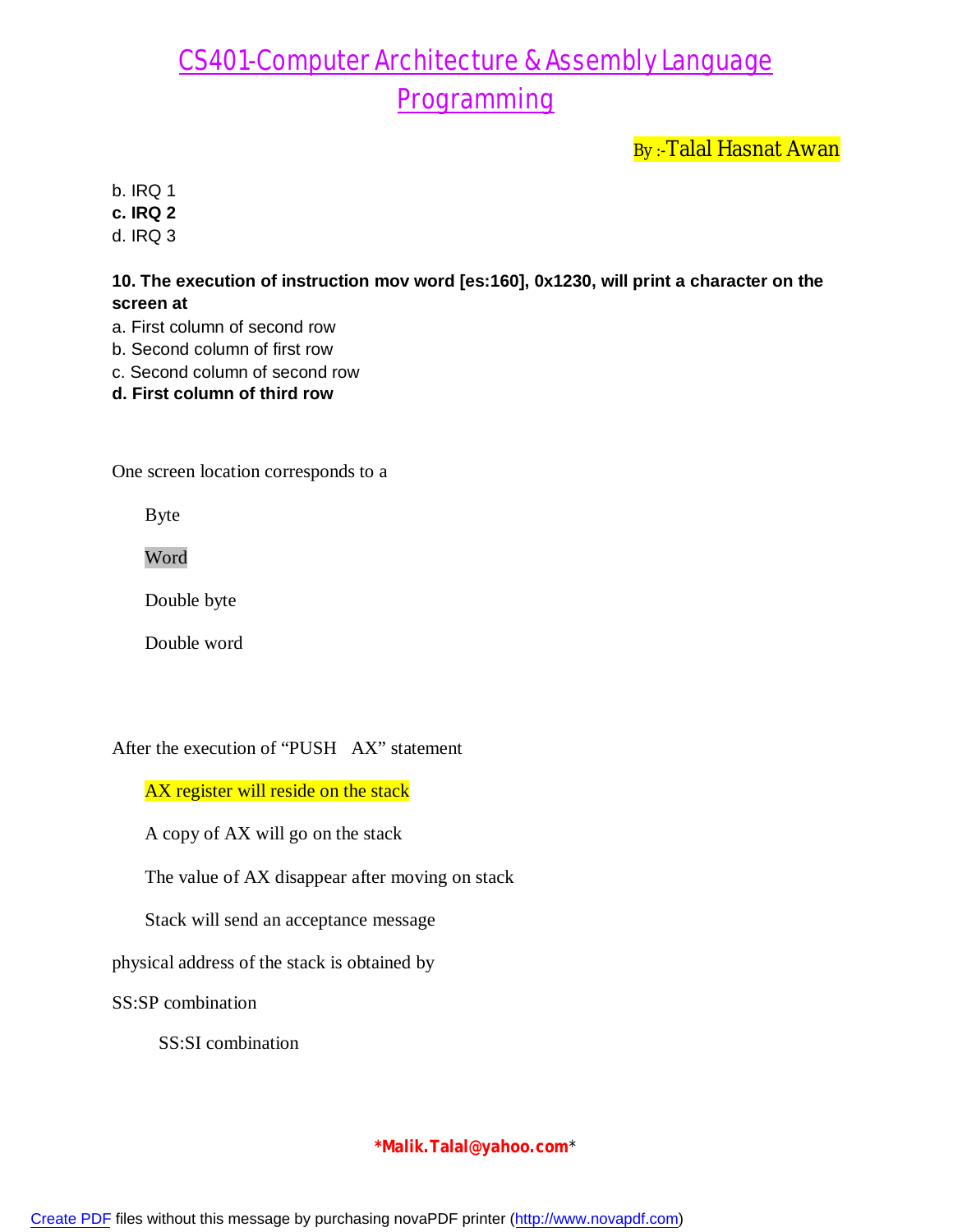b. IRQ 1
**c. IRQ 2**
d. IRQ 3

**10. The execution of instruction mov word [es:160], 0x1230, will print a character on the screen at**
a. First column of second row
b. Second column of first row
c. Second column of second row
**d. First column of third row**

One screen location corresponds to a

Byte

Word

Double byte

Double word

After the execution of "PUSH AX" statement

AX register will reside on the stack

A copy of AX will go on the stack

The value of AX disappear after moving on stack

Stack will send an acceptance message

physical address of the stack is obtained by

SS:SP combination

SS:SI combination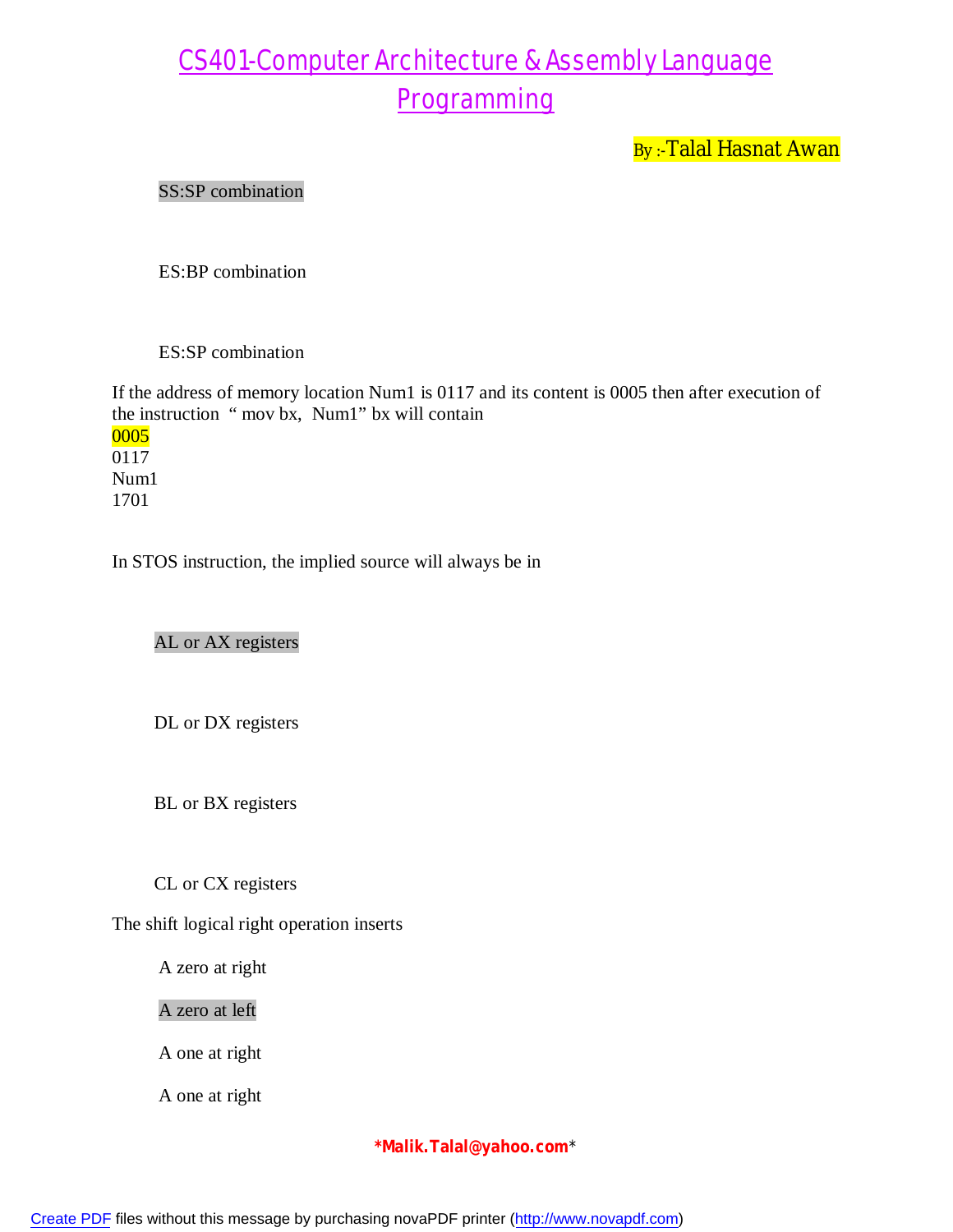SS:SP combination

ES:BP combination

ES:SP combination

If the address of memory location Num1 is 0117 and its content is 0005 then after execution of the instruction " mov bx, Num1" bx will contain
0005
0117
Num1
1701

In STOS instruction, the implied source will always be in

AL or AX registers

DL or DX registers

BL or BX registers

CL or CX registers

The shift logical right operation inserts

A zero at right

A zero at left

A one at right

A one at right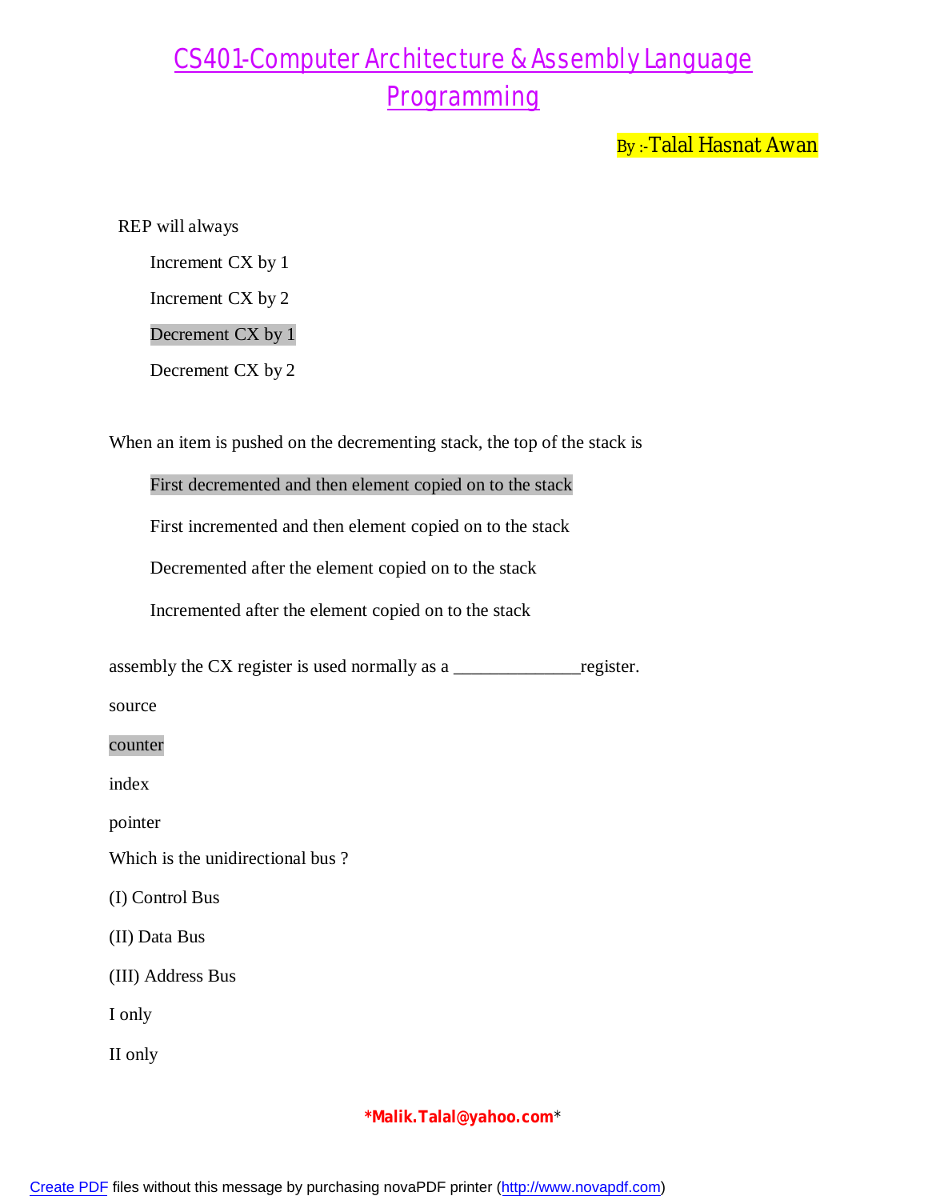REP will always

Increment CX by 1

Increment CX by 2

Decrement CX by 1

Decrement CX by 2

When an item is pushed on the decrementing stack, the top of the stack is

First decremented and then element copied on to the stack

First incremented and then element copied on to the stack

Decremented after the element copied on to the stack

Incremented after the element copied on to the stack

assembly the CX register is used normally as a ______________register.

source

counter

index

pointer

Which is the unidirectional bus ?

(I) Control Bus

(II) Data Bus

(III) Address Bus

I only

II only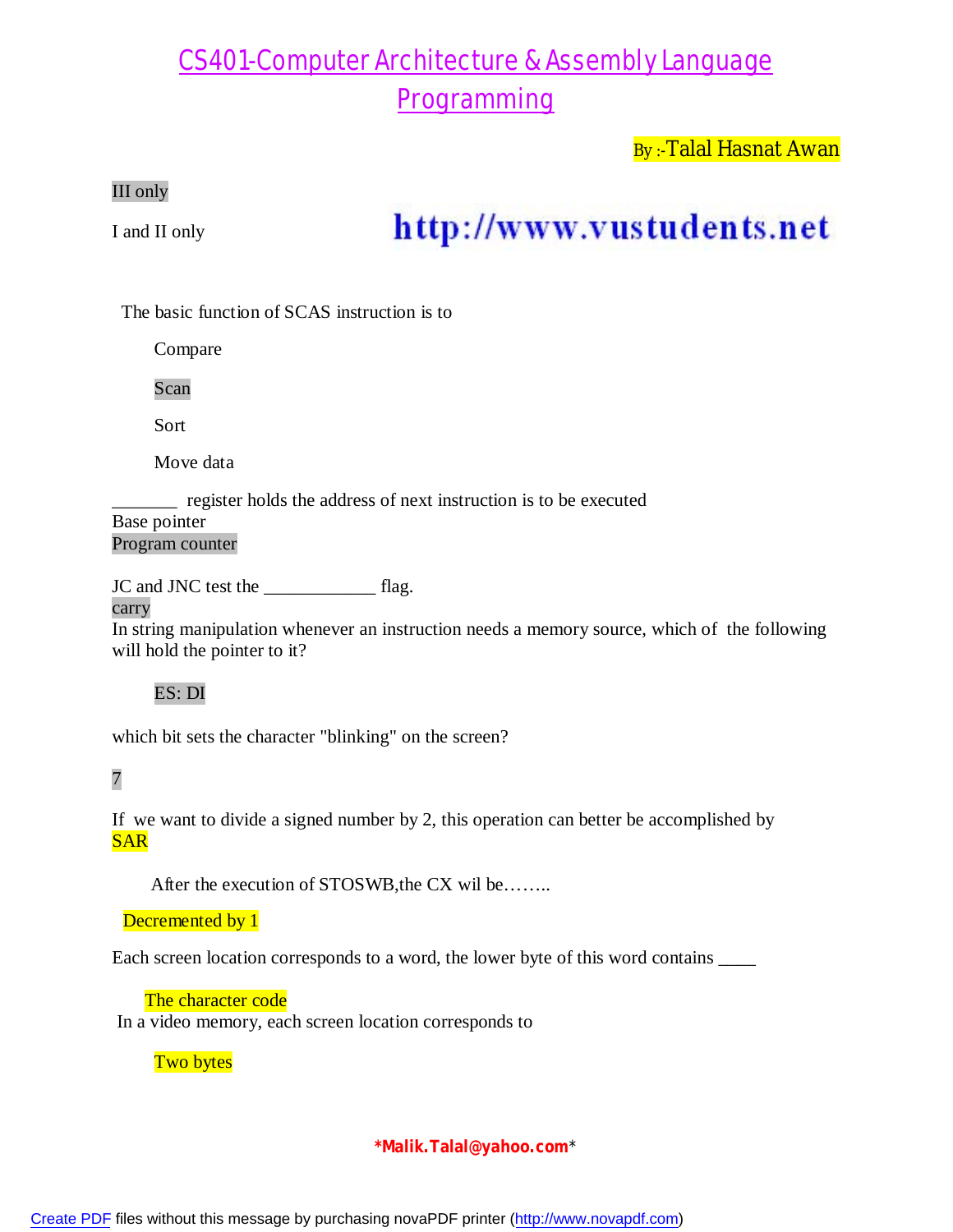III only

I and II only

The basic function of SCAS instruction is to

Compare

Scan

Sort

Move data

_______ register holds the address of next instruction is to be executed
Base pointer
Program counter

JC and JNC test the ____________ flag.
carry
In string manipulation whenever an instruction needs a memory source, which of the following will hold the pointer to it?

ES: DI

which bit sets the character "blinking" on the screen?

7

If we want to divide a signed number by 2, this operation can better be accomplished by
SAR

After the execution of STOSWB,the CX wil be……..

Decremented by 1

Each screen location corresponds to a word, the lower byte of this word contains ____

The character code
In a video memory, each screen location corresponds to

Two bytes